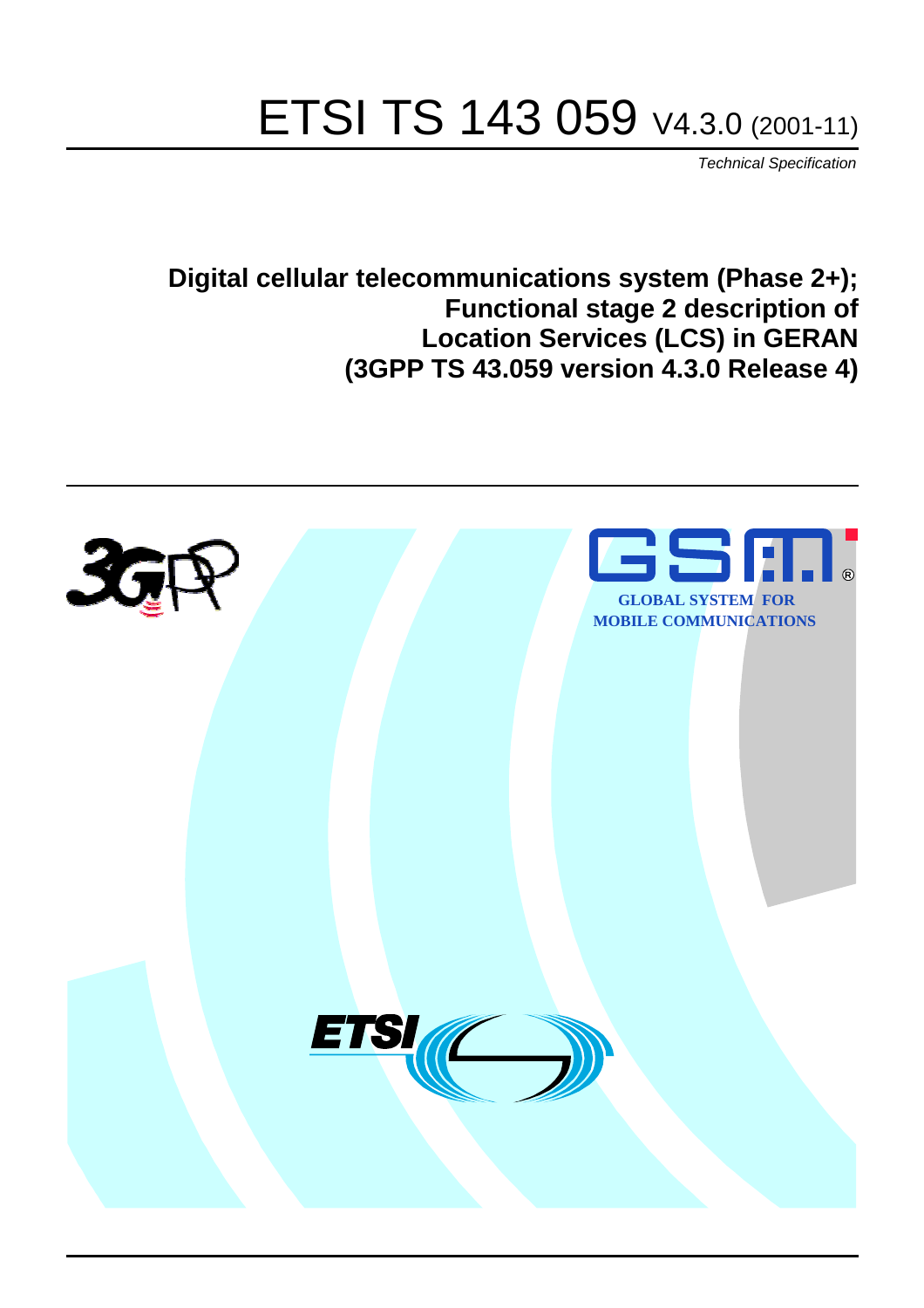# ETSI TS 143 059 V4.3.0 (2001-11)

*Technical Specification*

**Digital cellular telecommunications system (Phase 2+);
Functional stage 2 description of
Location Services (LCS) in GERAN
(3GPP TS 43.059 version 4.3.0 Release 4)**

GLOBAL SYSTEM FOR
MOBILE COMMUNICATIONS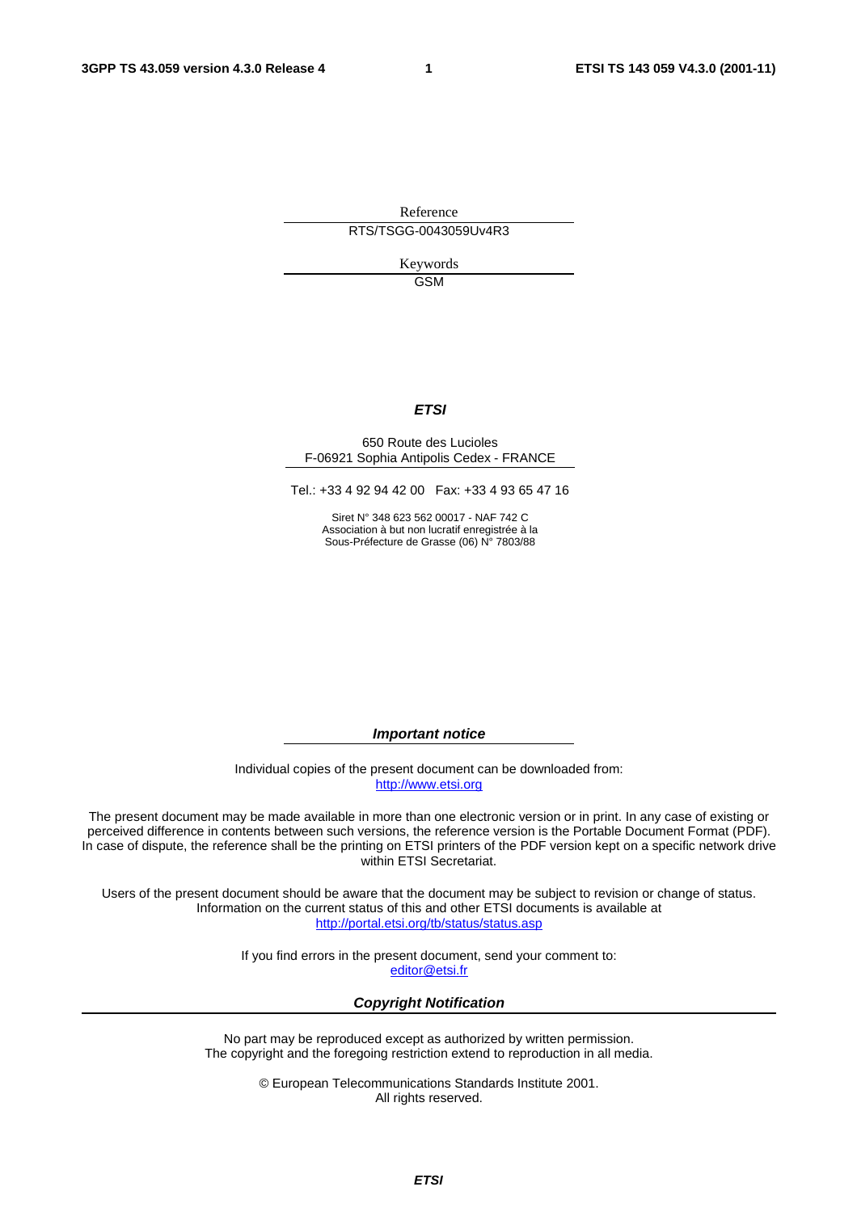Reference

RTS/TSGG-0043059Uv4R3

Keywords

GSM

***ETSI***

650 Route des Lucioles
F-06921 Sophia Antipolis Cedex - FRANCE

Tel.: +33 4 92 94 42 00   Fax: +33 4 93 65 47 16

Siret N° 348 623 562 00017 - NAF 742 C
Association à but non lucratif enregistrée à la
Sous-Préfecture de Grasse (06) N° 7803/88

***Important notice***

Individual copies of the present document can be downloaded from:
http://www.etsi.org

The present document may be made available in more than one electronic version or in print. In any case of existing or perceived difference in contents between such versions, the reference version is the Portable Document Format (PDF). In case of dispute, the reference shall be the printing on ETSI printers of the PDF version kept on a specific network drive within ETSI Secretariat.

Users of the present document should be aware that the document may be subject to revision or change of status. Information on the current status of this and other ETSI documents is available at
http://portal.etsi.org/tb/status/status.asp

If you find errors in the present document, send your comment to:
editor@etsi.fr

***Copyright Notification***

No part may be reproduced except as authorized by written permission.
The copyright and the foregoing restriction extend to reproduction in all media.

© European Telecommunications Standards Institute 2001.
All rights reserved.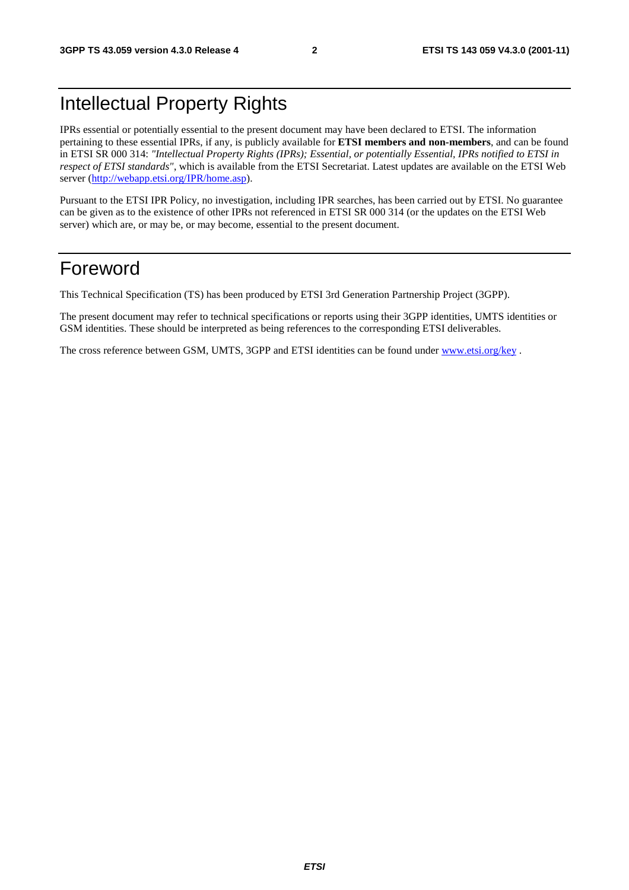# Intellectual Property Rights

IPRs essential or potentially essential to the present document may have been declared to ETSI. The information pertaining to these essential IPRs, if any, is publicly available for **ETSI members and non-members**, and can be found in ETSI SR 000 314: *"Intellectual Property Rights (IPRs); Essential, or potentially Essential, IPRs notified to ETSI in respect of ETSI standards"*, which is available from the ETSI Secretariat. Latest updates are available on the ETSI Web server (http://webapp.etsi.org/IPR/home.asp).

Pursuant to the ETSI IPR Policy, no investigation, including IPR searches, has been carried out by ETSI. No guarantee can be given as to the existence of other IPRs not referenced in ETSI SR 000 314 (or the updates on the ETSI Web server) which are, or may be, or may become, essential to the present document.

# Foreword

This Technical Specification (TS) has been produced by ETSI 3rd Generation Partnership Project (3GPP).

The present document may refer to technical specifications or reports using their 3GPP identities, UMTS identities or GSM identities. These should be interpreted as being references to the corresponding ETSI deliverables.

The cross reference between GSM, UMTS, 3GPP and ETSI identities can be found under www.etsi.org/key .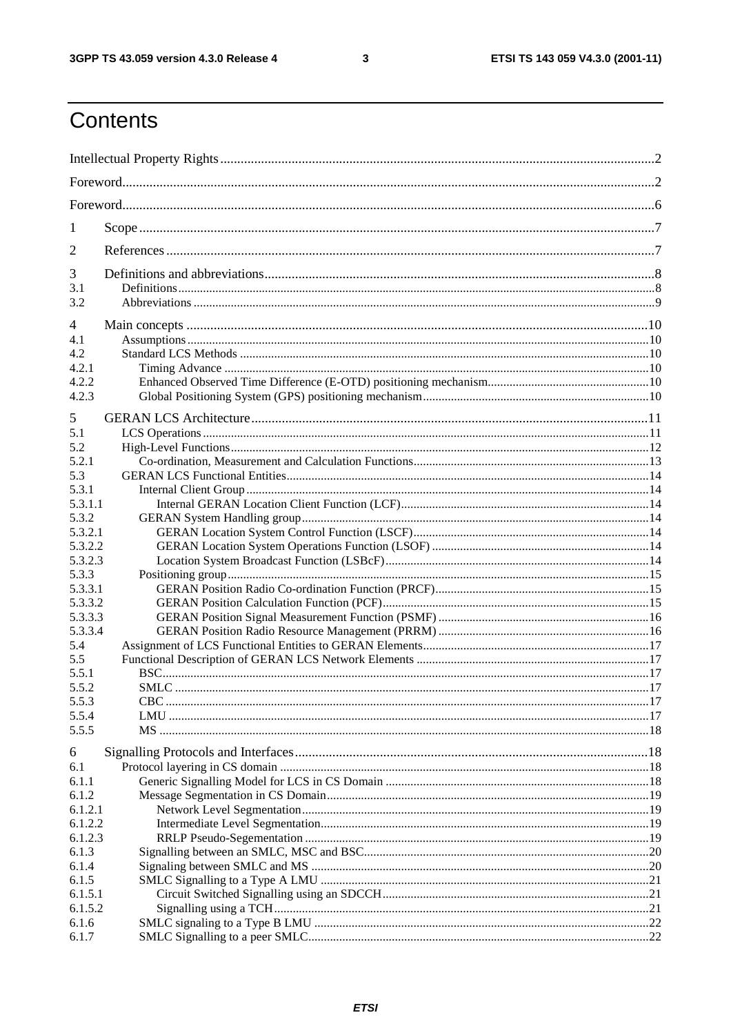# Contents

Intellectual Property Rights ..... 2

Foreword ..... 2

Foreword ..... 6

1 Scope ..... 7

2 References ..... 7

3 Definitions and abbreviations ..... 8
3.1 Definitions ..... 8
3.2 Abbreviations ..... 9

4 Main concepts ..... 10
4.1 Assumptions ..... 10
4.2 Standard LCS Methods ..... 10
4.2.1 Timing Advance ..... 10
4.2.2 Enhanced Observed Time Difference (E-OTD) positioning mechanism ..... 10
4.2.3 Global Positioning System (GPS) positioning mechanism ..... 10

5 GERAN LCS Architecture ..... 11
5.1 LCS Operations ..... 11
5.2 High-Level Functions ..... 12
5.2.1 Co-ordination, Measurement and Calculation Functions ..... 13
5.3 GERAN LCS Functional Entities ..... 14
5.3.1 Internal Client Group ..... 14
5.3.1.1 Internal GERAN Location Client Function (LCF) ..... 14
5.3.2 GERAN System Handling group ..... 14
5.3.2.1 GERAN Location System Control Function (LSCF) ..... 14
5.3.2.2 GERAN Location System Operations Function (LSOF) ..... 14
5.3.2.3 Location System Broadcast Function (LSBcF) ..... 14
5.3.3 Positioning group ..... 15
5.3.3.1 GERAN Position Radio Co-ordination Function (PRCF) ..... 15
5.3.3.2 GERAN Position Calculation Function (PCF) ..... 15
5.3.3.3 GERAN Position Signal Measurement Function (PSMF) ..... 16
5.3.3.4 GERAN Position Radio Resource Management (PRRM) ..... 16
5.4 Assignment of LCS Functional Entities to GERAN Elements ..... 17
5.5 Functional Description of GERAN LCS Network Elements ..... 17
5.5.1 BSC ..... 17
5.5.2 SMLC ..... 17
5.5.3 CBC ..... 17
5.5.4 LMU ..... 17
5.5.5 MS ..... 18

6 Signalling Protocols and Interfaces ..... 18
6.1 Protocol layering in CS domain ..... 18
6.1.1 Generic Signalling Model for LCS in CS Domain ..... 18
6.1.2 Message Segmentation in CS Domain ..... 19
6.1.2.1 Network Level Segmentation ..... 19
6.1.2.2 Intermediate Level Segmentation ..... 19
6.1.2.3 RRLP Pseudo-Segementation ..... 19
6.1.3 Signalling between an SMLC, MSC and BSC ..... 20
6.1.4 Signaling between SMLC and MS ..... 20
6.1.5 SMLC Signalling to a Type A LMU ..... 21
6.1.5.1 Circuit Switched Signalling using an SDCCH ..... 21
6.1.5.2 Signalling using a TCH ..... 21
6.1.6 SMLC signaling to a Type B LMU ..... 22
6.1.7 SMLC Signalling to a peer SMLC ..... 22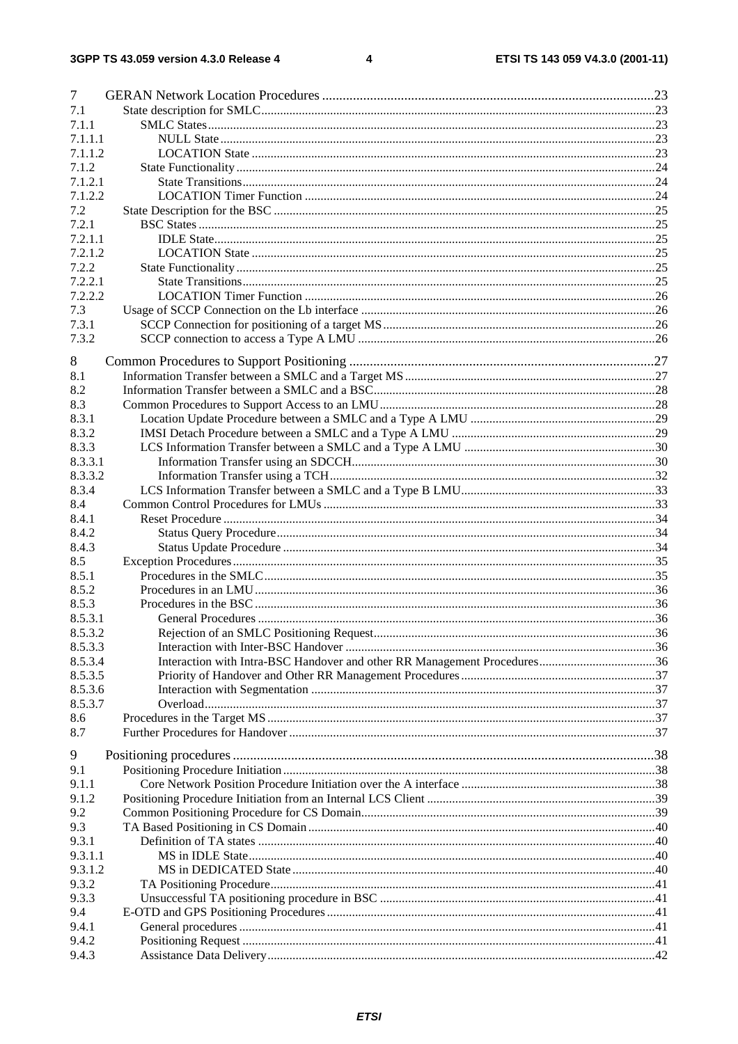7 GERAN Network Location Procedures ....................................................................................................23
7.1 State description for SMLC......................................................................................................................23
7.1.1 SMLC States...........................................................................................................................................23
7.1.1.1 NULL State........................................................................................................................................23
7.1.1.2 LOCATION State ..............................................................................................................................23
7.1.2 State Functionality..................................................................................................................................24
7.1.2.1 State Transitions.................................................................................................................................24
7.1.2.2 LOCATION Timer Function ..............................................................................................................24
7.2 State Description for the BSC ...................................................................................................................25
7.2.1 BSC States..............................................................................................................................................25
7.2.1.1 IDLE State..........................................................................................................................................25
7.2.1.2 LOCATION State ...............................................................................................................................25
7.2.2 State Functionality..................................................................................................................................25
7.2.2.1 State Transitions..................................................................................................................................25
7.2.2.2 LOCATION Timer Function ...............................................................................................................26
7.3 Usage of SCCP Connection on the Lb interface ........................................................................................26
7.3.1 SCCP Connection for positioning of a target MS...................................................................................26
7.3.2 SCCP connection to access a Type A LMU ...........................................................................................26

8 Common Procedures to Support Positioning .........................................................................................27
8.1 Information Transfer between a SMLC and a Target MS............................................................................27
8.2 Information Transfer between a SMLC and a BSC......................................................................................28
8.3 Common Procedures to Support Access to an LMU.....................................................................................28
8.3.1 Location Update Procedure between a SMLC and a Type A LMU .........................................................29
8.3.2 IMSI Detach Procedure between a SMLC and a Type A LMU ................................................................29
8.3.3 LCS Information Transfer between a SMLC and a Type A LMU ...........................................................30
8.3.3.1 Information Transfer using an SDCCH................................................................................................30
8.3.3.2 Information Transfer using a TCH.......................................................................................................32
8.3.4 LCS Information Transfer between a SMLC and a Type B LMU.............................................................33
8.4 Common Control Procedures for LMUs ......................................................................................................33
8.4.1 Reset Procedure .......................................................................................................................................34
8.4.2 Status Query Procedure.............................................................................................................................34
8.4.3 Status Update Procedure ...........................................................................................................................34
8.5 Exception Procedures....................................................................................................................................35
8.5.1 Procedures in the SMLC...........................................................................................................................35
8.5.2 Procedures in an LMU..............................................................................................................................36
8.5.3 Procedures in the BSC..............................................................................................................................36
8.5.3.1 General Procedures ................................................................................................................................36
8.5.3.2 Rejection of an SMLC Positioning Request...........................................................................................36
8.5.3.3 Interaction with Inter-BSC Handover ....................................................................................................36
8.5.3.4 Interaction with Intra-BSC Handover and other RR Management Procedures.......................................36
8.5.3.5 Priority of Handover and Other RR Management Procedures...............................................................37
8.5.3.6 Interaction with Segmentation ...............................................................................................................37
8.5.3.7 Overload.................................................................................................................................................37
8.6 Procedures in the Target MS..........................................................................................................................37
8.7 Further Procedures for Handover ..................................................................................................................37

9 Positioning procedures ..........................................................................................................................38
9.1 Positioning Procedure Initiation ...................................................................................................................38
9.1.1 Core Network Position Procedure Initiation over the A interface ............................................................38
9.1.2 Positioning Procedure Initiation from an Internal LCS Client .................................................................39
9.2 Common Positioning Procedure for CS Domain...........................................................................................39
9.3 TA Based Positioning in CS Domain ............................................................................................................40
9.3.1 Definition of TA states ..............................................................................................................................40
9.3.1.1 MS in IDLE State.....................................................................................................................................40
9.3.1.2 MS in DEDICATED State .......................................................................................................................40
9.3.2 TA Positioning Procedure...........................................................................................................................41
9.3.3 Unsuccessful TA positioning procedure in BSC ........................................................................................41
9.4 E-OTD and GPS Positioning Procedures ........................................................................................................41
9.4.1 General procedures .....................................................................................................................................41
9.4.2 Positioning Request .....................................................................................................................................41
9.4.3 Assistance Data Delivery.............................................................................................................................42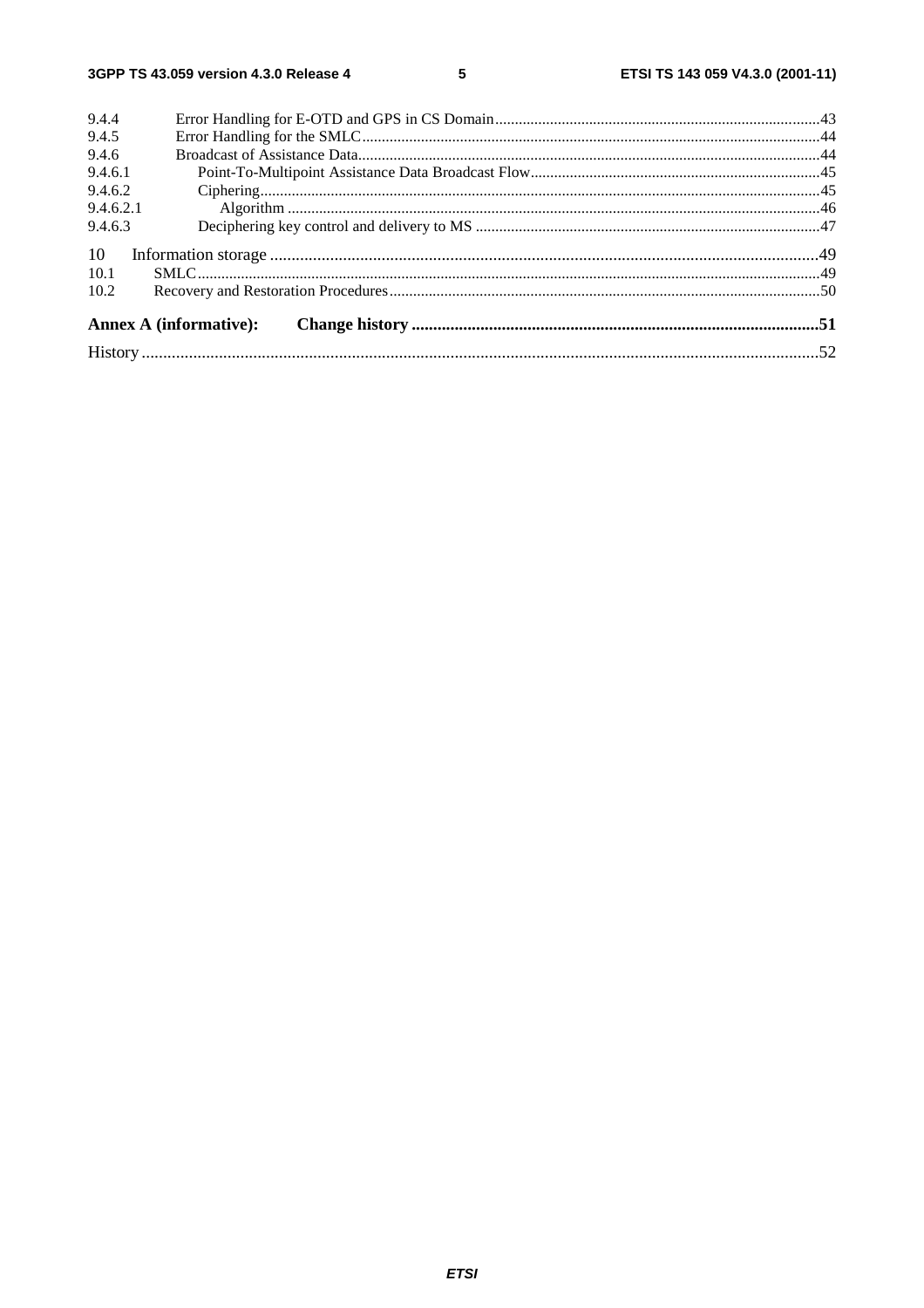9.4.4 Error Handling for E-OTD and GPS in CS Domain .....43
9.4.5 Error Handling for the SMLC .....44
9.4.6 Broadcast of Assistance Data .....44
9.4.6.1 Point-To-Multipoint Assistance Data Broadcast Flow .....45
9.4.6.2 Ciphering .....45
9.4.6.2.1 Algorithm .....46
9.4.6.3 Deciphering key control and delivery to MS .....47

10 Information storage .....49
10.1 SMLC .....49
10.2 Recovery and Restoration Procedures .....50

**Annex A (informative): Change history .....51**

History .....52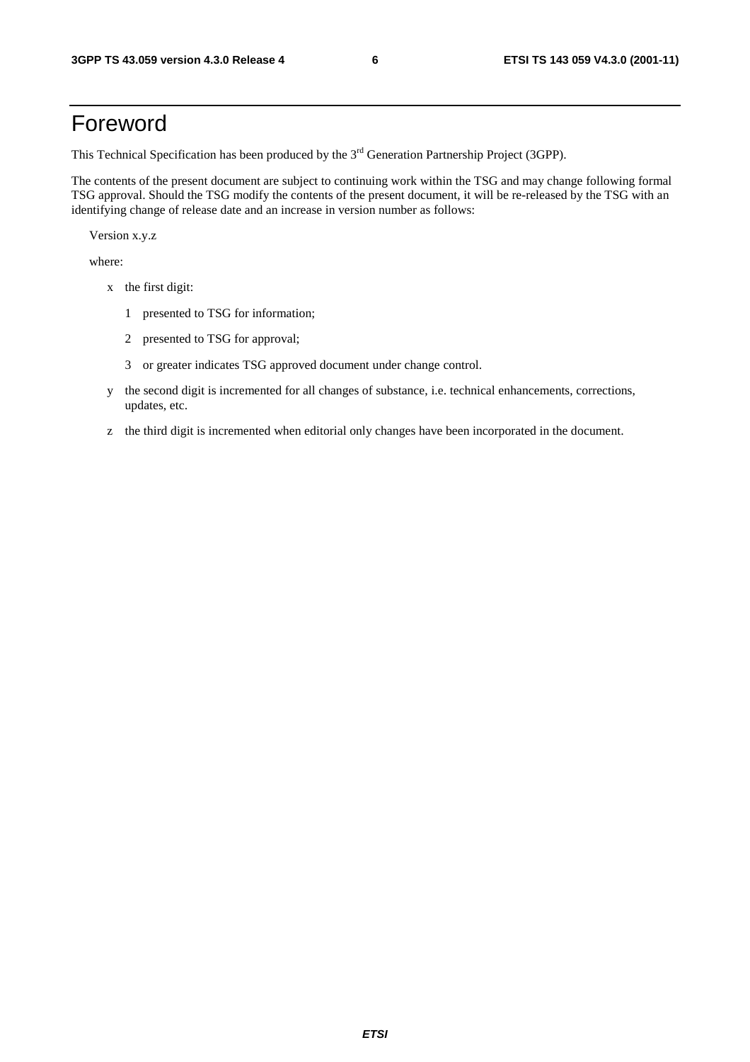# Foreword

This Technical Specification has been produced by the 3rd Generation Partnership Project (3GPP).

The contents of the present document are subject to continuing work within the TSG and may change following formal TSG approval. Should the TSG modify the contents of the present document, it will be re-released by the TSG with an identifying change of release date and an increase in version number as follows:

Version x.y.z

where:

- x the first digit:
  - 1 presented to TSG for information;
  - 2 presented to TSG for approval;
  - 3 or greater indicates TSG approved document under change control.
- y the second digit is incremented for all changes of substance, i.e. technical enhancements, corrections, updates, etc.
- z the third digit is incremented when editorial only changes have been incorporated in the document.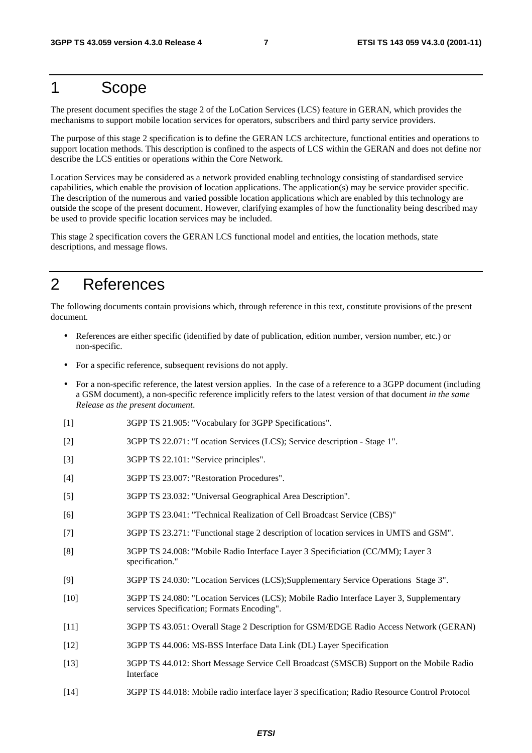# 1 Scope

The present document specifies the stage 2 of the LoCation Services (LCS) feature in GERAN, which provides the mechanisms to support mobile location services for operators, subscribers and third party service providers.

The purpose of this stage 2 specification is to define the GERAN LCS architecture, functional entities and operations to support location methods. This description is confined to the aspects of LCS within the GERAN and does not define nor describe the LCS entities or operations within the Core Network.

Location Services may be considered as a network provided enabling technology consisting of standardised service capabilities, which enable the provision of location applications. The application(s) may be service provider specific. The description of the numerous and varied possible location applications which are enabled by this technology are outside the scope of the present document. However, clarifying examples of how the functionality being described may be used to provide specific location services may be included.

This stage 2 specification covers the GERAN LCS functional model and entities, the location methods, state descriptions, and message flows.

# 2 References

The following documents contain provisions which, through reference in this text, constitute provisions of the present document.

- References are either specific (identified by date of publication, edition number, version number, etc.) or non-specific.
- For a specific reference, subsequent revisions do not apply.
- For a non-specific reference, the latest version applies. In the case of a reference to a 3GPP document (including a GSM document), a non-specific reference implicitly refers to the latest version of that document *in the same Release as the present document*.

[1] 3GPP TS 21.905: "Vocabulary for 3GPP Specifications".

[2] 3GPP TS 22.071: "Location Services (LCS); Service description - Stage 1".

[3] 3GPP TS 22.101: "Service principles".

[4] 3GPP TS 23.007: "Restoration Procedures".

[5] 3GPP TS 23.032: "Universal Geographical Area Description".

[6] 3GPP TS 23.041: "Technical Realization of Cell Broadcast Service (CBS)"

[7] 3GPP TS 23.271: "Functional stage 2 description of location services in UMTS and GSM".

[8] 3GPP TS 24.008: "Mobile Radio Interface Layer 3 Specificiation (CC/MM); Layer 3 specification."

[9] 3GPP TS 24.030: "Location Services (LCS);Supplementary Service Operations Stage 3".

[10] 3GPP TS 24.080: "Location Services (LCS); Mobile Radio Interface Layer 3, Supplementary services Specification; Formats Encoding".

[11] 3GPP TS 43.051: Overall Stage 2 Description for GSM/EDGE Radio Access Network (GERAN)

[12] 3GPP TS 44.006: MS-BSS Interface Data Link (DL) Layer Specification

[13] 3GPP TS 44.012: Short Message Service Cell Broadcast (SMSCB) Support on the Mobile Radio Interface

[14] 3GPP TS 44.018: Mobile radio interface layer 3 specification; Radio Resource Control Protocol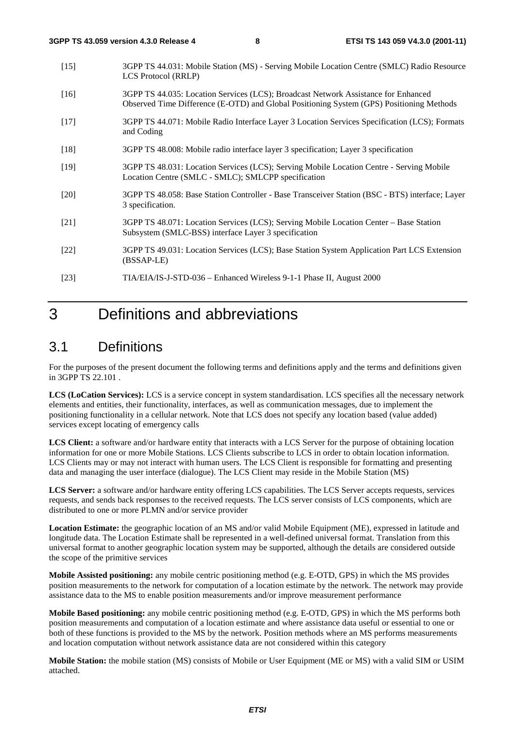[15] 3GPP TS 44.031: Mobile Station (MS) - Serving Mobile Location Centre (SMLC) Radio Resource LCS Protocol (RRLP)

[16] 3GPP TS 44.035: Location Services (LCS); Broadcast Network Assistance for Enhanced Observed Time Difference (E-OTD) and Global Positioning System (GPS) Positioning Methods

[17] 3GPP TS 44.071: Mobile Radio Interface Layer 3 Location Services Specification (LCS); Formats and Coding

[18] 3GPP TS 48.008: Mobile radio interface layer 3 specification; Layer 3 specification

[19] 3GPP TS 48.031: Location Services (LCS); Serving Mobile Location Centre - Serving Mobile Location Centre (SMLC - SMLC); SMLCPP specification

[20] 3GPP TS 48.058: Base Station Controller - Base Transceiver Station (BSC - BTS) interface; Layer 3 specification.

[21] 3GPP TS 48.071: Location Services (LCS); Serving Mobile Location Center – Base Station Subsystem (SMLC-BSS) interface Layer 3 specification

[22] 3GPP TS 49.031: Location Services (LCS); Base Station System Application Part LCS Extension (BSSAP-LE)

[23] TIA/EIA/IS-J-STD-036 – Enhanced Wireless 9-1-1 Phase II, August 2000

# 3 Definitions and abbreviations

## 3.1 Definitions

For the purposes of the present document the following terms and definitions apply and the terms and definitions given in 3GPP TS 22.101 .

**LCS (LoCation Services):** LCS is a service concept in system standardisation. LCS specifies all the necessary network elements and entities, their functionality, interfaces, as well as communication messages, due to implement the positioning functionality in a cellular network. Note that LCS does not specify any location based (value added) services except locating of emergency calls

**LCS Client:** a software and/or hardware entity that interacts with a LCS Server for the purpose of obtaining location information for one or more Mobile Stations. LCS Clients subscribe to LCS in order to obtain location information. LCS Clients may or may not interact with human users. The LCS Client is responsible for formatting and presenting data and managing the user interface (dialogue). The LCS Client may reside in the Mobile Station (MS)

**LCS Server:** a software and/or hardware entity offering LCS capabilities. The LCS Server accepts requests, services requests, and sends back responses to the received requests. The LCS server consists of LCS components, which are distributed to one or more PLMN and/or service provider

**Location Estimate:** the geographic location of an MS and/or valid Mobile Equipment (ME), expressed in latitude and longitude data. The Location Estimate shall be represented in a well-defined universal format. Translation from this universal format to another geographic location system may be supported, although the details are considered outside the scope of the primitive services

**Mobile Assisted positioning:** any mobile centric positioning method (e.g. E-OTD, GPS) in which the MS provides position measurements to the network for computation of a location estimate by the network. The network may provide assistance data to the MS to enable position measurements and/or improve measurement performance

**Mobile Based positioning:** any mobile centric positioning method (e.g. E-OTD, GPS) in which the MS performs both position measurements and computation of a location estimate and where assistance data useful or essential to one or both of these functions is provided to the MS by the network. Position methods where an MS performs measurements and location computation without network assistance data are not considered within this category

**Mobile Station:** the mobile station (MS) consists of Mobile or User Equipment (ME or MS) with a valid SIM or USIM attached.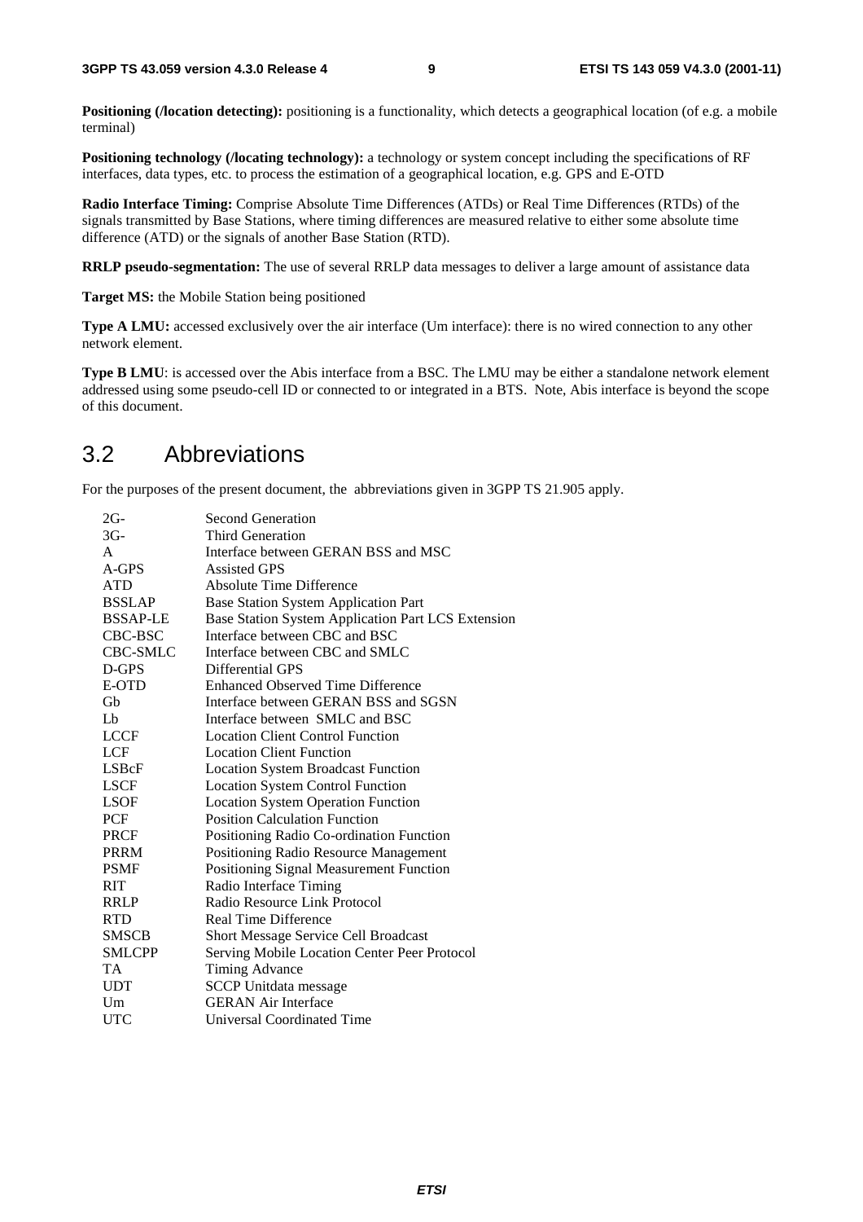**Positioning (/location detecting):** positioning is a functionality, which detects a geographical location (of e.g. a mobile terminal)

**Positioning technology (/locating technology):** a technology or system concept including the specifications of RF interfaces, data types, etc. to process the estimation of a geographical location, e.g. GPS and E-OTD

**Radio Interface Timing:** Comprise Absolute Time Differences (ATDs) or Real Time Differences (RTDs) of the signals transmitted by Base Stations, where timing differences are measured relative to either some absolute time difference (ATD) or the signals of another Base Station (RTD).

**RRLP pseudo-segmentation:** The use of several RRLP data messages to deliver a large amount of assistance data

**Target MS:** the Mobile Station being positioned

**Type A LMU:** accessed exclusively over the air interface (Um interface): there is no wired connection to any other network element.

**Type B LMU**: is accessed over the Abis interface from a BSC. The LMU may be either a standalone network element addressed using some pseudo-cell ID or connected to or integrated in a BTS. Note, Abis interface is beyond the scope of this document.

## 3.2 Abbreviations

For the purposes of the present document, the abbreviations given in 3GPP TS 21.905 apply.

| | |
|---|---|
| 2G- | Second Generation |
| 3G- | Third Generation |
| A | Interface between GERAN BSS and MSC |
| A-GPS | Assisted GPS |
| ATD | Absolute Time Difference |
| BSSLAP | Base Station System Application Part |
| BSSAP-LE | Base Station System Application Part LCS Extension |
| CBC-BSC | Interface between CBC and BSC |
| CBC-SMLC | Interface between CBC and SMLC |
| D-GPS | Differential GPS |
| E-OTD | Enhanced Observed Time Difference |
| Gb | Interface between GERAN BSS and SGSN |
| Lb | Interface between SMLC and BSC |
| LCCF | Location Client Control Function |
| LCF | Location Client Function |
| LSBcF | Location System Broadcast Function |
| LSCF | Location System Control Function |
| LSOF | Location System Operation Function |
| PCF | Position Calculation Function |
| PRCF | Positioning Radio Co-ordination Function |
| PRRM | Positioning Radio Resource Management |
| PSMF | Positioning Signal Measurement Function |
| RIT | Radio Interface Timing |
| RRLP | Radio Resource Link Protocol |
| RTD | Real Time Difference |
| SMSCB | Short Message Service Cell Broadcast |
| SMLCPP | Serving Mobile Location Center Peer Protocol |
| TA | Timing Advance |
| UDT | SCCP Unitdata message |
| Um | GERAN Air Interface |
| UTC | Universal Coordinated Time |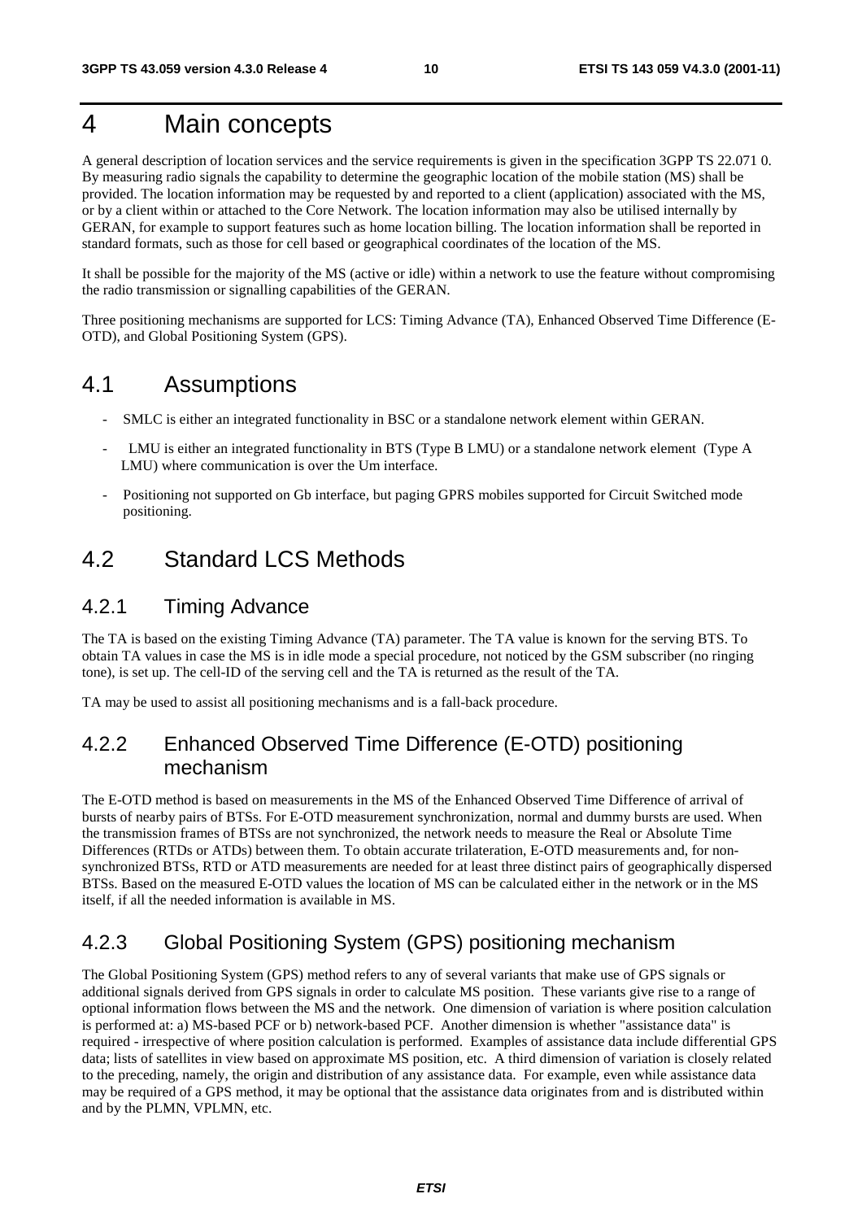# 4 Main concepts

A general description of location services and the service requirements is given in the specification 3GPP TS 22.071 0. By measuring radio signals the capability to determine the geographic location of the mobile station (MS) shall be provided. The location information may be requested by and reported to a client (application) associated with the MS, or by a client within or attached to the Core Network. The location information may also be utilised internally by GERAN, for example to support features such as home location billing. The location information shall be reported in standard formats, such as those for cell based or geographical coordinates of the location of the MS.

It shall be possible for the majority of the MS (active or idle) within a network to use the feature without compromising the radio transmission or signalling capabilities of the GERAN.

Three positioning mechanisms are supported for LCS: Timing Advance (TA), Enhanced Observed Time Difference (E-OTD), and Global Positioning System (GPS).

## 4.1 Assumptions

- SMLC is either an integrated functionality in BSC or a standalone network element within GERAN.
- LMU is either an integrated functionality in BTS (Type B LMU) or a standalone network element (Type A LMU) where communication is over the Um interface.
- Positioning not supported on Gb interface, but paging GPRS mobiles supported for Circuit Switched mode positioning.

## 4.2 Standard LCS Methods

### 4.2.1 Timing Advance

The TA is based on the existing Timing Advance (TA) parameter. The TA value is known for the serving BTS. To obtain TA values in case the MS is in idle mode a special procedure, not noticed by the GSM subscriber (no ringing tone), is set up. The cell-ID of the serving cell and the TA is returned as the result of the TA.

TA may be used to assist all positioning mechanisms and is a fall-back procedure.

### 4.2.2 Enhanced Observed Time Difference (E-OTD) positioning mechanism

The E-OTD method is based on measurements in the MS of the Enhanced Observed Time Difference of arrival of bursts of nearby pairs of BTSs. For E-OTD measurement synchronization, normal and dummy bursts are used. When the transmission frames of BTSs are not synchronized, the network needs to measure the Real or Absolute Time Differences (RTDs or ATDs) between them. To obtain accurate trilateration, E-OTD measurements and, for non-synchronized BTSs, RTD or ATD measurements are needed for at least three distinct pairs of geographically dispersed BTSs. Based on the measured E-OTD values the location of MS can be calculated either in the network or in the MS itself, if all the needed information is available in MS.

### 4.2.3 Global Positioning System (GPS) positioning mechanism

The Global Positioning System (GPS) method refers to any of several variants that make use of GPS signals or additional signals derived from GPS signals in order to calculate MS position. These variants give rise to a range of optional information flows between the MS and the network. One dimension of variation is where position calculation is performed at: a) MS-based PCF or b) network-based PCF. Another dimension is whether "assistance data" is required - irrespective of where position calculation is performed. Examples of assistance data include differential GPS data; lists of satellites in view based on approximate MS position, etc. A third dimension of variation is closely related to the preceding, namely, the origin and distribution of any assistance data. For example, even while assistance data may be required of a GPS method, it may be optional that the assistance data originates from and is distributed within and by the PLMN, VPLMN, etc.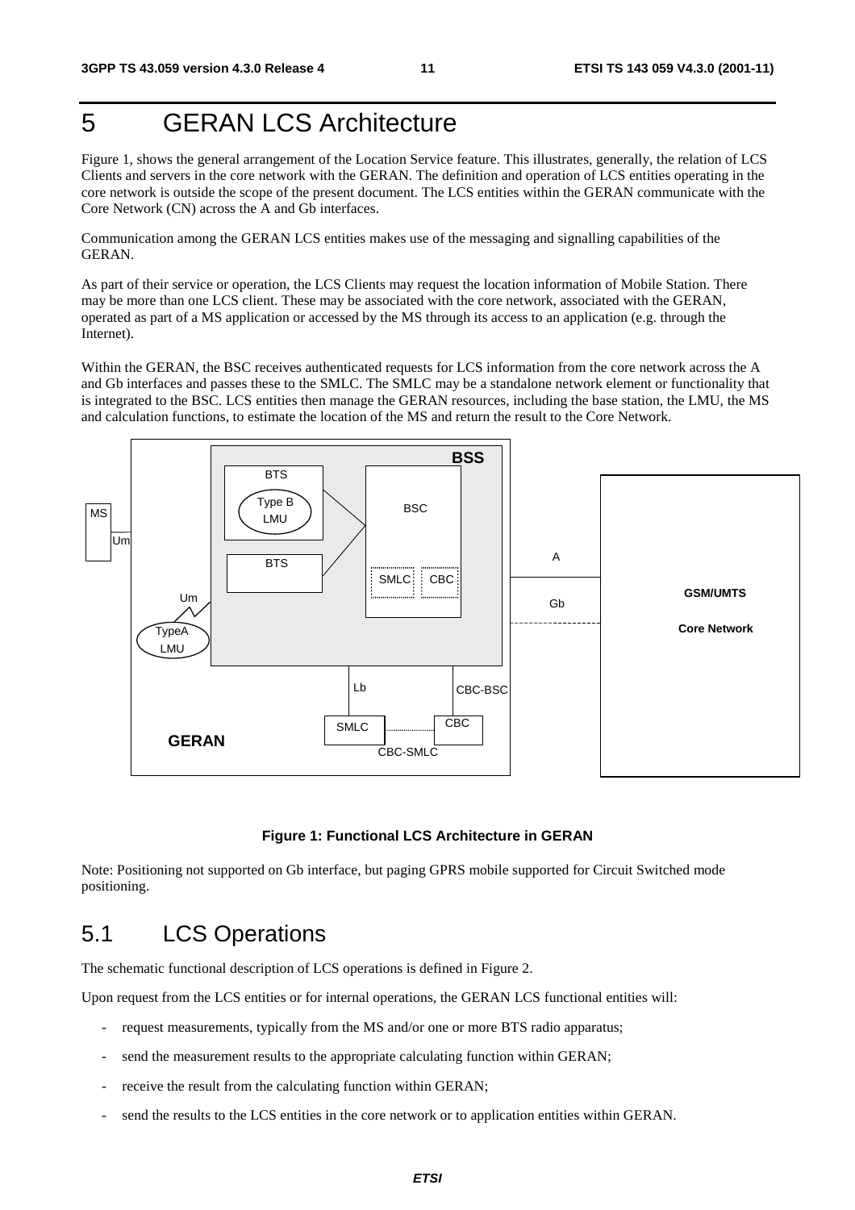# 5 GERAN LCS Architecture

Figure 1, shows the general arrangement of the Location Service feature. This illustrates, generally, the relation of LCS Clients and servers in the core network with the GERAN. The definition and operation of LCS entities operating in the core network is outside the scope of the present document. The LCS entities within the GERAN communicate with the Core Network (CN) across the A and Gb interfaces.

Communication among the GERAN LCS entities makes use of the messaging and signalling capabilities of the GERAN.

As part of their service or operation, the LCS Clients may request the location information of Mobile Station. There may be more than one LCS client. These may be associated with the core network, associated with the GERAN, operated as part of a MS application or accessed by the MS through its access to an application (e.g. through the Internet).

Within the GERAN, the BSC receives authenticated requests for LCS information from the core network across the A and Gb interfaces and passes these to the SMLC. The SMLC may be a standalone network element or functionality that is integrated to the BSC. LCS entities then manage the GERAN resources, including the base station, the LMU, the MS and calculation functions, to estimate the location of the MS and return the result to the Core Network.

**Figure 1: Functional LCS Architecture in GERAN**

Note: Positioning not supported on Gb interface, but paging GPRS mobile supported for Circuit Switched mode positioning.

## 5.1 LCS Operations

The schematic functional description of LCS operations is defined in Figure 2.

Upon request from the LCS entities or for internal operations, the GERAN LCS functional entities will:

- request measurements, typically from the MS and/or one or more BTS radio apparatus;
- send the measurement results to the appropriate calculating function within GERAN;
- receive the result from the calculating function within GERAN;
- send the results to the LCS entities in the core network or to application entities within GERAN.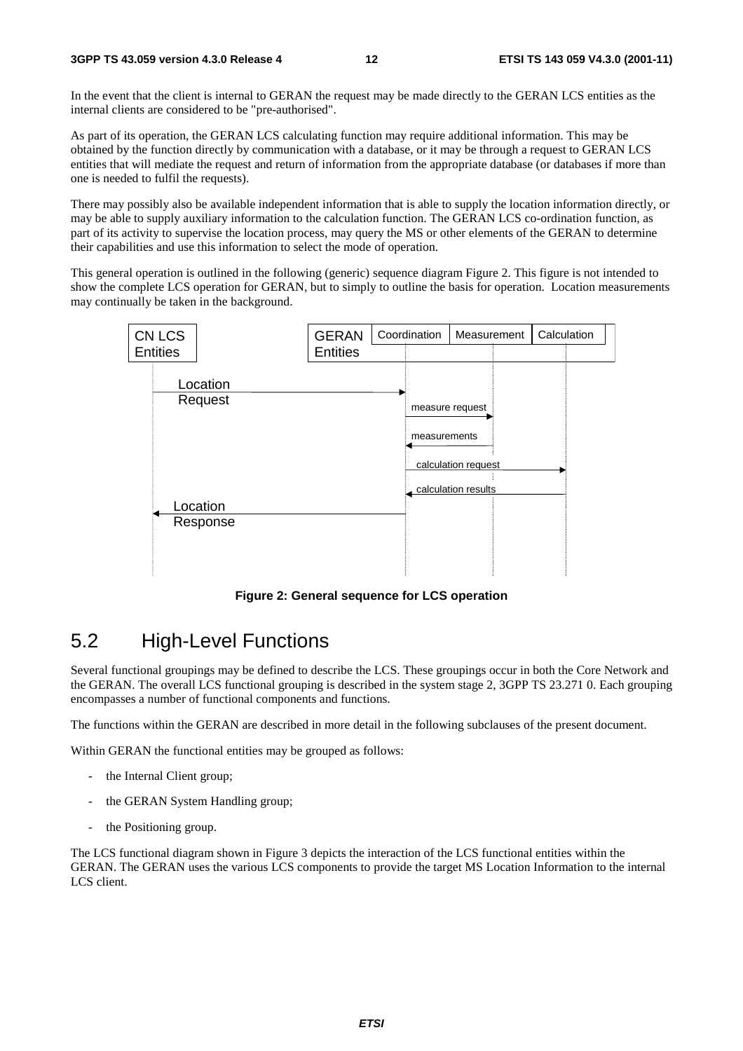In the event that the client is internal to GERAN the request may be made directly to the GERAN LCS entities as the internal clients are considered to be "pre-authorised".

As part of its operation, the GERAN LCS calculating function may require additional information. This may be obtained by the function directly by communication with a database, or it may be through a request to GERAN LCS entities that will mediate the request and return of information from the appropriate database (or databases if more than one is needed to fulfil the requests).

There may possibly also be available independent information that is able to supply the location information directly, or may be able to supply auxiliary information to the calculation function. The GERAN LCS co-ordination function, as part of its activity to supervise the location process, may query the MS or other elements of the GERAN to determine their capabilities and use this information to select the mode of operation.

This general operation is outlined in the following (generic) sequence diagram Figure 2. This figure is not intended to show the complete LCS operation for GERAN, but to simply to outline the basis for operation. Location measurements may continually be taken in the background.

CN LCS Entities | GERAN Entities: Coordination | Measurement | Calculation

Location Request

measure request

measurements

calculation request

calculation results

Location Response

**Figure 2: General sequence for LCS operation**

## 5.2 High-Level Functions

Several functional groupings may be defined to describe the LCS. These groupings occur in both the Core Network and the GERAN. The overall LCS functional grouping is described in the system stage 2, 3GPP TS 23.271 0. Each grouping encompasses a number of functional components and functions.

The functions within the GERAN are described in more detail in the following subclauses of the present document.

Within GERAN the functional entities may be grouped as follows:

- the Internal Client group;
- the GERAN System Handling group;
- the Positioning group.

The LCS functional diagram shown in Figure 3 depicts the interaction of the LCS functional entities within the GERAN. The GERAN uses the various LCS components to provide the target MS Location Information to the internal LCS client.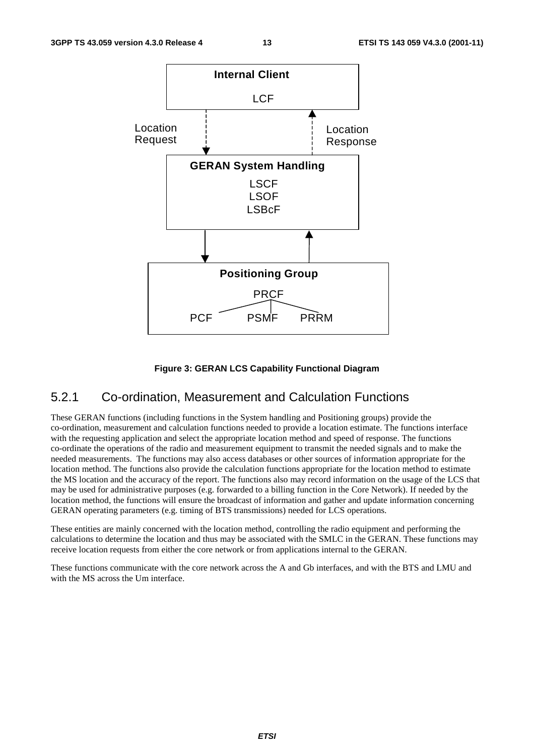Internal Client

LCF

Location Request

Location Response

GERAN System Handling

LSCF
LSOF
LSBcF

Positioning Group

PRCF

PCF PSMF PRRM

**Figure 3: GERAN LCS Capability Functional Diagram**

### 5.2.1 Co-ordination, Measurement and Calculation Functions

These GERAN functions (including functions in the System handling and Positioning groups) provide the co-ordination, measurement and calculation functions needed to provide a location estimate. The functions interface with the requesting application and select the appropriate location method and speed of response. The functions co-ordinate the operations of the radio and measurement equipment to transmit the needed signals and to make the needed measurements. The functions may also access databases or other sources of information appropriate for the location method. The functions also provide the calculation functions appropriate for the location method to estimate the MS location and the accuracy of the report. The functions also may record information on the usage of the LCS that may be used for administrative purposes (e.g. forwarded to a billing function in the Core Network). If needed by the location method, the functions will ensure the broadcast of information and gather and update information concerning GERAN operating parameters (e.g. timing of BTS transmissions) needed for LCS operations.

These entities are mainly concerned with the location method, controlling the radio equipment and performing the calculations to determine the location and thus may be associated with the SMLC in the GERAN. These functions may receive location requests from either the core network or from applications internal to the GERAN.

These functions communicate with the core network across the A and Gb interfaces, and with the BTS and LMU and with the MS across the Um interface.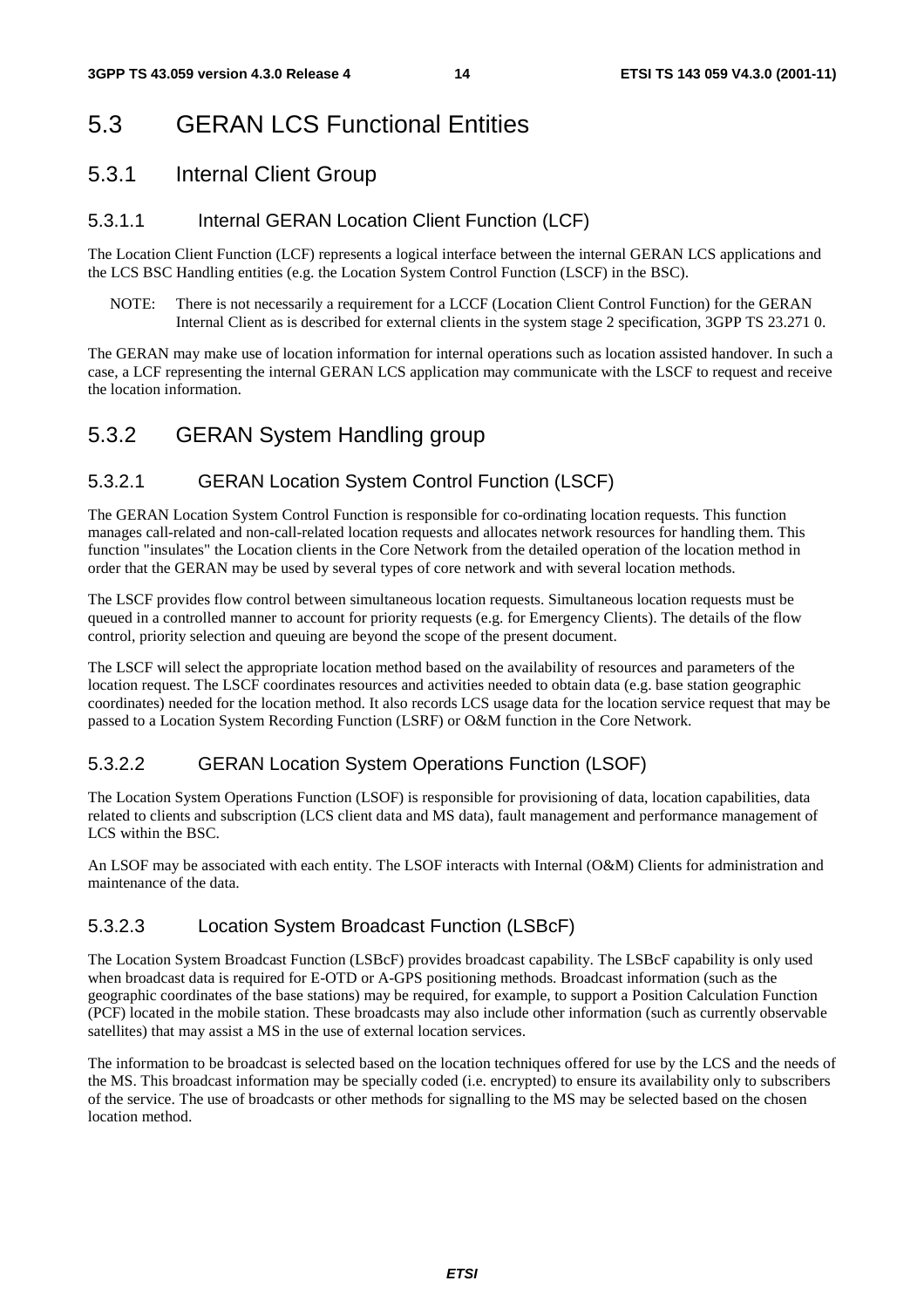# 5.3 GERAN LCS Functional Entities

## 5.3.1 Internal Client Group

### 5.3.1.1 Internal GERAN Location Client Function (LCF)

The Location Client Function (LCF) represents a logical interface between the internal GERAN LCS applications and the LCS BSC Handling entities (e.g. the Location System Control Function (LSCF) in the BSC).

NOTE: There is not necessarily a requirement for a LCCF (Location Client Control Function) for the GERAN Internal Client as is described for external clients in the system stage 2 specification, 3GPP TS 23.271 0.

The GERAN may make use of location information for internal operations such as location assisted handover. In such a case, a LCF representing the internal GERAN LCS application may communicate with the LSCF to request and receive the location information.

## 5.3.2 GERAN System Handling group

### 5.3.2.1 GERAN Location System Control Function (LSCF)

The GERAN Location System Control Function is responsible for co-ordinating location requests. This function manages call-related and non-call-related location requests and allocates network resources for handling them. This function "insulates" the Location clients in the Core Network from the detailed operation of the location method in order that the GERAN may be used by several types of core network and with several location methods.

The LSCF provides flow control between simultaneous location requests. Simultaneous location requests must be queued in a controlled manner to account for priority requests (e.g. for Emergency Clients). The details of the flow control, priority selection and queuing are beyond the scope of the present document.

The LSCF will select the appropriate location method based on the availability of resources and parameters of the location request. The LSCF coordinates resources and activities needed to obtain data (e.g. base station geographic coordinates) needed for the location method. It also records LCS usage data for the location service request that may be passed to a Location System Recording Function (LSRF) or O&M function in the Core Network.

### 5.3.2.2 GERAN Location System Operations Function (LSOF)

The Location System Operations Function (LSOF) is responsible for provisioning of data, location capabilities, data related to clients and subscription (LCS client data and MS data), fault management and performance management of LCS within the BSC.

An LSOF may be associated with each entity. The LSOF interacts with Internal (O&M) Clients for administration and maintenance of the data.

### 5.3.2.3 Location System Broadcast Function (LSBcF)

The Location System Broadcast Function (LSBcF) provides broadcast capability. The LSBcF capability is only used when broadcast data is required for E-OTD or A-GPS positioning methods. Broadcast information (such as the geographic coordinates of the base stations) may be required, for example, to support a Position Calculation Function (PCF) located in the mobile station. These broadcasts may also include other information (such as currently observable satellites) that may assist a MS in the use of external location services.

The information to be broadcast is selected based on the location techniques offered for use by the LCS and the needs of the MS. This broadcast information may be specially coded (i.e. encrypted) to ensure its availability only to subscribers of the service. The use of broadcasts or other methods for signalling to the MS may be selected based on the chosen location method.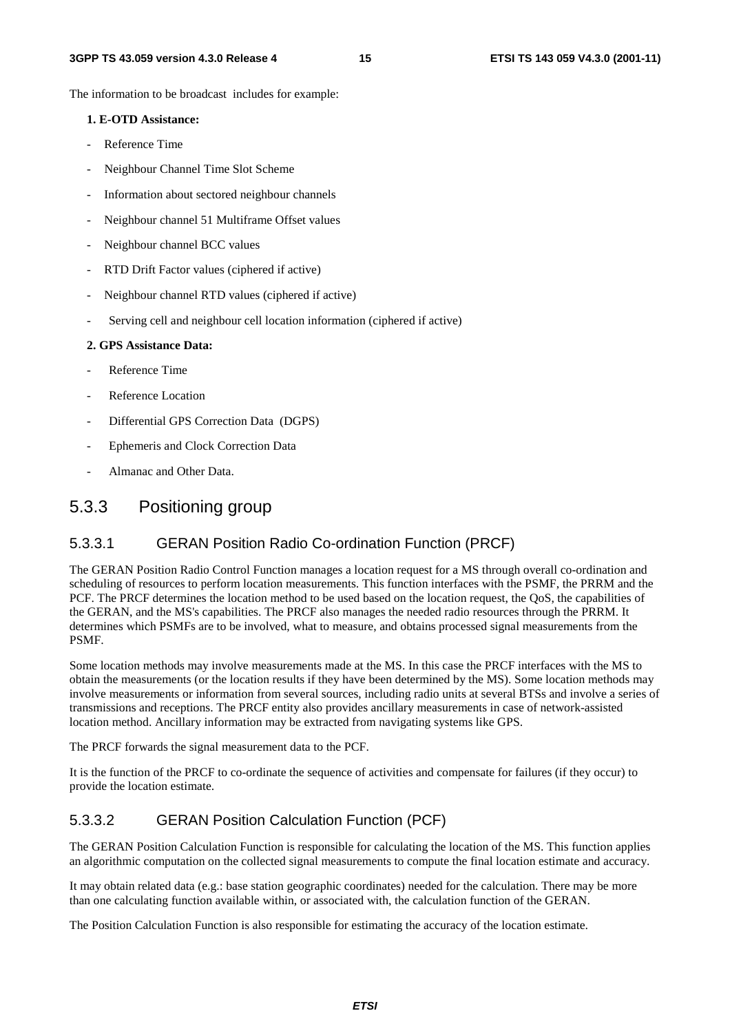The information to be broadcast includes for example:

**1. E-OTD Assistance:**

- Reference Time
- Neighbour Channel Time Slot Scheme
- Information about sectored neighbour channels
- Neighbour channel 51 Multiframe Offset values
- Neighbour channel BCC values
- RTD Drift Factor values (ciphered if active)
- Neighbour channel RTD values (ciphered if active)
- Serving cell and neighbour cell location information (ciphered if active)

**2. GPS Assistance Data:**

- Reference Time
- Reference Location
- Differential GPS Correction Data (DGPS)
- Ephemeris and Clock Correction Data
- Almanac and Other Data.

### 5.3.3 Positioning group

#### 5.3.3.1 GERAN Position Radio Co-ordination Function (PRCF)

The GERAN Position Radio Control Function manages a location request for a MS through overall co-ordination and scheduling of resources to perform location measurements. This function interfaces with the PSMF, the PRRM and the PCF. The PRCF determines the location method to be used based on the location request, the QoS, the capabilities of the GERAN, and the MS's capabilities. The PRCF also manages the needed radio resources through the PRRM. It determines which PSMFs are to be involved, what to measure, and obtains processed signal measurements from the PSMF.

Some location methods may involve measurements made at the MS. In this case the PRCF interfaces with the MS to obtain the measurements (or the location results if they have been determined by the MS). Some location methods may involve measurements or information from several sources, including radio units at several BTSs and involve a series of transmissions and receptions. The PRCF entity also provides ancillary measurements in case of network-assisted location method. Ancillary information may be extracted from navigating systems like GPS.

The PRCF forwards the signal measurement data to the PCF.

It is the function of the PRCF to co-ordinate the sequence of activities and compensate for failures (if they occur) to provide the location estimate.

#### 5.3.3.2 GERAN Position Calculation Function (PCF)

The GERAN Position Calculation Function is responsible for calculating the location of the MS. This function applies an algorithmic computation on the collected signal measurements to compute the final location estimate and accuracy.

It may obtain related data (e.g.: base station geographic coordinates) needed for the calculation. There may be more than one calculating function available within, or associated with, the calculation function of the GERAN.

The Position Calculation Function is also responsible for estimating the accuracy of the location estimate.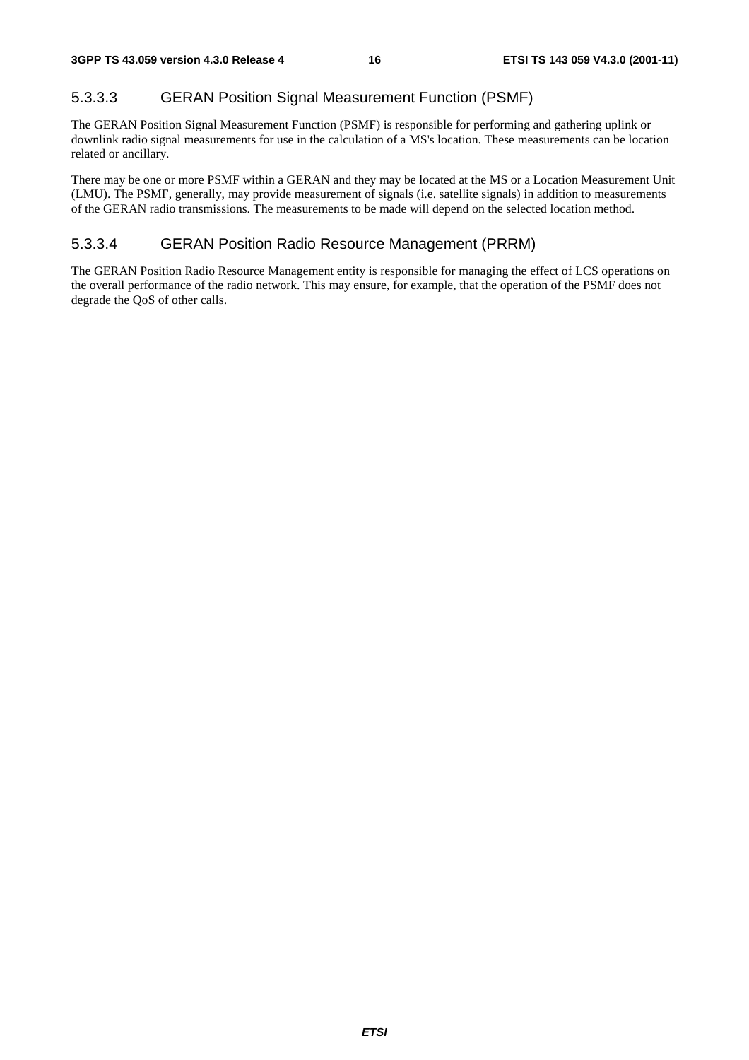#### 5.3.3.3 GERAN Position Signal Measurement Function (PSMF)

The GERAN Position Signal Measurement Function (PSMF) is responsible for performing and gathering uplink or downlink radio signal measurements for use in the calculation of a MS's location. These measurements can be location related or ancillary.

There may be one or more PSMF within a GERAN and they may be located at the MS or a Location Measurement Unit (LMU). The PSMF, generally, may provide measurement of signals (i.e. satellite signals) in addition to measurements of the GERAN radio transmissions. The measurements to be made will depend on the selected location method.

#### 5.3.3.4 GERAN Position Radio Resource Management (PRRM)

The GERAN Position Radio Resource Management entity is responsible for managing the effect of LCS operations on the overall performance of the radio network. This may ensure, for example, that the operation of the PSMF does not degrade the QoS of other calls.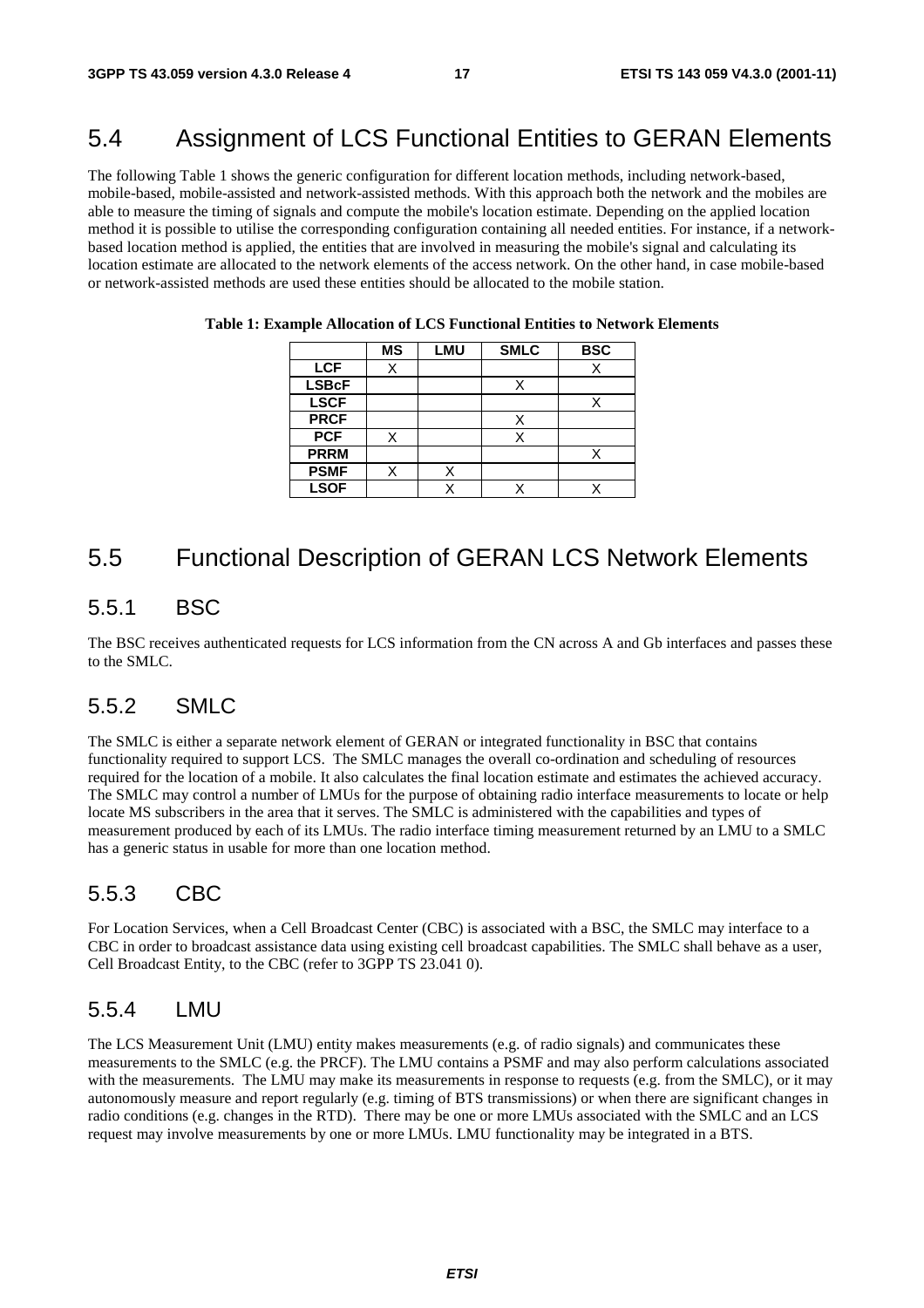## 5.4 Assignment of LCS Functional Entities to GERAN Elements

The following Table 1 shows the generic configuration for different location methods, including network-based, mobile-based, mobile-assisted and network-assisted methods. With this approach both the network and the mobiles are able to measure the timing of signals and compute the mobile's location estimate. Depending on the applied location method it is possible to utilise the corresponding configuration containing all needed entities. For instance, if a network-based location method is applied, the entities that are involved in measuring the mobile's signal and calculating its location estimate are allocated to the network elements of the access network. On the other hand, in case mobile-based or network-assisted methods are used these entities should be allocated to the mobile station.

**Table 1: Example Allocation of LCS Functional Entities to Network Elements**

| | MS | LMU | SMLC | BSC |
|---|---|---|---|---|
| **LCF** | X | | | X |
| **LSBcF** | | | X | |
| **LSCF** | | | | X |
| **PRCF** | | | X | |
| **PCF** | X | | X | |
| **PRRM** | | | | X |
| **PSMF** | X | X | | |
| **LSOF** | | X | X | X |

## 5.5 Functional Description of GERAN LCS Network Elements

### 5.5.1 BSC

The BSC receives authenticated requests for LCS information from the CN across A and Gb interfaces and passes these to the SMLC.

### 5.5.2 SMLC

The SMLC is either a separate network element of GERAN or integrated functionality in BSC that contains functionality required to support LCS. The SMLC manages the overall co-ordination and scheduling of resources required for the location of a mobile. It also calculates the final location estimate and estimates the achieved accuracy. The SMLC may control a number of LMUs for the purpose of obtaining radio interface measurements to locate or help locate MS subscribers in the area that it serves. The SMLC is administered with the capabilities and types of measurement produced by each of its LMUs. The radio interface timing measurement returned by an LMU to a SMLC has a generic status in usable for more than one location method.

### 5.5.3 CBC

For Location Services, when a Cell Broadcast Center (CBC) is associated with a BSC, the SMLC may interface to a CBC in order to broadcast assistance data using existing cell broadcast capabilities. The SMLC shall behave as a user, Cell Broadcast Entity, to the CBC (refer to 3GPP TS 23.041 0).

### 5.5.4 LMU

The LCS Measurement Unit (LMU) entity makes measurements (e.g. of radio signals) and communicates these measurements to the SMLC (e.g. the PRCF). The LMU contains a PSMF and may also perform calculations associated with the measurements. The LMU may make its measurements in response to requests (e.g. from the SMLC), or it may autonomously measure and report regularly (e.g. timing of BTS transmissions) or when there are significant changes in radio conditions (e.g. changes in the RTD). There may be one or more LMUs associated with the SMLC and an LCS request may involve measurements by one or more LMUs. LMU functionality may be integrated in a BTS.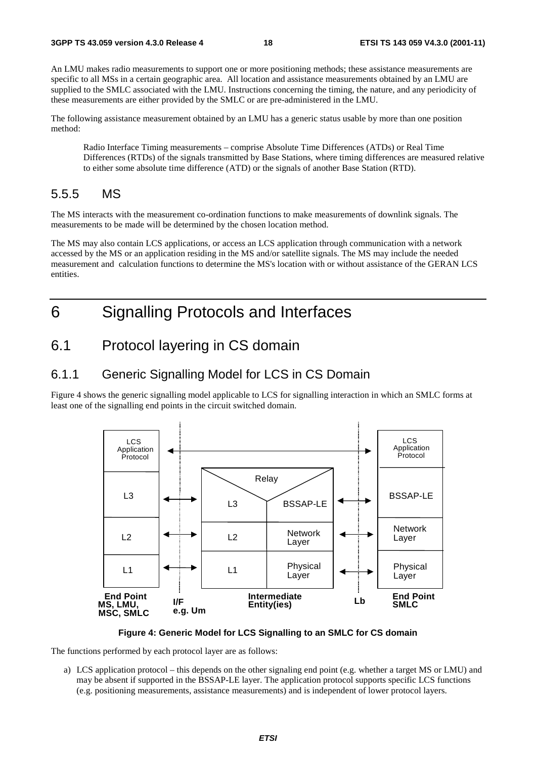An LMU makes radio measurements to support one or more positioning methods; these assistance measurements are specific to all MSs in a certain geographic area. All location and assistance measurements obtained by an LMU are supplied to the SMLC associated with the LMU. Instructions concerning the timing, the nature, and any periodicity of these measurements are either provided by the SMLC or are pre-administered in the LMU.

The following assistance measurement obtained by an LMU has a generic status usable by more than one position method:

> Radio Interface Timing measurements – comprise Absolute Time Differences (ATDs) or Real Time Differences (RTDs) of the signals transmitted by Base Stations, where timing differences are measured relative to either some absolute time difference (ATD) or the signals of another Base Station (RTD).

### 5.5.5 MS

The MS interacts with the measurement co-ordination functions to make measurements of downlink signals. The measurements to be made will be determined by the chosen location method.

The MS may also contain LCS applications, or access an LCS application through communication with a network accessed by the MS or an application residing in the MS and/or satellite signals. The MS may include the needed measurement and calculation functions to determine the MS's location with or without assistance of the GERAN LCS entities.

# 6 Signalling Protocols and Interfaces

## 6.1 Protocol layering in CS domain

### 6.1.1 Generic Signalling Model for LCS in CS Domain

Figure 4 shows the generic signalling model applicable to LCS for signalling interaction in which an SMLC forms at least one of the signalling end points in the circuit switched domain.

| End Point MS, LMU, MSC, SMLC | I/F e.g. Um | Intermediate Entity(ies) | | Lb | End Point SMLC |
|---|---|---|---|---|---|
| LCS Application Protocol | ↔ (to SMLC) | | | | LCS Application Protocol |
| | | Relay | | | |
| L3 | ↔ | L3 | BSSAP-LE | ↔ | BSSAP-LE |
| L2 | ↔ | L2 | Network Layer | ↔ | Network Layer |
| L1 | ↔ | L1 | Physical Layer | ↔ | Physical Layer |

**Figure 4: Generic Model for LCS Signalling to an SMLC for CS domain**

The functions performed by each protocol layer are as follows:

a) LCS application protocol – this depends on the other signaling end point (e.g. whether a target MS or LMU) and may be absent if supported in the BSSAP-LE layer. The application protocol supports specific LCS functions (e.g. positioning measurements, assistance measurements) and is independent of lower protocol layers.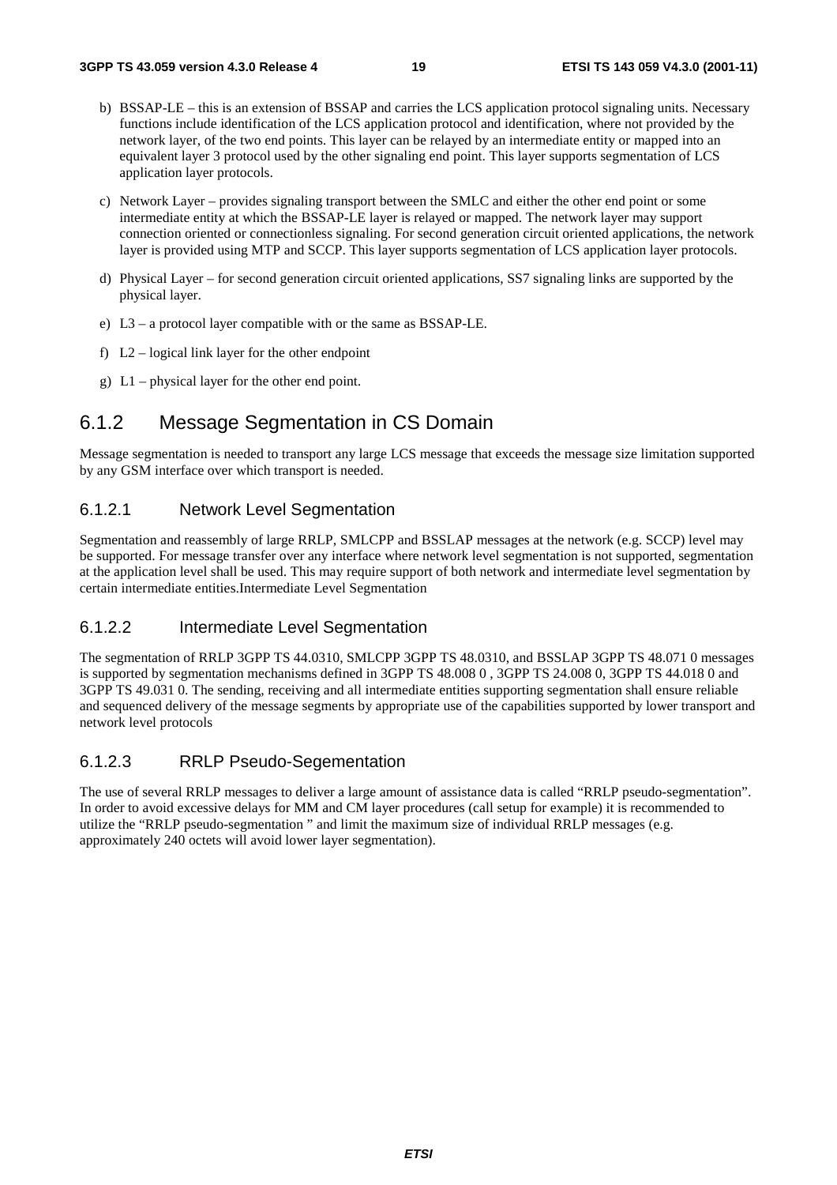b) BSSAP-LE – this is an extension of BSSAP and carries the LCS application protocol signaling units. Necessary functions include identification of the LCS application protocol and identification, where not provided by the network layer, of the two end points. This layer can be relayed by an intermediate entity or mapped into an equivalent layer 3 protocol used by the other signaling end point. This layer supports segmentation of LCS application layer protocols.

c) Network Layer – provides signaling transport between the SMLC and either the other end point or some intermediate entity at which the BSSAP-LE layer is relayed or mapped. The network layer may support connection oriented or connectionless signaling. For second generation circuit oriented applications, the network layer is provided using MTP and SCCP. This layer supports segmentation of LCS application layer protocols.

d) Physical Layer – for second generation circuit oriented applications, SS7 signaling links are supported by the physical layer.

e) L3 – a protocol layer compatible with or the same as BSSAP-LE.

f) L2 – logical link layer for the other endpoint

g) L1 – physical layer for the other end point.

## 6.1.2 Message Segmentation in CS Domain

Message segmentation is needed to transport any large LCS message that exceeds the message size limitation supported by any GSM interface over which transport is needed.

### 6.1.2.1 Network Level Segmentation

Segmentation and reassembly of large RRLP, SMLCPP and BSSLAP messages at the network (e.g. SCCP) level may be supported. For message transfer over any interface where network level segmentation is not supported, segmentation at the application level shall be used. This may require support of both network and intermediate level segmentation by certain intermediate entities.Intermediate Level Segmentation

### 6.1.2.2 Intermediate Level Segmentation

The segmentation of RRLP 3GPP TS 44.0310, SMLCPP 3GPP TS 48.0310, and BSSLAP 3GPP TS 48.071 0 messages is supported by segmentation mechanisms defined in 3GPP TS 48.008 0 , 3GPP TS 24.008 0, 3GPP TS 44.018 0 and 3GPP TS 49.031 0. The sending, receiving and all intermediate entities supporting segmentation shall ensure reliable and sequenced delivery of the message segments by appropriate use of the capabilities supported by lower transport and network level protocols

### 6.1.2.3 RRLP Pseudo-Segementation

The use of several RRLP messages to deliver a large amount of assistance data is called "RRLP pseudo-segmentation". In order to avoid excessive delays for MM and CM layer procedures (call setup for example) it is recommended to utilize the "RRLP pseudo-segmentation " and limit the maximum size of individual RRLP messages (e.g. approximately 240 octets will avoid lower layer segmentation).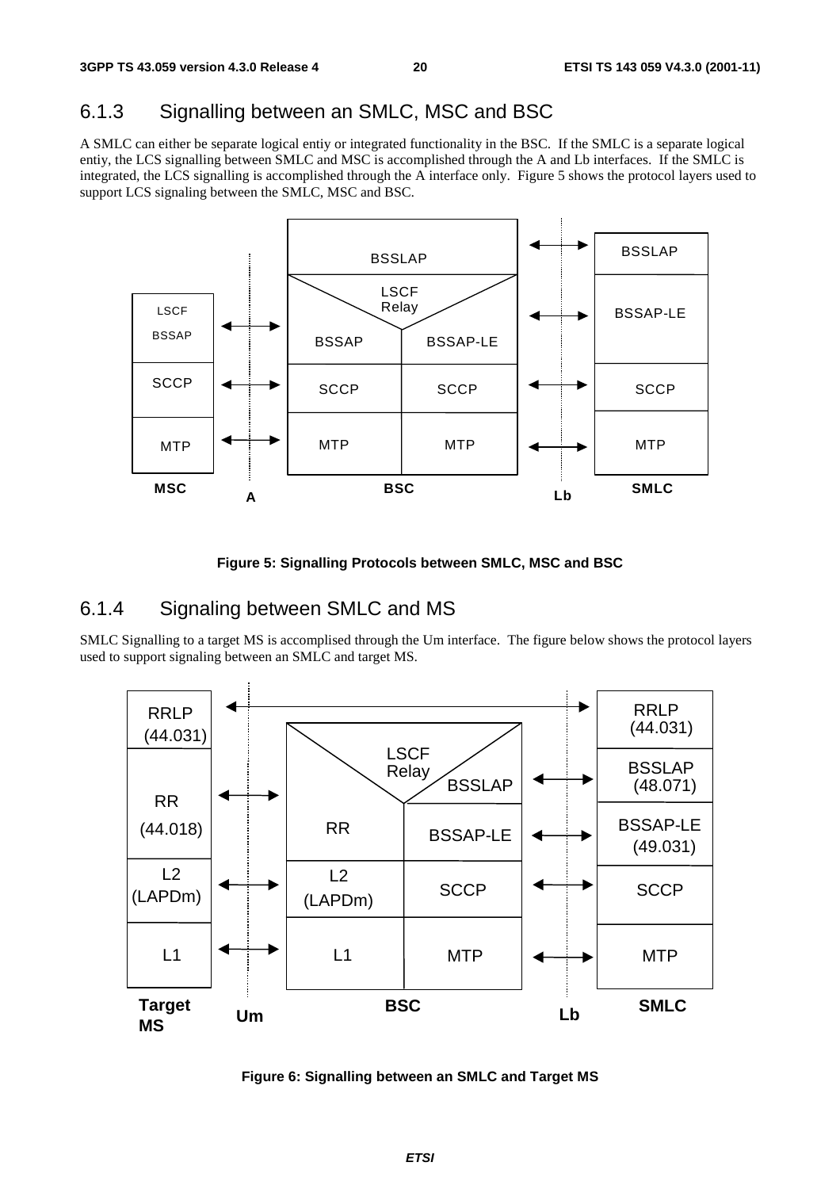## 6.1.3 Signalling between an SMLC, MSC and BSC

A SMLC can either be separate logical entiy or integrated functionality in the BSC. If the SMLC is a separate logical entiy, the LCS signalling between SMLC and MSC is accomplished through the A and Lb interfaces. If the SMLC is integrated, the LCS signalling is accomplished through the A interface only. Figure 5 shows the protocol layers used to support LCS signaling between the SMLC, MSC and BSC.

**Figure 5: Signalling Protocols between SMLC, MSC and BSC**

## 6.1.4 Signaling between SMLC and MS

SMLC Signalling to a target MS is accomplised through the Um interface. The figure below shows the protocol layers used to support signaling between an SMLC and target MS.

**Figure 6: Signalling between an SMLC and Target MS**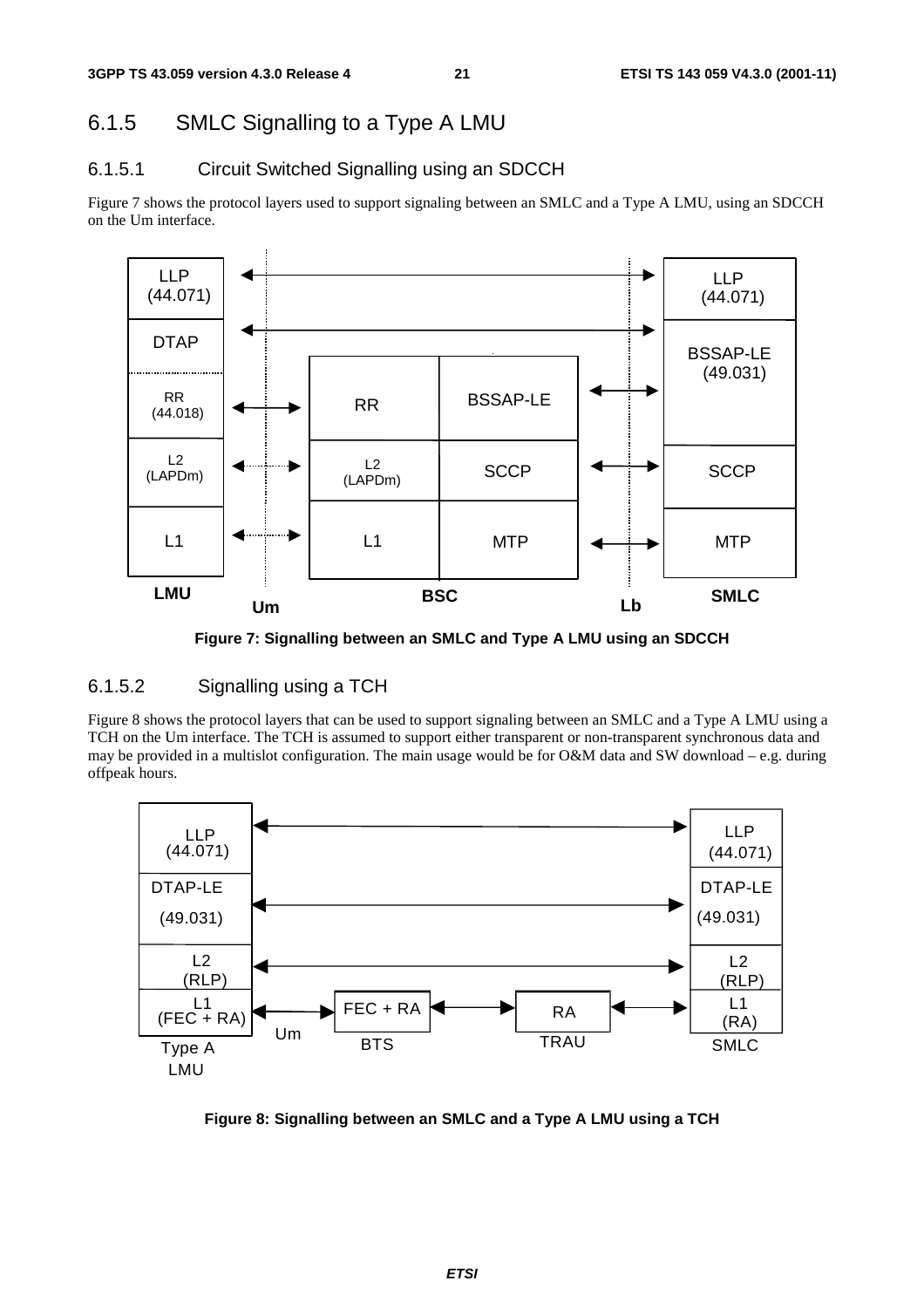### 6.1.5 SMLC Signalling to a Type A LMU

#### 6.1.5.1 Circuit Switched Signalling using an SDCCH

Figure 7 shows the protocol layers used to support signaling between an SMLC and a Type A LMU, using an SDCCH on the Um interface.

**Figure 7: Signalling between an SMLC and Type A LMU using an SDCCH**

#### 6.1.5.2 Signalling using a TCH

Figure 8 shows the protocol layers that can be used to support signaling between an SMLC and a Type A LMU using a TCH on the Um interface. The TCH is assumed to support either transparent or non-transparent synchronous data and may be provided in a multislot configuration. The main usage would be for O&M data and SW download – e.g. during offpeak hours.

**Figure 8: Signalling between an SMLC and a Type A LMU using a TCH**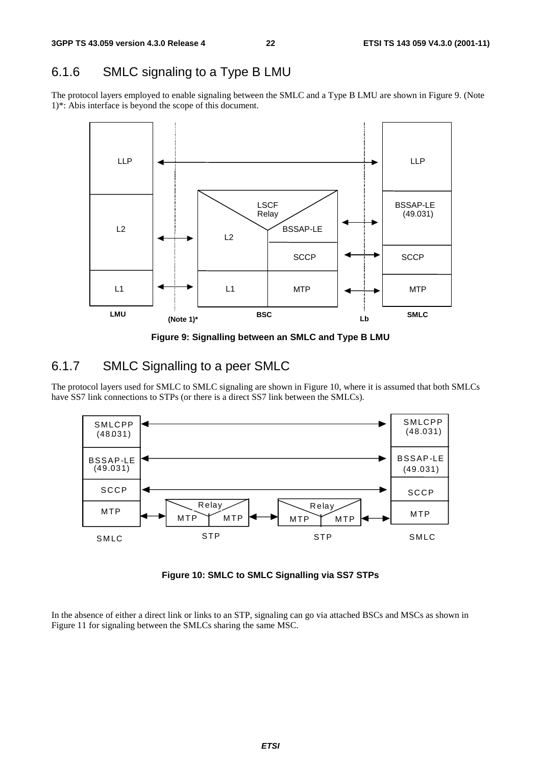## 6.1.6 SMLC signaling to a Type B LMU

The protocol layers employed to enable signaling between the SMLC and a Type B LMU are shown in Figure 9. (Note 1)*: Abis interface is beyond the scope of this document.

**Figure 9: Signalling between an SMLC and Type B LMU**

## 6.1.7 SMLC Signalling to a peer SMLC

The protocol layers used for SMLC to SMLC signaling are shown in Figure 10, where it is assumed that both SMLCs have SS7 link connections to STPs (or there is a direct SS7 link between the SMLCs).

**Figure 10: SMLC to SMLC Signalling via SS7 STPs**

In the absence of either a direct link or links to an STP, signaling can go via attached BSCs and MSCs as shown in Figure 11 for signaling between the SMLCs sharing the same MSC.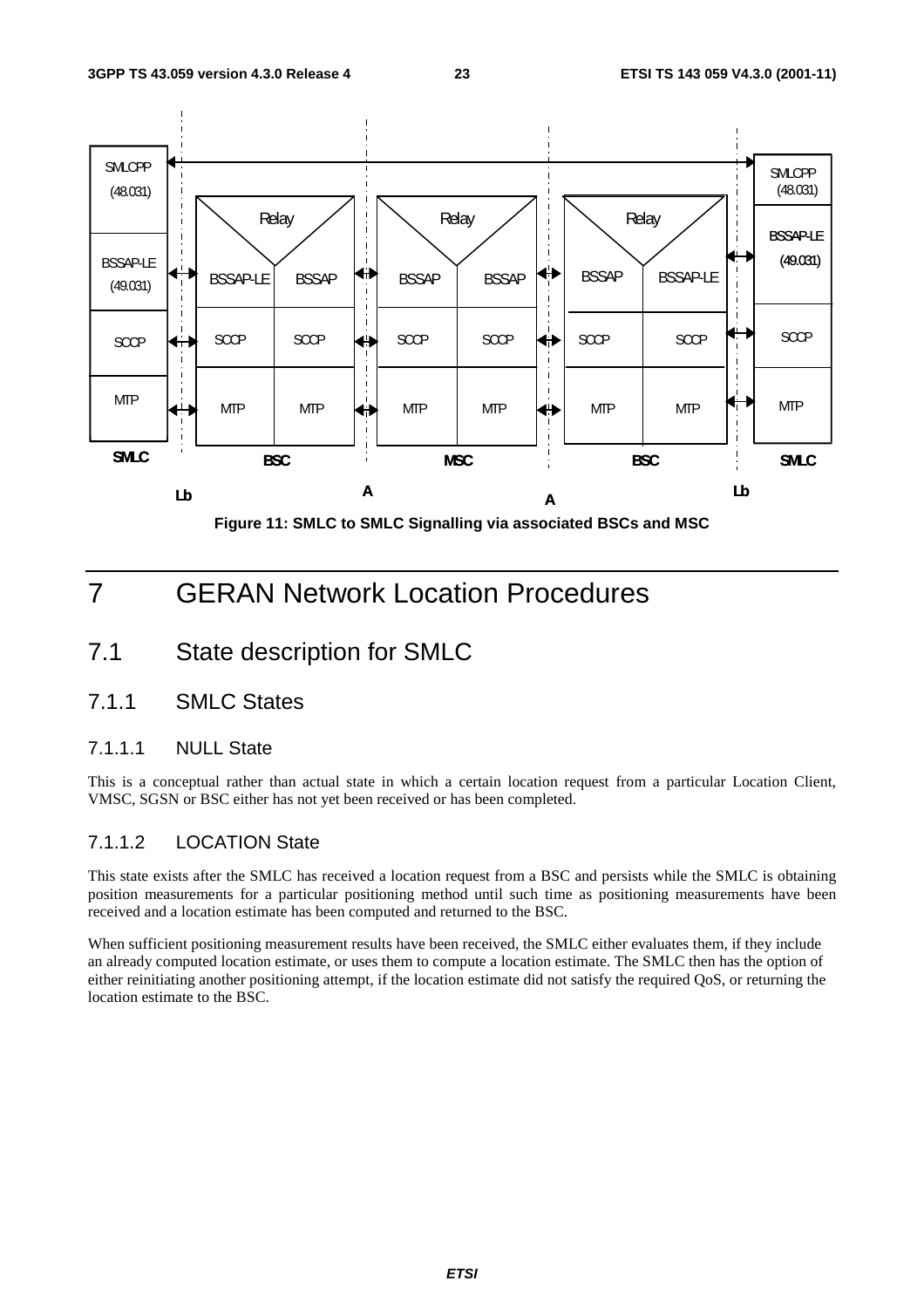Figure 11: SMLC to SMLC Signalling via associated BSCs and MSC

# 7 GERAN Network Location Procedures

## 7.1 State description for SMLC

### 7.1.1 SMLC States

#### 7.1.1.1 NULL State

This is a conceptual rather than actual state in which a certain location request from a particular Location Client, VMSC, SGSN or BSC either has not yet been received or has been completed.

#### 7.1.1.2 LOCATION State

This state exists after the SMLC has received a location request from a BSC and persists while the SMLC is obtaining position measurements for a particular positioning method until such time as positioning measurements have been received and a location estimate has been computed and returned to the BSC.

When sufficient positioning measurement results have been received, the SMLC either evaluates them, if they include an already computed location estimate, or uses them to compute a location estimate. The SMLC then has the option of either reinitiating another positioning attempt, if the location estimate did not satisfy the required QoS, or returning the location estimate to the BSC.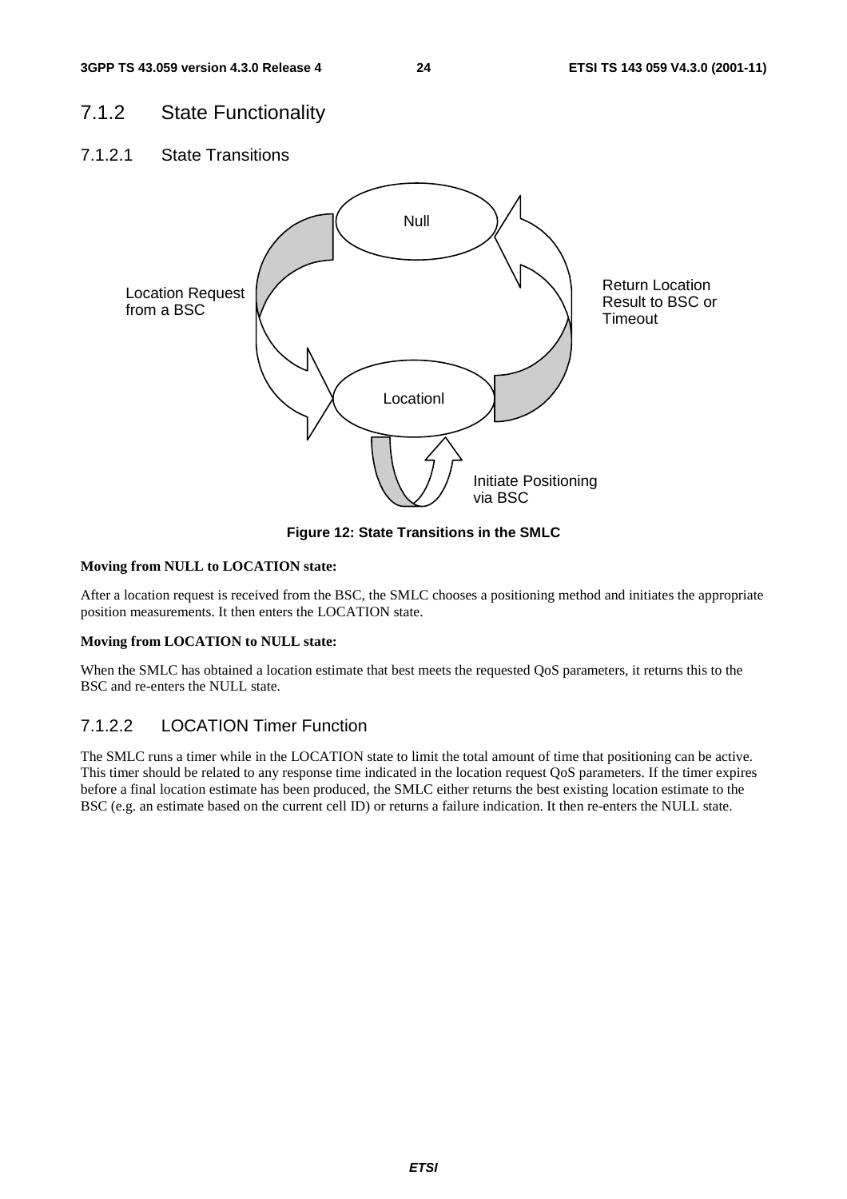## 7.1.2 State Functionality

### 7.1.2.1 State Transitions

Figure 12: State Transitions in the SMLC

**Moving from NULL to LOCATION state:**

After a location request is received from the BSC, the SMLC chooses a positioning method and initiates the appropriate position measurements. It then enters the LOCATION state.

**Moving from LOCATION to NULL state:**

When the SMLC has obtained a location estimate that best meets the requested QoS parameters, it returns this to the BSC and re-enters the NULL state.

### 7.1.2.2 LOCATION Timer Function

The SMLC runs a timer while in the LOCATION state to limit the total amount of time that positioning can be active. This timer should be related to any response time indicated in the location request QoS parameters. If the timer expires before a final location estimate has been produced, the SMLC either returns the best existing location estimate to the BSC (e.g. an estimate based on the current cell ID) or returns a failure indication. It then re-enters the NULL state.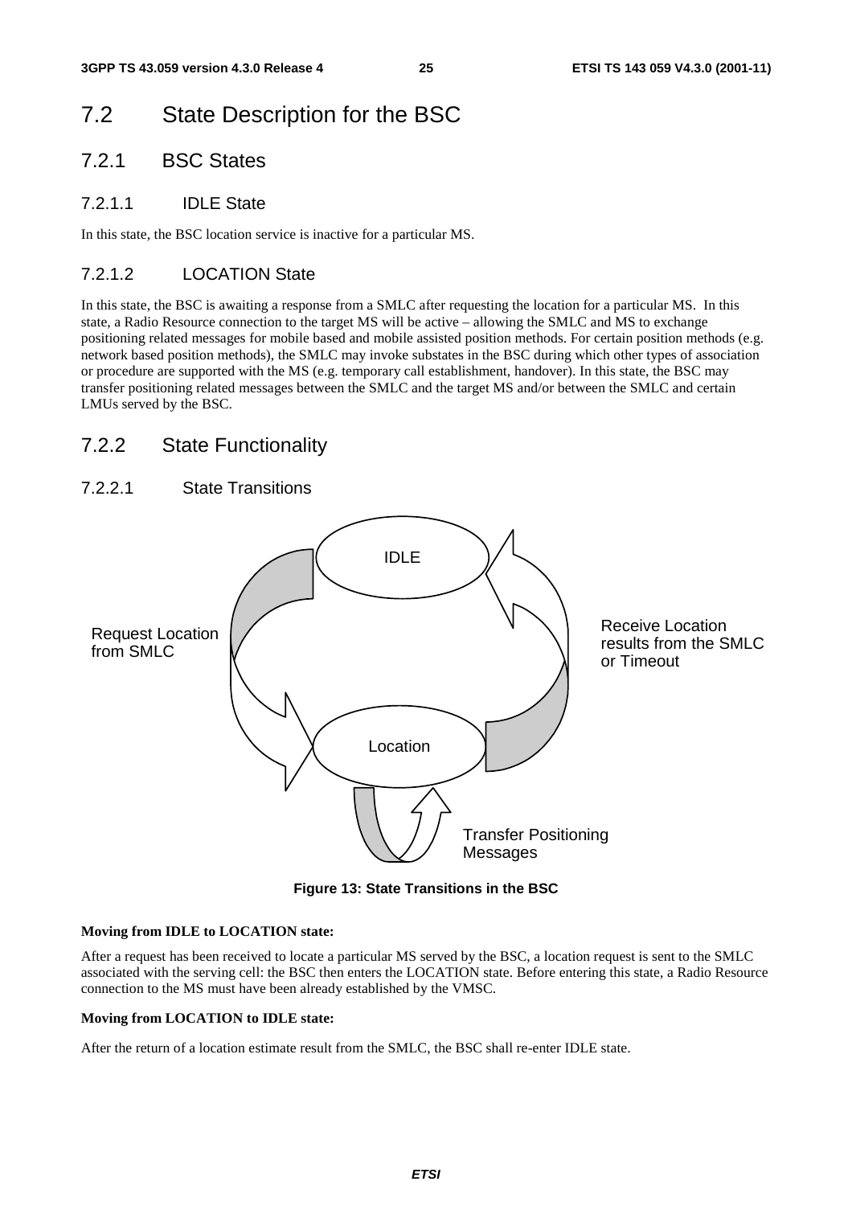## 7.2 State Description for the BSC

### 7.2.1 BSC States

#### 7.2.1.1 IDLE State

In this state, the BSC location service is inactive for a particular MS.

#### 7.2.1.2 LOCATION State

In this state, the BSC is awaiting a response from a SMLC after requesting the location for a particular MS. In this state, a Radio Resource connection to the target MS will be active – allowing the SMLC and MS to exchange positioning related messages for mobile based and mobile assisted position methods. For certain position methods (e.g. network based position methods), the SMLC may invoke substates in the BSC during which other types of association or procedure are supported with the MS (e.g. temporary call establishment, handover). In this state, the BSC may transfer positioning related messages between the SMLC and the target MS and/or between the SMLC and certain LMUs served by the BSC.

### 7.2.2 State Functionality

#### 7.2.2.1 State Transitions

IDLE

Request Location from SMLC

Receive Location results from the SMLC or Timeout

Location

Transfer Positioning Messages

**Figure 13: State Transitions in the BSC**

**Moving from IDLE to LOCATION state:**

After a request has been received to locate a particular MS served by the BSC, a location request is sent to the SMLC associated with the serving cell: the BSC then enters the LOCATION state. Before entering this state, a Radio Resource connection to the MS must have been already established by the VMSC.

**Moving from LOCATION to IDLE state:**

After the return of a location estimate result from the SMLC, the BSC shall re-enter IDLE state.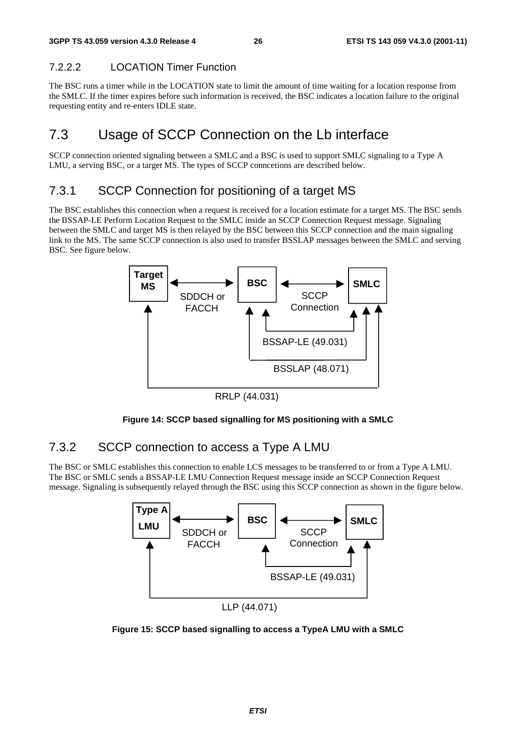#### 7.2.2.2 LOCATION Timer Function

The BSC runs a timer while in the LOCATION state to limit the amount of time waiting for a location response from the SMLC. If the timer expires before such information is received, the BSC indicates a location failure to the original requesting entity and re-enters IDLE state.

## 7.3 Usage of SCCP Connection on the Lb interface

SCCP connection oriented signaling between a SMLC and a BSC is used to support SMLC signaling to a Type A LMU, a serving BSC, or a target MS. The types of SCCP conncetions are described below.

### 7.3.1 SCCP Connection for positioning of a target MS

The BSC establishes this connection when a request is received for a location estimate for a target MS. The BSC sends the BSSAP-LE Perform Location Request to the SMLC inside an SCCP Connection Request message. Signaling between the SMLC and target MS is then relayed by the BSC between this SCCP connection and the main signaling link to the MS. The same SCCP connection is also used to transfer BSSLAP messages between the SMLC and serving BSC. See figure below.

**Figure 14: SCCP based signalling for MS positioning with a SMLC**

### 7.3.2 SCCP connection to access a Type A LMU

The BSC or SMLC establishes this connection to enable LCS messages to be transferred to or from a Type A LMU. The BSC or SMLC sends a BSSAP-LE LMU Connection Request message inside an SCCP Connection Request message. Signaling is subsequently relayed through the BSC using this SCCP connection as shown in the figure below.

**Figure 15: SCCP based signalling to access a TypeA LMU with a SMLC**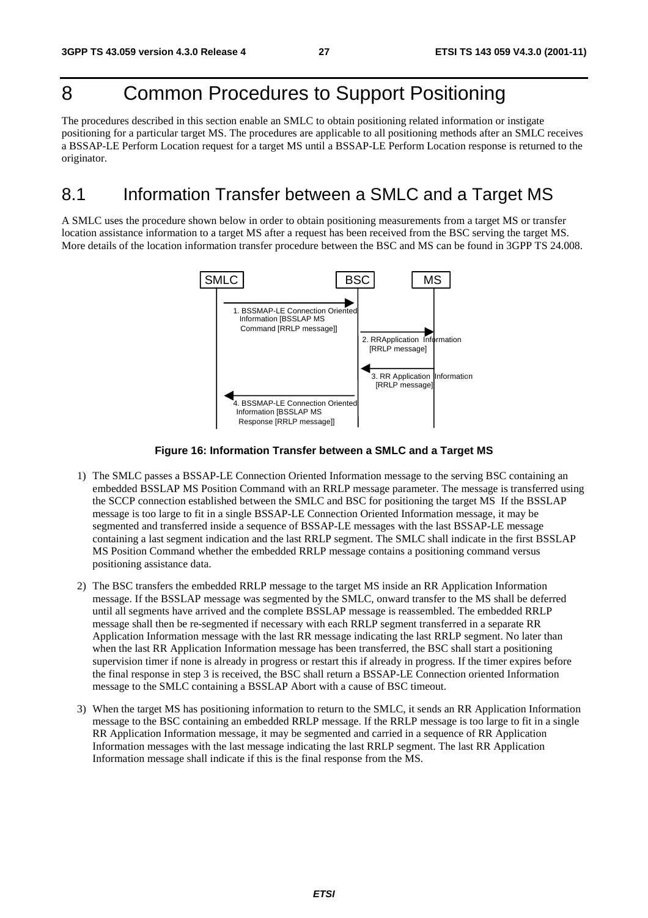# 8 Common Procedures to Support Positioning

The procedures described in this section enable an SMLC to obtain positioning related information or instigate positioning for a particular target MS. The procedures are applicable to all positioning methods after an SMLC receives a BSSAP-LE Perform Location request for a target MS until a BSSAP-LE Perform Location response is returned to the originator.

## 8.1 Information Transfer between a SMLC and a Target MS

A SMLC uses the procedure shown below in order to obtain positioning measurements from a target MS or transfer location assistance information to a target MS after a request has been received from the BSC serving the target MS. More details of the location information transfer procedure between the BSC and MS can be found in 3GPP TS 24.008.

SMLC | BSC | MS

1. BSSMAP-LE Connection Oriented Information [BSSLAP MS Command [RRLP message]]
2. RRApplication Information [RRLP message]
3. RR Application Information [RRLP message]
4. BSSMAP-LE Connection Oriented Information [BSSLAP MS Response [RRLP message]]

**Figure 16: Information Transfer between a SMLC and a Target MS**

1) The SMLC passes a BSSAP-LE Connection Oriented Information message to the serving BSC containing an embedded BSSLAP MS Position Command with an RRLP message parameter. The message is transferred using the SCCP connection established between the SMLC and BSC for positioning the target MS If the BSSLAP message is too large to fit in a single BSSAP-LE Connection Oriented Information message, it may be segmented and transferred inside a sequence of BSSAP-LE messages with the last BSSAP-LE message containing a last segment indication and the last RRLP segment. The SMLC shall indicate in the first BSSLAP MS Position Command whether the embedded RRLP message contains a positioning command versus positioning assistance data.

2) The BSC transfers the embedded RRLP message to the target MS inside an RR Application Information message. If the BSSLAP message was segmented by the SMLC, onward transfer to the MS shall be deferred until all segments have arrived and the complete BSSLAP message is reassembled. The embedded RRLP message shall then be re-segmented if necessary with each RRLP segment transferred in a separate RR Application Information message with the last RR message indicating the last RRLP segment. No later than when the last RR Application Information message has been transferred, the BSC shall start a positioning supervision timer if none is already in progress or restart this if already in progress. If the timer expires before the final response in step 3 is received, the BSC shall return a BSSAP-LE Connection oriented Information message to the SMLC containing a BSSLAP Abort with a cause of BSC timeout.

3) When the target MS has positioning information to return to the SMLC, it sends an RR Application Information message to the BSC containing an embedded RRLP message. If the RRLP message is too large to fit in a single RR Application Information message, it may be segmented and carried in a sequence of RR Application Information messages with the last message indicating the last RRLP segment. The last RR Application Information message shall indicate if this is the final response from the MS.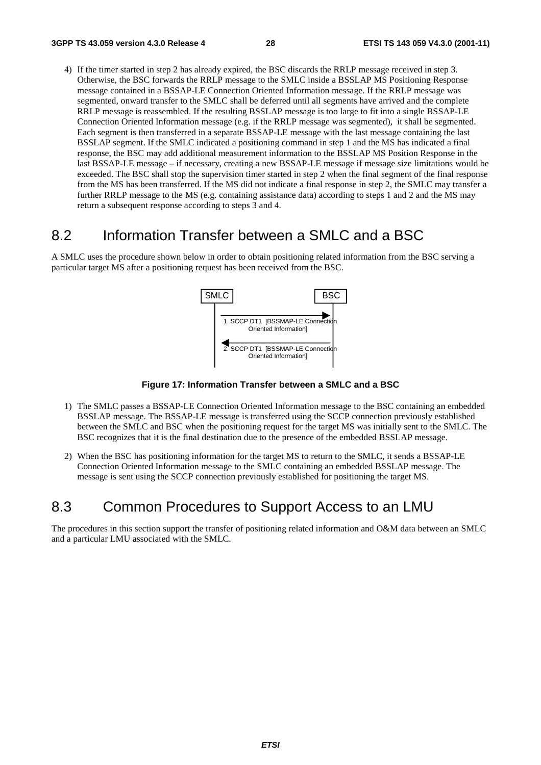4) If the timer started in step 2 has already expired, the BSC discards the RRLP message received in step 3. Otherwise, the BSC forwards the RRLP message to the SMLC inside a BSSLAP MS Positioning Response message contained in a BSSAP-LE Connection Oriented Information message. If the RRLP message was segmented, onward transfer to the SMLC shall be deferred until all segments have arrived and the complete RRLP message is reassembled. If the resulting BSSLAP message is too large to fit into a single BSSAP-LE Connection Oriented Information message (e.g. if the RRLP message was segmented), it shall be segmented. Each segment is then transferred in a separate BSSAP-LE message with the last message containing the last BSSLAP segment. If the SMLC indicated a positioning command in step 1 and the MS has indicated a final response, the BSC may add additional measurement information to the BSSLAP MS Position Response in the last BSSAP-LE message – if necessary, creating a new BSSAP-LE message if message size limitations would be exceeded. The BSC shall stop the supervision timer started in step 2 when the final segment of the final response from the MS has been transferred. If the MS did not indicate a final response in step 2, the SMLC may transfer a further RRLP message to the MS (e.g. containing assistance data) according to steps 1 and 2 and the MS may return a subsequent response according to steps 3 and 4.

## 8.2 Information Transfer between a SMLC and a BSC

A SMLC uses the procedure shown below in order to obtain positioning related information from the BSC serving a particular target MS after a positioning request has been received from the BSC.

SMLC → BSC: 1. SCCP DT1 [BSSMAP-LE Connection Oriented Information]

BSC → SMLC: 2. SCCP DT1 [BSSMAP-LE Connection Oriented Information]

**Figure 17: Information Transfer between a SMLC and a BSC**

1) The SMLC passes a BSSAP-LE Connection Oriented Information message to the BSC containing an embedded BSSLAP message. The BSSAP-LE message is transferred using the SCCP connection previously established between the SMLC and BSC when the positioning request for the target MS was initially sent to the SMLC. The BSC recognizes that it is the final destination due to the presence of the embedded BSSLAP message.

2) When the BSC has positioning information for the target MS to return to the SMLC, it sends a BSSAP-LE Connection Oriented Information message to the SMLC containing an embedded BSSLAP message. The message is sent using the SCCP connection previously established for positioning the target MS.

## 8.3 Common Procedures to Support Access to an LMU

The procedures in this section support the transfer of positioning related information and O&M data between an SMLC and a particular LMU associated with the SMLC.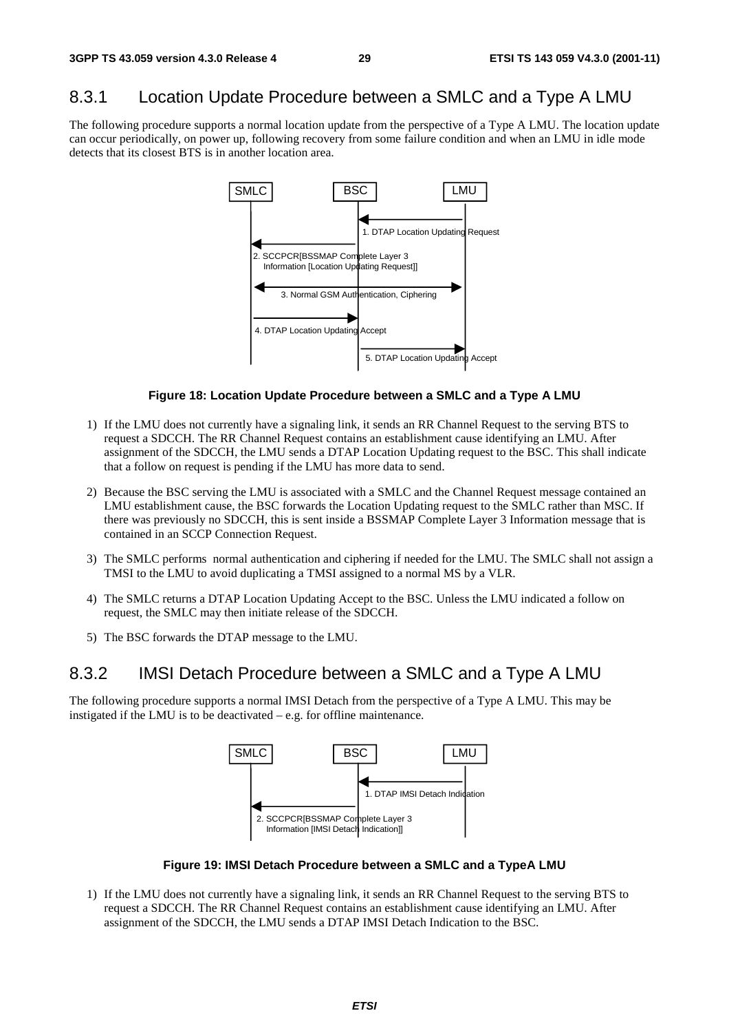## 8.3.1 Location Update Procedure between a SMLC and a Type A LMU

The following procedure supports a normal location update from the perspective of a Type A LMU. The location update can occur periodically, on power up, following recovery from some failure condition and when an LMU in idle mode detects that its closest BTS is in another location area.

**Figure 18: Location Update Procedure between a SMLC and a Type A LMU**

1) If the LMU does not currently have a signaling link, it sends an RR Channel Request to the serving BTS to request a SDCCH. The RR Channel Request contains an establishment cause identifying an LMU. After assignment of the SDCCH, the LMU sends a DTAP Location Updating request to the BSC. This shall indicate that a follow on request is pending if the LMU has more data to send.

2) Because the BSC serving the LMU is associated with a SMLC and the Channel Request message contained an LMU establishment cause, the BSC forwards the Location Updating request to the SMLC rather than MSC. If there was previously no SDCCH, this is sent inside a BSSMAP Complete Layer 3 Information message that is contained in an SCCP Connection Request.

3) The SMLC performs normal authentication and ciphering if needed for the LMU. The SMLC shall not assign a TMSI to the LMU to avoid duplicating a TMSI assigned to a normal MS by a VLR.

4) The SMLC returns a DTAP Location Updating Accept to the BSC. Unless the LMU indicated a follow on request, the SMLC may then initiate release of the SDCCH.

5) The BSC forwards the DTAP message to the LMU.

## 8.3.2 IMSI Detach Procedure between a SMLC and a Type A LMU

The following procedure supports a normal IMSI Detach from the perspective of a Type A LMU. This may be instigated if the LMU is to be deactivated – e.g. for offline maintenance.

**Figure 19: IMSI Detach Procedure between a SMLC and a TypeA LMU**

1) If the LMU does not currently have a signaling link, it sends an RR Channel Request to the serving BTS to request a SDCCH. The RR Channel Request contains an establishment cause identifying an LMU. After assignment of the SDCCH, the LMU sends a DTAP IMSI Detach Indication to the BSC.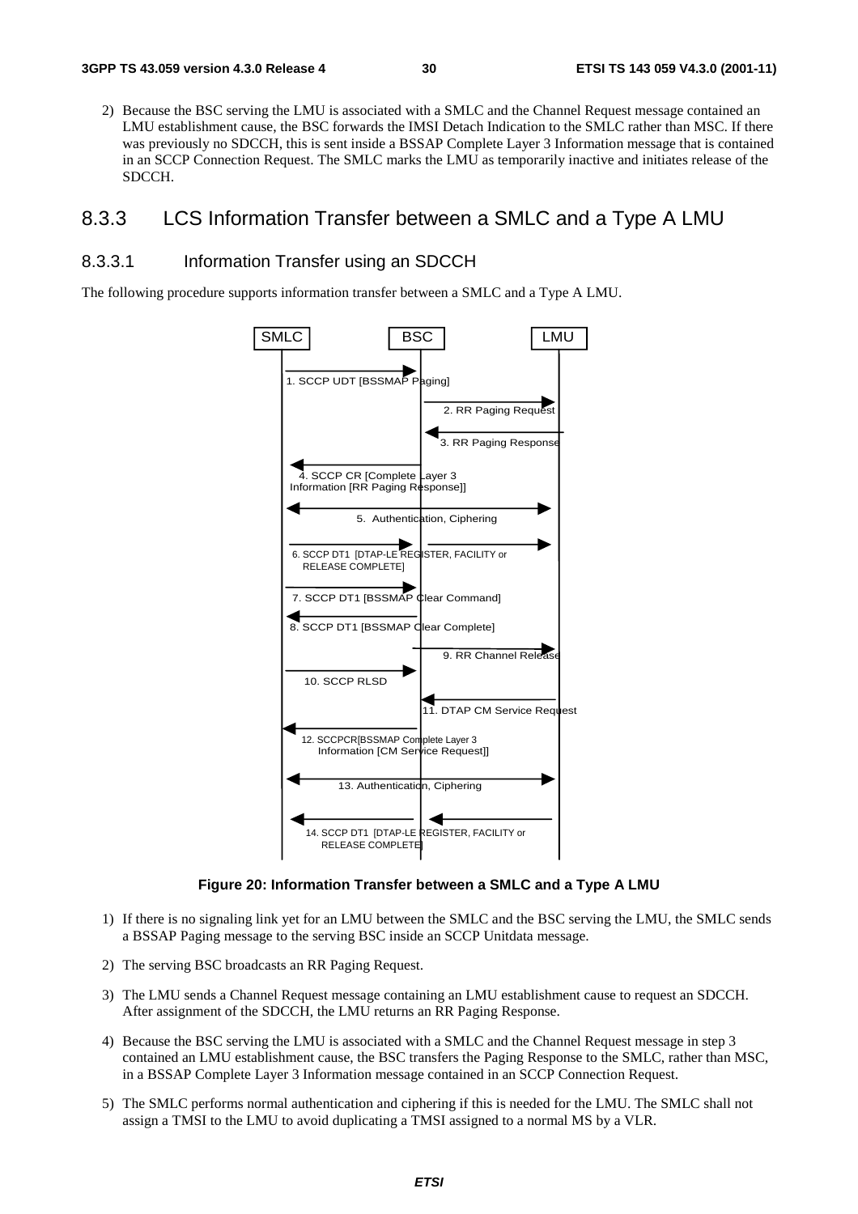2) Because the BSC serving the LMU is associated with a SMLC and the Channel Request message contained an LMU establishment cause, the BSC forwards the IMSI Detach Indication to the SMLC rather than MSC. If there was previously no SDCCH, this is sent inside a BSSAP Complete Layer 3 Information message that is contained in an SCCP Connection Request. The SMLC marks the LMU as temporarily inactive and initiates release of the SDCCH.

### 8.3.3 LCS Information Transfer between a SMLC and a Type A LMU

#### 8.3.3.1 Information Transfer using an SDCCH

The following procedure supports information transfer between a SMLC and a Type A LMU.

SMLC BSC LMU

1. SCCP UDT [BSSMAP Paging]

2. RR Paging Request

3. RR Paging Response

4. SCCP CR [Complete Layer 3 Information [RR Paging Response]]

5. Authentication, Ciphering

6. SCCP DT1 [DTAP-LE REGISTER, FACILITY or RELEASE COMPLETE]

7. SCCP DT1 [BSSMAP Clear Command]

8. SCCP DT1 [BSSMAP Clear Complete]

9. RR Channel Release

10. SCCP RLSD

11. DTAP CM Service Request

12. SCCPCR[BSSMAP Complete Layer 3 Information [CM Service Request]]

13. Authentication, Ciphering

14. SCCP DT1 [DTAP-LE REGISTER, FACILITY or RELEASE COMPLETE]

**Figure 20: Information Transfer between a SMLC and a Type A LMU**

1) If there is no signaling link yet for an LMU between the SMLC and the BSC serving the LMU, the SMLC sends a BSSAP Paging message to the serving BSC inside an SCCP Unitdata message.

2) The serving BSC broadcasts an RR Paging Request.

3) The LMU sends a Channel Request message containing an LMU establishment cause to request an SDCCH. After assignment of the SDCCH, the LMU returns an RR Paging Response.

4) Because the BSC serving the LMU is associated with a SMLC and the Channel Request message in step 3 contained an LMU establishment cause, the BSC transfers the Paging Response to the SMLC, rather than MSC, in a BSSAP Complete Layer 3 Information message contained in an SCCP Connection Request.

5) The SMLC performs normal authentication and ciphering if this is needed for the LMU. The SMLC shall not assign a TMSI to the LMU to avoid duplicating a TMSI assigned to a normal MS by a VLR.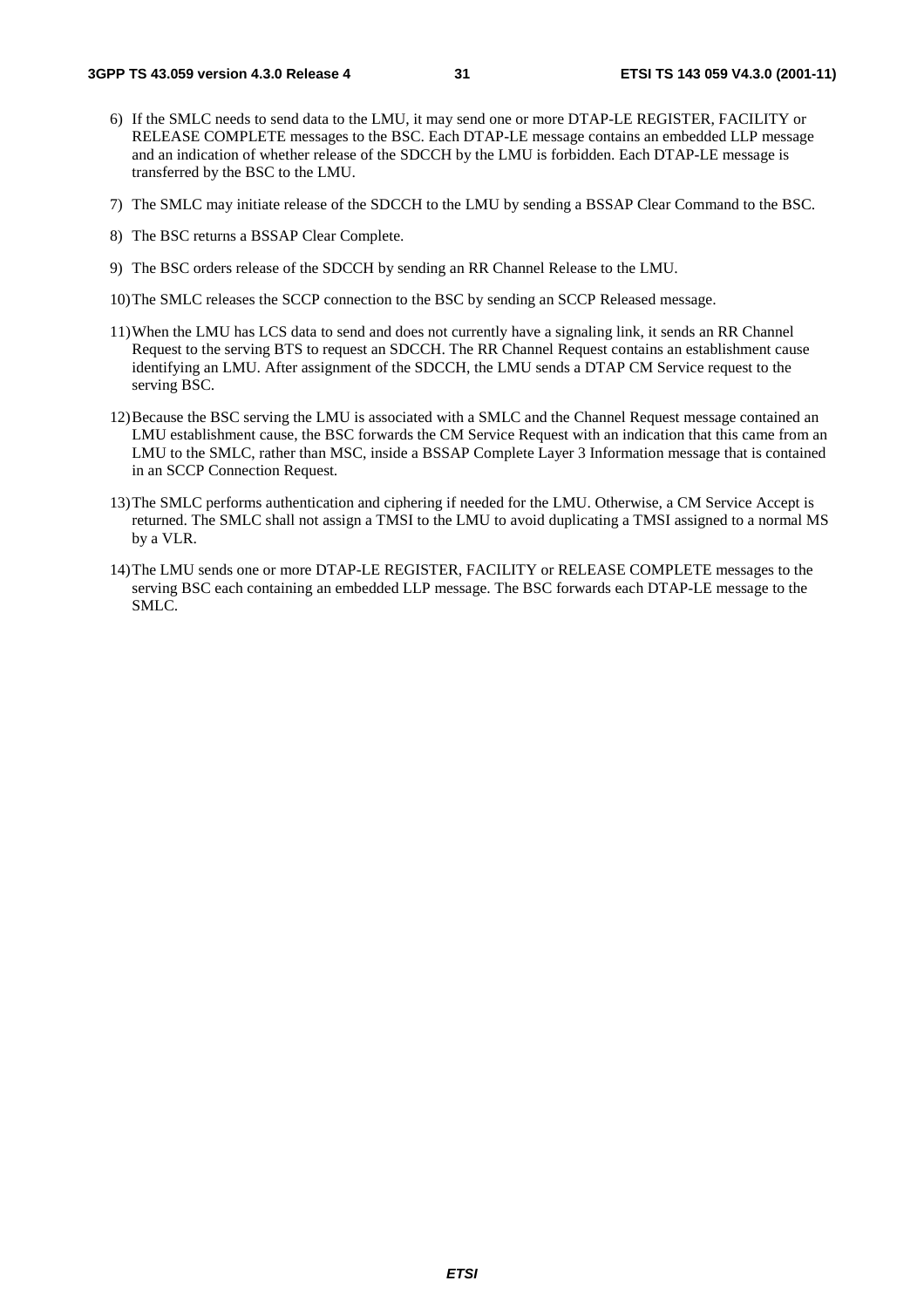6) If the SMLC needs to send data to the LMU, it may send one or more DTAP-LE REGISTER, FACILITY or RELEASE COMPLETE messages to the BSC. Each DTAP-LE message contains an embedded LLP message and an indication of whether release of the SDCCH by the LMU is forbidden. Each DTAP-LE message is transferred by the BSC to the LMU.

7) The SMLC may initiate release of the SDCCH to the LMU by sending a BSSAP Clear Command to the BSC.

8) The BSC returns a BSSAP Clear Complete.

9) The BSC orders release of the SDCCH by sending an RR Channel Release to the LMU.

10) The SMLC releases the SCCP connection to the BSC by sending an SCCP Released message.

11) When the LMU has LCS data to send and does not currently have a signaling link, it sends an RR Channel Request to the serving BTS to request an SDCCH. The RR Channel Request contains an establishment cause identifying an LMU. After assignment of the SDCCH, the LMU sends a DTAP CM Service request to the serving BSC.

12) Because the BSC serving the LMU is associated with a SMLC and the Channel Request message contained an LMU establishment cause, the BSC forwards the CM Service Request with an indication that this came from an LMU to the SMLC, rather than MSC, inside a BSSAP Complete Layer 3 Information message that is contained in an SCCP Connection Request.

13) The SMLC performs authentication and ciphering if needed for the LMU. Otherwise, a CM Service Accept is returned. The SMLC shall not assign a TMSI to the LMU to avoid duplicating a TMSI assigned to a normal MS by a VLR.

14) The LMU sends one or more DTAP-LE REGISTER, FACILITY or RELEASE COMPLETE messages to the serving BSC each containing an embedded LLP message. The BSC forwards each DTAP-LE message to the SMLC.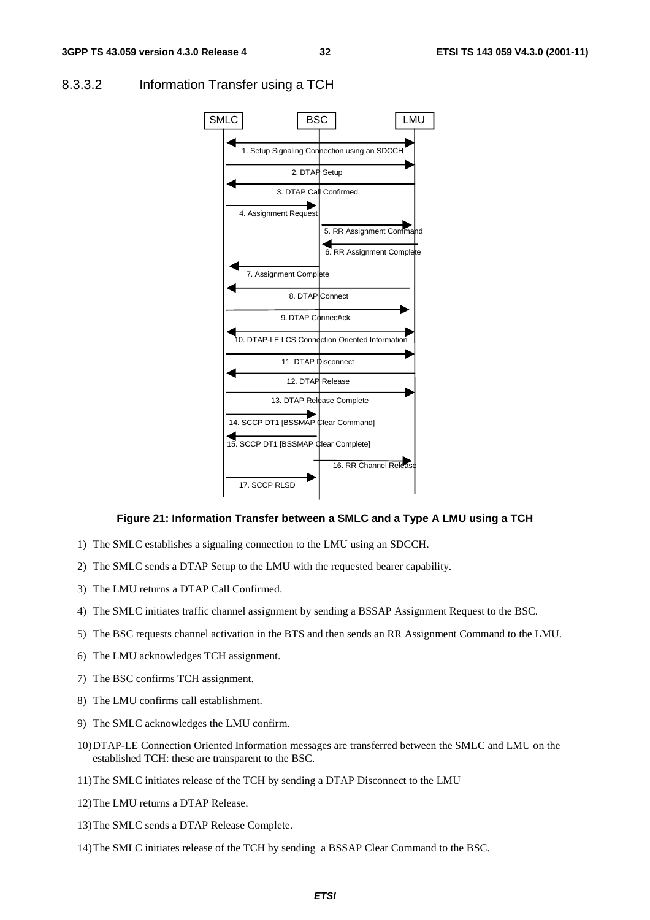### 8.3.3.2 Information Transfer using a TCH

SMLC BSC LMU

1. Setup Signaling Connection using an SDCCH
2. DTAP Setup
3. DTAP Call Confirmed
4. Assignment Request
5. RR Assignment Command
6. RR Assignment Complete
7. Assignment Complete
8. DTAP Connect
9. DTAP ConnectAck.
10. DTAP-LE LCS Connection Oriented Information
11. DTAP Disconnect
12. DTAP Release
13. DTAP Release Complete
14. SCCP DT1 [BSSMAP Clear Command]
15. SCCP DT1 [BSSMAP Clear Complete]
16. RR Channel Release
17. SCCP RLSD

**Figure 21: Information Transfer between a SMLC and a Type A LMU using a TCH**

1) The SMLC establishes a signaling connection to the LMU using an SDCCH.
2) The SMLC sends a DTAP Setup to the LMU with the requested bearer capability.
3) The LMU returns a DTAP Call Confirmed.
4) The SMLC initiates traffic channel assignment by sending a BSSAP Assignment Request to the BSC.
5) The BSC requests channel activation in the BTS and then sends an RR Assignment Command to the LMU.
6) The LMU acknowledges TCH assignment.
7) The BSC confirms TCH assignment.
8) The LMU confirms call establishment.
9) The SMLC acknowledges the LMU confirm.
10) DTAP-LE Connection Oriented Information messages are transferred between the SMLC and LMU on the established TCH: these are transparent to the BSC.
11) The SMLC initiates release of the TCH by sending a DTAP Disconnect to the LMU
12) The LMU returns a DTAP Release.
13) The SMLC sends a DTAP Release Complete.
14) The SMLC initiates release of the TCH by sending a BSSAP Clear Command to the BSC.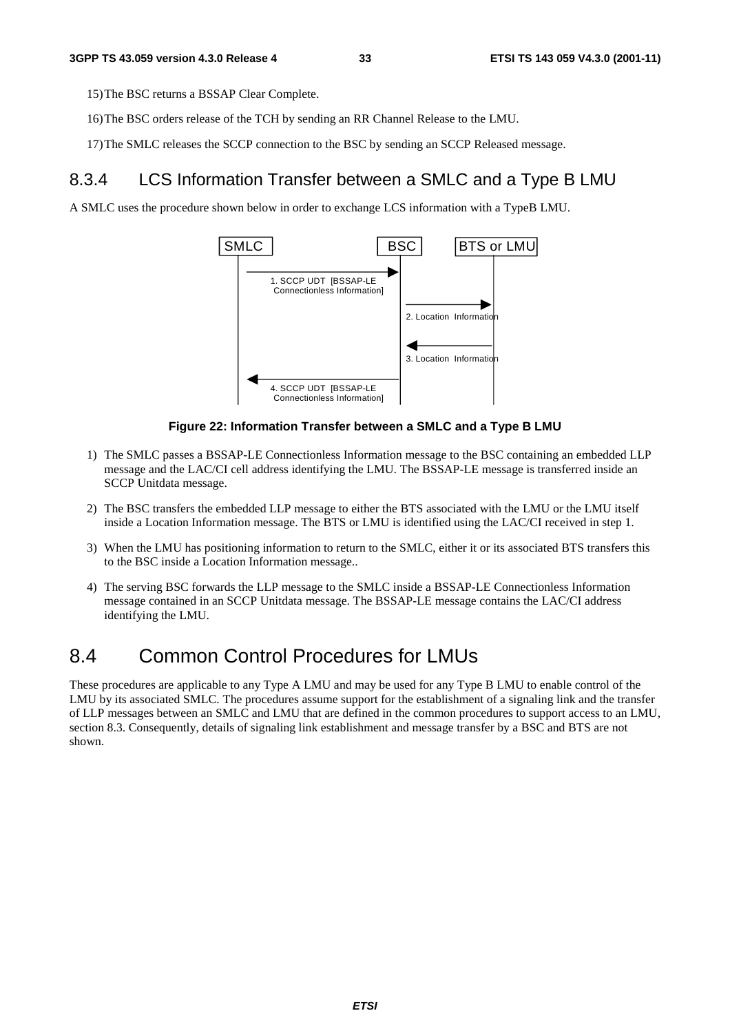15) The BSC returns a BSSAP Clear Complete.

16) The BSC orders release of the TCH by sending an RR Channel Release to the LMU.

17) The SMLC releases the SCCP connection to the BSC by sending an SCCP Released message.

### 8.3.4 LCS Information Transfer between a SMLC and a Type B LMU

A SMLC uses the procedure shown below in order to exchange LCS information with a TypeB LMU.

**Figure 22: Information Transfer between a SMLC and a Type B LMU**

1) The SMLC passes a BSSAP-LE Connectionless Information message to the BSC containing an embedded LLP message and the LAC/CI cell address identifying the LMU. The BSSAP-LE message is transferred inside an SCCP Unitdata message.

2) The BSC transfers the embedded LLP message to either the BTS associated with the LMU or the LMU itself inside a Location Information message. The BTS or LMU is identified using the LAC/CI received in step 1.

3) When the LMU has positioning information to return to the SMLC, either it or its associated BTS transfers this to the BSC inside a Location Information message..

4) The serving BSC forwards the LLP message to the SMLC inside a BSSAP-LE Connectionless Information message contained in an SCCP Unitdata message. The BSSAP-LE message contains the LAC/CI address identifying the LMU.

## 8.4 Common Control Procedures for LMUs

These procedures are applicable to any Type A LMU and may be used for any Type B LMU to enable control of the LMU by its associated SMLC. The procedures assume support for the establishment of a signaling link and the transfer of LLP messages between an SMLC and LMU that are defined in the common procedures to support access to an LMU, section 8.3. Consequently, details of signaling link establishment and message transfer by a BSC and BTS are not shown.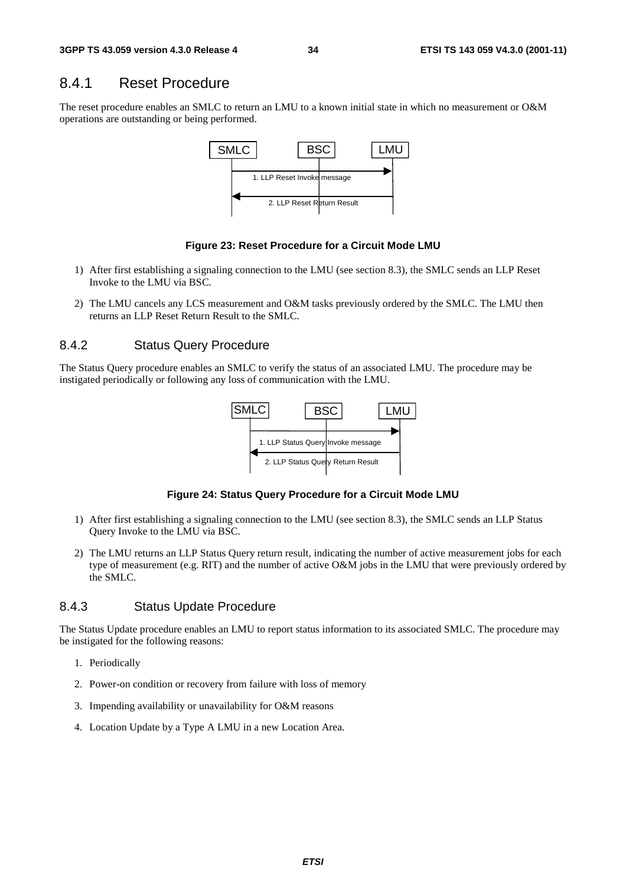### 8.4.1 Reset Procedure

The reset procedure enables an SMLC to return an LMU to a known initial state in which no measurement or O&M operations are outstanding or being performed.

SMLC BSC LMU

1. LLP Reset Invoke message

2. LLP Reset Return Result

**Figure 23: Reset Procedure for a Circuit Mode LMU**

1) After first establishing a signaling connection to the LMU (see section 8.3), the SMLC sends an LLP Reset Invoke to the LMU via BSC.

2) The LMU cancels any LCS measurement and O&M tasks previously ordered by the SMLC. The LMU then returns an LLP Reset Return Result to the SMLC.

### 8.4.2 Status Query Procedure

The Status Query procedure enables an SMLC to verify the status of an associated LMU. The procedure may be instigated periodically or following any loss of communication with the LMU.

SMLC BSC LMU

1. LLP Status Query Invoke message

2. LLP Status Query Return Result

**Figure 24: Status Query Procedure for a Circuit Mode LMU**

1) After first establishing a signaling connection to the LMU (see section 8.3), the SMLC sends an LLP Status Query Invoke to the LMU via BSC.

2) The LMU returns an LLP Status Query return result, indicating the number of active measurement jobs for each type of measurement (e.g. RIT) and the number of active O&M jobs in the LMU that were previously ordered by the SMLC.

### 8.4.3 Status Update Procedure

The Status Update procedure enables an LMU to report status information to its associated SMLC. The procedure may be instigated for the following reasons:

1. Periodically
2. Power-on condition or recovery from failure with loss of memory
3. Impending availability or unavailability for O&M reasons
4. Location Update by a Type A LMU in a new Location Area.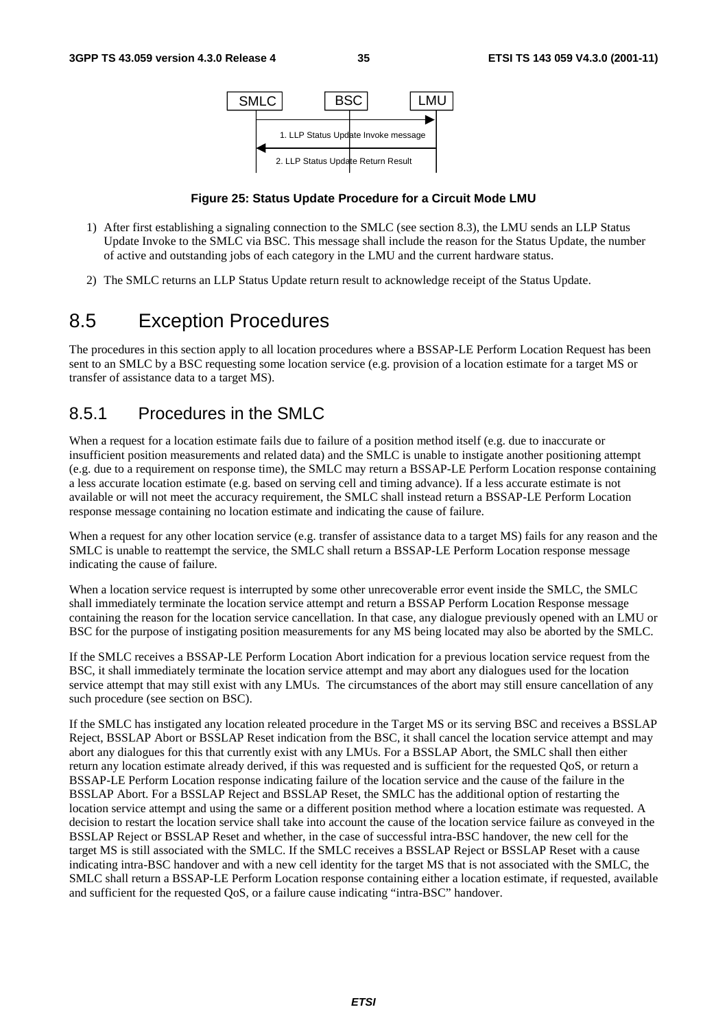SMLC BSC LMU

1. LLP Status Update Invoke message

2. LLP Status Update Return Result

**Figure 25: Status Update Procedure for a Circuit Mode LMU**

1) After first establishing a signaling connection to the SMLC (see section 8.3), the LMU sends an LLP Status Update Invoke to the SMLC via BSC. This message shall include the reason for the Status Update, the number of active and outstanding jobs of each category in the LMU and the current hardware status.

2) The SMLC returns an LLP Status Update return result to acknowledge receipt of the Status Update.

# 8.5 Exception Procedures

The procedures in this section apply to all location procedures where a BSSAP-LE Perform Location Request has been sent to an SMLC by a BSC requesting some location service (e.g. provision of a location estimate for a target MS or transfer of assistance data to a target MS).

## 8.5.1 Procedures in the SMLC

When a request for a location estimate fails due to failure of a position method itself (e.g. due to inaccurate or insufficient position measurements and related data) and the SMLC is unable to instigate another positioning attempt (e.g. due to a requirement on response time), the SMLC may return a BSSAP-LE Perform Location response containing a less accurate location estimate (e.g. based on serving cell and timing advance). If a less accurate estimate is not available or will not meet the accuracy requirement, the SMLC shall instead return a BSSAP-LE Perform Location response message containing no location estimate and indicating the cause of failure.

When a request for any other location service (e.g. transfer of assistance data to a target MS) fails for any reason and the SMLC is unable to reattempt the service, the SMLC shall return a BSSAP-LE Perform Location response message indicating the cause of failure.

When a location service request is interrupted by some other unrecoverable error event inside the SMLC, the SMLC shall immediately terminate the location service attempt and return a BSSAP Perform Location Response message containing the reason for the location service cancellation. In that case, any dialogue previously opened with an LMU or BSC for the purpose of instigating position measurements for any MS being located may also be aborted by the SMLC.

If the SMLC receives a BSSAP-LE Perform Location Abort indication for a previous location service request from the BSC, it shall immediately terminate the location service attempt and may abort any dialogues used for the location service attempt that may still exist with any LMUs. The circumstances of the abort may still ensure cancellation of any such procedure (see section on BSC).

If the SMLC has instigated any location releated procedure in the Target MS or its serving BSC and receives a BSSLAP Reject, BSSLAP Abort or BSSLAP Reset indication from the BSC, it shall cancel the location service attempt and may abort any dialogues for this that currently exist with any LMUs. For a BSSLAP Abort, the SMLC shall then either return any location estimate already derived, if this was requested and is sufficient for the requested QoS, or return a BSSAP-LE Perform Location response indicating failure of the location service and the cause of the failure in the BSSLAP Abort. For a BSSLAP Reject and BSSLAP Reset, the SMLC has the additional option of restarting the location service attempt and using the same or a different position method where a location estimate was requested. A decision to restart the location service shall take into account the cause of the location service failure as conveyed in the BSSLAP Reject or BSSLAP Reset and whether, in the case of successful intra-BSC handover, the new cell for the target MS is still associated with the SMLC. If the SMLC receives a BSSLAP Reject or BSSLAP Reset with a cause indicating intra-BSC handover and with a new cell identity for the target MS that is not associated with the SMLC, the SMLC shall return a BSSAP-LE Perform Location response containing either a location estimate, if requested, available and sufficient for the requested QoS, or a failure cause indicating "intra-BSC" handover.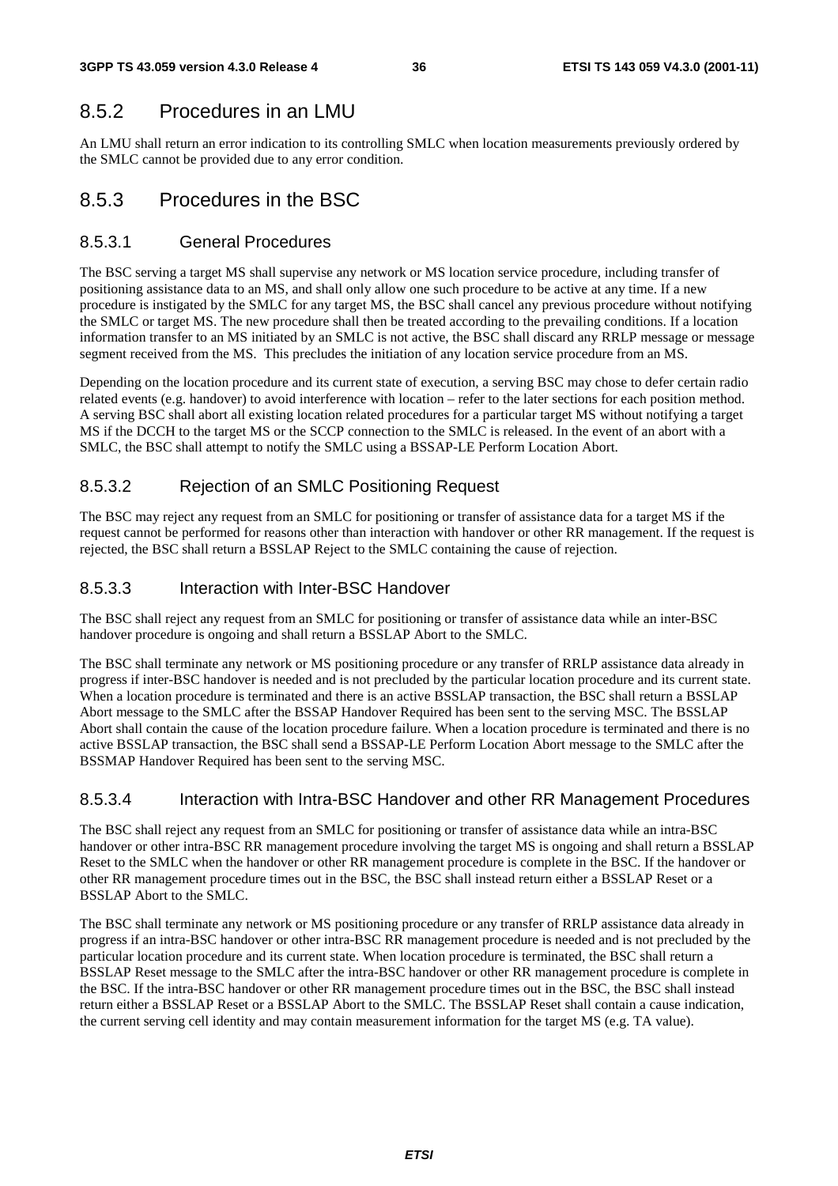## 8.5.2 Procedures in an LMU

An LMU shall return an error indication to its controlling SMLC when location measurements previously ordered by the SMLC cannot be provided due to any error condition.

## 8.5.3 Procedures in the BSC

### 8.5.3.1 General Procedures

The BSC serving a target MS shall supervise any network or MS location service procedure, including transfer of positioning assistance data to an MS, and shall only allow one such procedure to be active at any time. If a new procedure is instigated by the SMLC for any target MS, the BSC shall cancel any previous procedure without notifying the SMLC or target MS. The new procedure shall then be treated according to the prevailing conditions. If a location information transfer to an MS initiated by an SMLC is not active, the BSC shall discard any RRLP message or message segment received from the MS. This precludes the initiation of any location service procedure from an MS.

Depending on the location procedure and its current state of execution, a serving BSC may chose to defer certain radio related events (e.g. handover) to avoid interference with location – refer to the later sections for each position method. A serving BSC shall abort all existing location related procedures for a particular target MS without notifying a target MS if the DCCH to the target MS or the SCCP connection to the SMLC is released. In the event of an abort with a SMLC, the BSC shall attempt to notify the SMLC using a BSSAP-LE Perform Location Abort.

### 8.5.3.2 Rejection of an SMLC Positioning Request

The BSC may reject any request from an SMLC for positioning or transfer of assistance data for a target MS if the request cannot be performed for reasons other than interaction with handover or other RR management. If the request is rejected, the BSC shall return a BSSLAP Reject to the SMLC containing the cause of rejection.

### 8.5.3.3 Interaction with Inter-BSC Handover

The BSC shall reject any request from an SMLC for positioning or transfer of assistance data while an inter-BSC handover procedure is ongoing and shall return a BSSLAP Abort to the SMLC.

The BSC shall terminate any network or MS positioning procedure or any transfer of RRLP assistance data already in progress if inter-BSC handover is needed and is not precluded by the particular location procedure and its current state. When a location procedure is terminated and there is an active BSSLAP transaction, the BSC shall return a BSSLAP Abort message to the SMLC after the BSSAP Handover Required has been sent to the serving MSC. The BSSLAP Abort shall contain the cause of the location procedure failure. When a location procedure is terminated and there is no active BSSLAP transaction, the BSC shall send a BSSAP-LE Perform Location Abort message to the SMLC after the BSSMAP Handover Required has been sent to the serving MSC.

### 8.5.3.4 Interaction with Intra-BSC Handover and other RR Management Procedures

The BSC shall reject any request from an SMLC for positioning or transfer of assistance data while an intra-BSC handover or other intra-BSC RR management procedure involving the target MS is ongoing and shall return a BSSLAP Reset to the SMLC when the handover or other RR management procedure is complete in the BSC. If the handover or other RR management procedure times out in the BSC, the BSC shall instead return either a BSSLAP Reset or a BSSLAP Abort to the SMLC.

The BSC shall terminate any network or MS positioning procedure or any transfer of RRLP assistance data already in progress if an intra-BSC handover or other intra-BSC RR management procedure is needed and is not precluded by the particular location procedure and its current state. When location procedure is terminated, the BSC shall return a BSSLAP Reset message to the SMLC after the intra-BSC handover or other RR management procedure is complete in the BSC. If the intra-BSC handover or other RR management procedure times out in the BSC, the BSC shall instead return either a BSSLAP Reset or a BSSLAP Abort to the SMLC. The BSSLAP Reset shall contain a cause indication, the current serving cell identity and may contain measurement information for the target MS (e.g. TA value).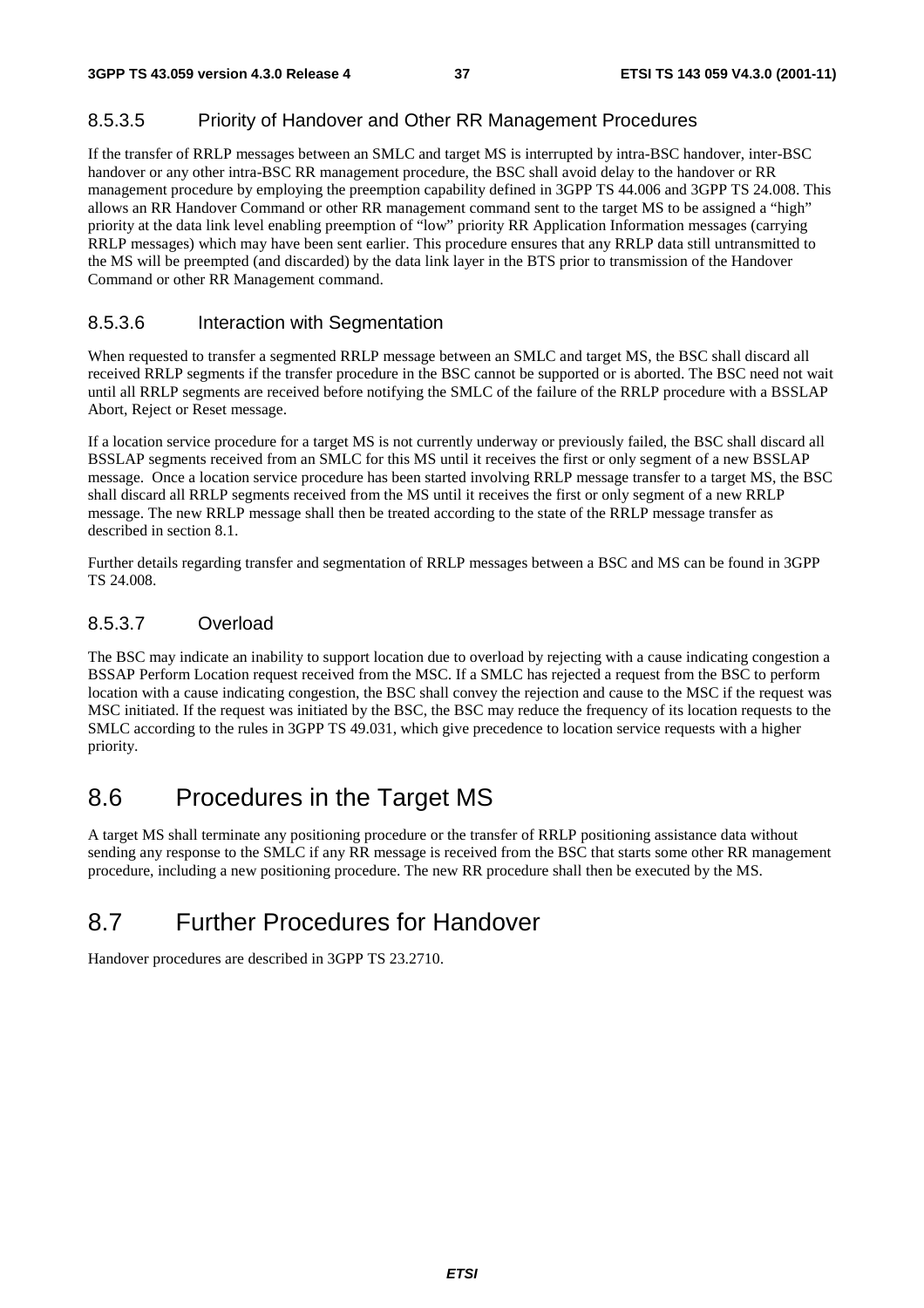#### 8.5.3.5 Priority of Handover and Other RR Management Procedures

If the transfer of RRLP messages between an SMLC and target MS is interrupted by intra-BSC handover, inter-BSC handover or any other intra-BSC RR management procedure, the BSC shall avoid delay to the handover or RR management procedure by employing the preemption capability defined in 3GPP TS 44.006 and 3GPP TS 24.008. This allows an RR Handover Command or other RR management command sent to the target MS to be assigned a "high" priority at the data link level enabling preemption of "low" priority RR Application Information messages (carrying RRLP messages) which may have been sent earlier. This procedure ensures that any RRLP data still untransmitted to the MS will be preempted (and discarded) by the data link layer in the BTS prior to transmission of the Handover Command or other RR Management command.

#### 8.5.3.6 Interaction with Segmentation

When requested to transfer a segmented RRLP message between an SMLC and target MS, the BSC shall discard all received RRLP segments if the transfer procedure in the BSC cannot be supported or is aborted. The BSC need not wait until all RRLP segments are received before notifying the SMLC of the failure of the RRLP procedure with a BSSLAP Abort, Reject or Reset message.

If a location service procedure for a target MS is not currently underway or previously failed, the BSC shall discard all BSSLAP segments received from an SMLC for this MS until it receives the first or only segment of a new BSSLAP message. Once a location service procedure has been started involving RRLP message transfer to a target MS, the BSC shall discard all RRLP segments received from the MS until it receives the first or only segment of a new RRLP message. The new RRLP message shall then be treated according to the state of the RRLP message transfer as described in section 8.1.

Further details regarding transfer and segmentation of RRLP messages between a BSC and MS can be found in 3GPP TS 24.008.

#### 8.5.3.7 Overload

The BSC may indicate an inability to support location due to overload by rejecting with a cause indicating congestion a BSSAP Perform Location request received from the MSC. If a SMLC has rejected a request from the BSC to perform location with a cause indicating congestion, the BSC shall convey the rejection and cause to the MSC if the request was MSC initiated. If the request was initiated by the BSC, the BSC may reduce the frequency of its location requests to the SMLC according to the rules in 3GPP TS 49.031, which give precedence to location service requests with a higher priority.

## 8.6 Procedures in the Target MS

A target MS shall terminate any positioning procedure or the transfer of RRLP positioning assistance data without sending any response to the SMLC if any RR message is received from the BSC that starts some other RR management procedure, including a new positioning procedure. The new RR procedure shall then be executed by the MS.

## 8.7 Further Procedures for Handover

Handover procedures are described in 3GPP TS 23.2710.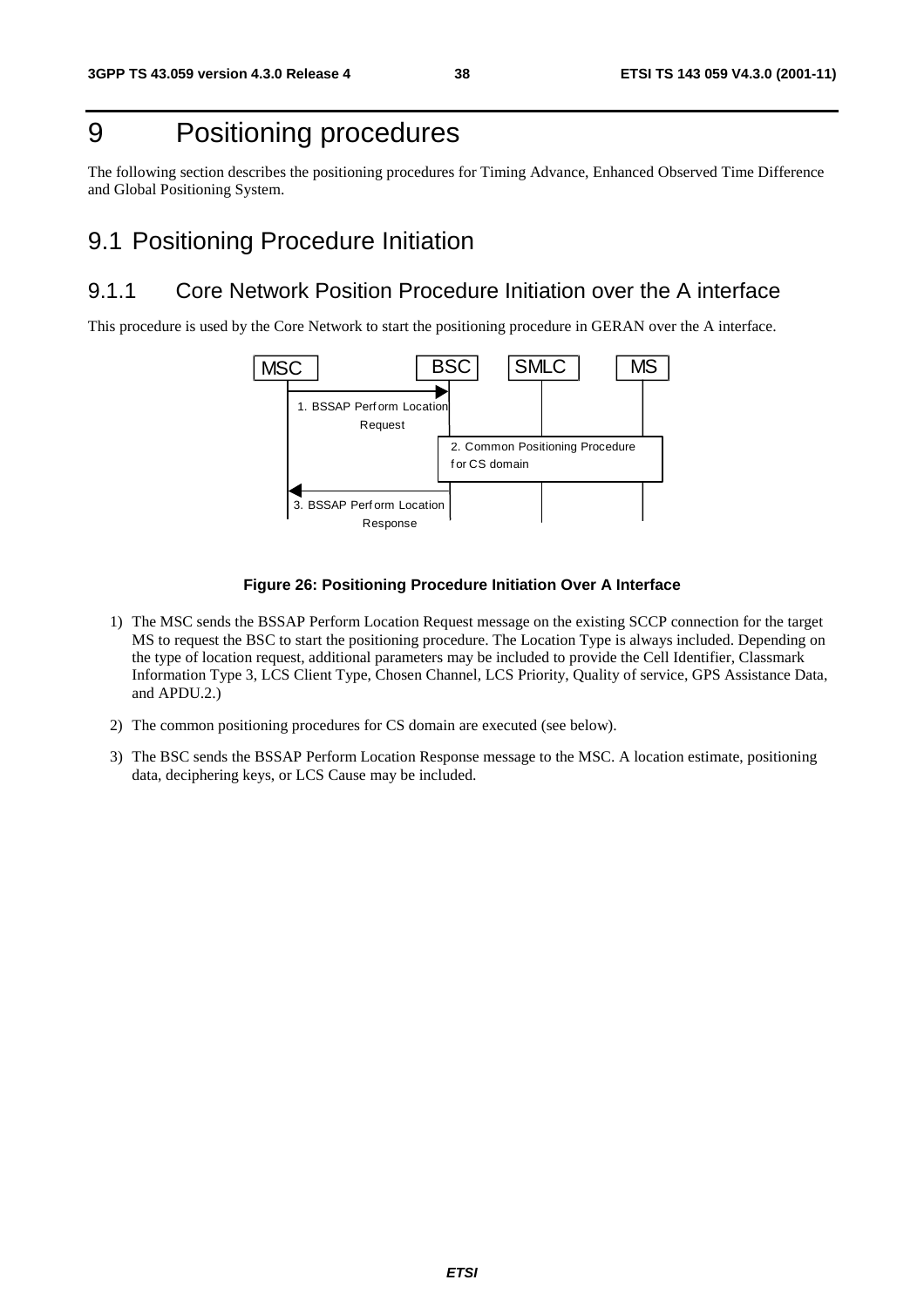# 9 Positioning procedures

The following section describes the positioning procedures for Timing Advance, Enhanced Observed Time Difference and Global Positioning System.

## 9.1 Positioning Procedure Initiation

### 9.1.1 Core Network Position Procedure Initiation over the A interface

This procedure is used by the Core Network to start the positioning procedure in GERAN over the A interface.

**Figure 26: Positioning Procedure Initiation Over A Interface**

1) The MSC sends the BSSAP Perform Location Request message on the existing SCCP connection for the target MS to request the BSC to start the positioning procedure. The Location Type is always included. Depending on the type of location request, additional parameters may be included to provide the Cell Identifier, Classmark Information Type 3, LCS Client Type, Chosen Channel, LCS Priority, Quality of service, GPS Assistance Data, and APDU.2.)

2) The common positioning procedures for CS domain are executed (see below).

3) The BSC sends the BSSAP Perform Location Response message to the MSC. A location estimate, positioning data, deciphering keys, or LCS Cause may be included.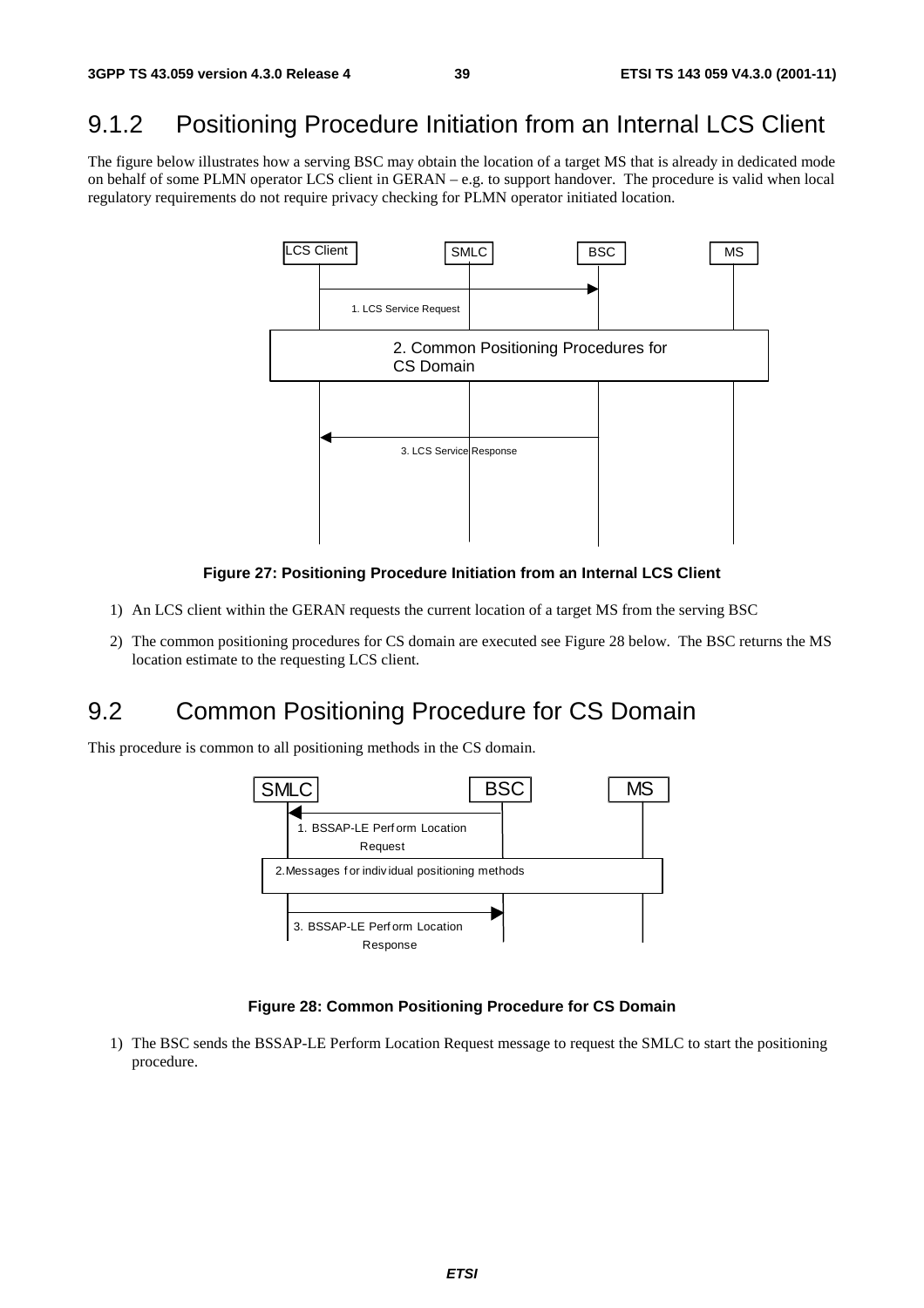## 9.1.2 Positioning Procedure Initiation from an Internal LCS Client

The figure below illustrates how a serving BSC may obtain the location of a target MS that is already in dedicated mode on behalf of some PLMN operator LCS client in GERAN – e.g. to support handover. The procedure is valid when local regulatory requirements do not require privacy checking for PLMN operator initiated location.

**Figure 27: Positioning Procedure Initiation from an Internal LCS Client**

1) An LCS client within the GERAN requests the current location of a target MS from the serving BSC
2) The common positioning procedures for CS domain are executed see Figure 28 below. The BSC returns the MS location estimate to the requesting LCS client.

## 9.2 Common Positioning Procedure for CS Domain

This procedure is common to all positioning methods in the CS domain.

**Figure 28: Common Positioning Procedure for CS Domain**

1) The BSC sends the BSSAP-LE Perform Location Request message to request the SMLC to start the positioning procedure.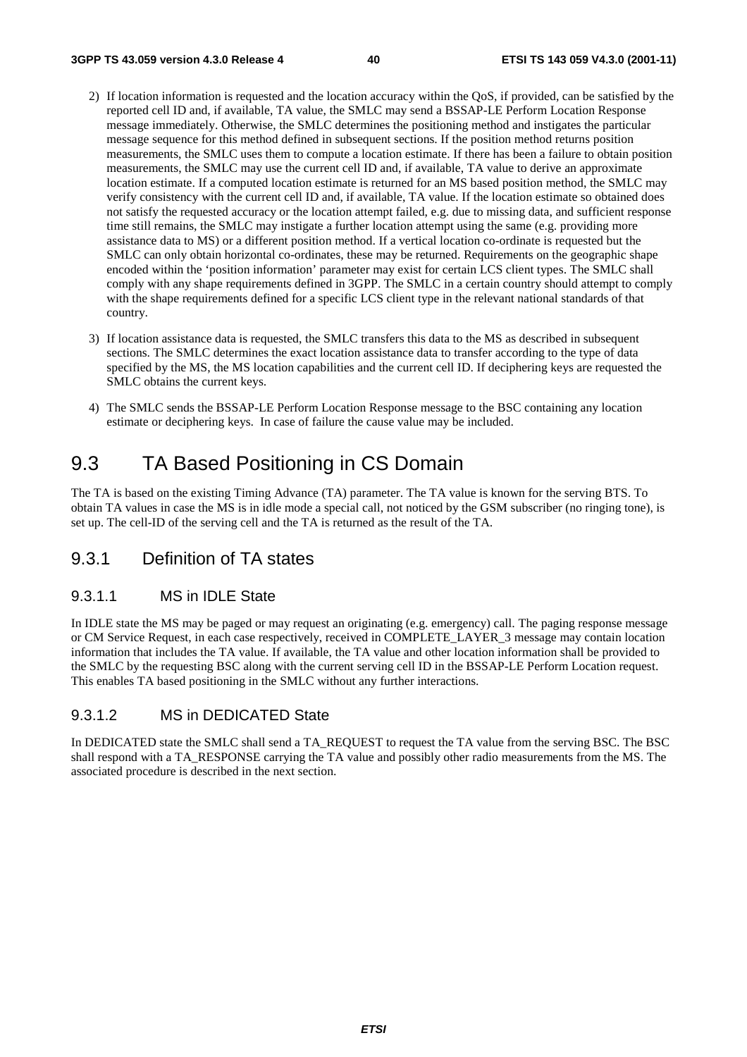2) If location information is requested and the location accuracy within the QoS, if provided, can be satisfied by the reported cell ID and, if available, TA value, the SMLC may send a BSSAP-LE Perform Location Response message immediately. Otherwise, the SMLC determines the positioning method and instigates the particular message sequence for this method defined in subsequent sections. If the position method returns position measurements, the SMLC uses them to compute a location estimate. If there has been a failure to obtain position measurements, the SMLC may use the current cell ID and, if available, TA value to derive an approximate location estimate. If a computed location estimate is returned for an MS based position method, the SMLC may verify consistency with the current cell ID and, if available, TA value. If the location estimate so obtained does not satisfy the requested accuracy or the location attempt failed, e.g. due to missing data, and sufficient response time still remains, the SMLC may instigate a further location attempt using the same (e.g. providing more assistance data to MS) or a different position method. If a vertical location co-ordinate is requested but the SMLC can only obtain horizontal co-ordinates, these may be returned. Requirements on the geographic shape encoded within the 'position information' parameter may exist for certain LCS client types. The SMLC shall comply with any shape requirements defined in 3GPP. The SMLC in a certain country should attempt to comply with the shape requirements defined for a specific LCS client type in the relevant national standards of that country.

3) If location assistance data is requested, the SMLC transfers this data to the MS as described in subsequent sections. The SMLC determines the exact location assistance data to transfer according to the type of data specified by the MS, the MS location capabilities and the current cell ID. If deciphering keys are requested the SMLC obtains the current keys.

4) The SMLC sends the BSSAP-LE Perform Location Response message to the BSC containing any location estimate or deciphering keys. In case of failure the cause value may be included.

# 9.3 TA Based Positioning in CS Domain

The TA is based on the existing Timing Advance (TA) parameter. The TA value is known for the serving BTS. To obtain TA values in case the MS is in idle mode a special call, not noticed by the GSM subscriber (no ringing tone), is set up. The cell-ID of the serving cell and the TA is returned as the result of the TA.

## 9.3.1 Definition of TA states

### 9.3.1.1 MS in IDLE State

In IDLE state the MS may be paged or may request an originating (e.g. emergency) call. The paging response message or CM Service Request, in each case respectively, received in COMPLETE_LAYER_3 message may contain location information that includes the TA value. If available, the TA value and other location information shall be provided to the SMLC by the requesting BSC along with the current serving cell ID in the BSSAP-LE Perform Location request. This enables TA based positioning in the SMLC without any further interactions.

### 9.3.1.2 MS in DEDICATED State

In DEDICATED state the SMLC shall send a TA_REQUEST to request the TA value from the serving BSC. The BSC shall respond with a TA_RESPONSE carrying the TA value and possibly other radio measurements from the MS. The associated procedure is described in the next section.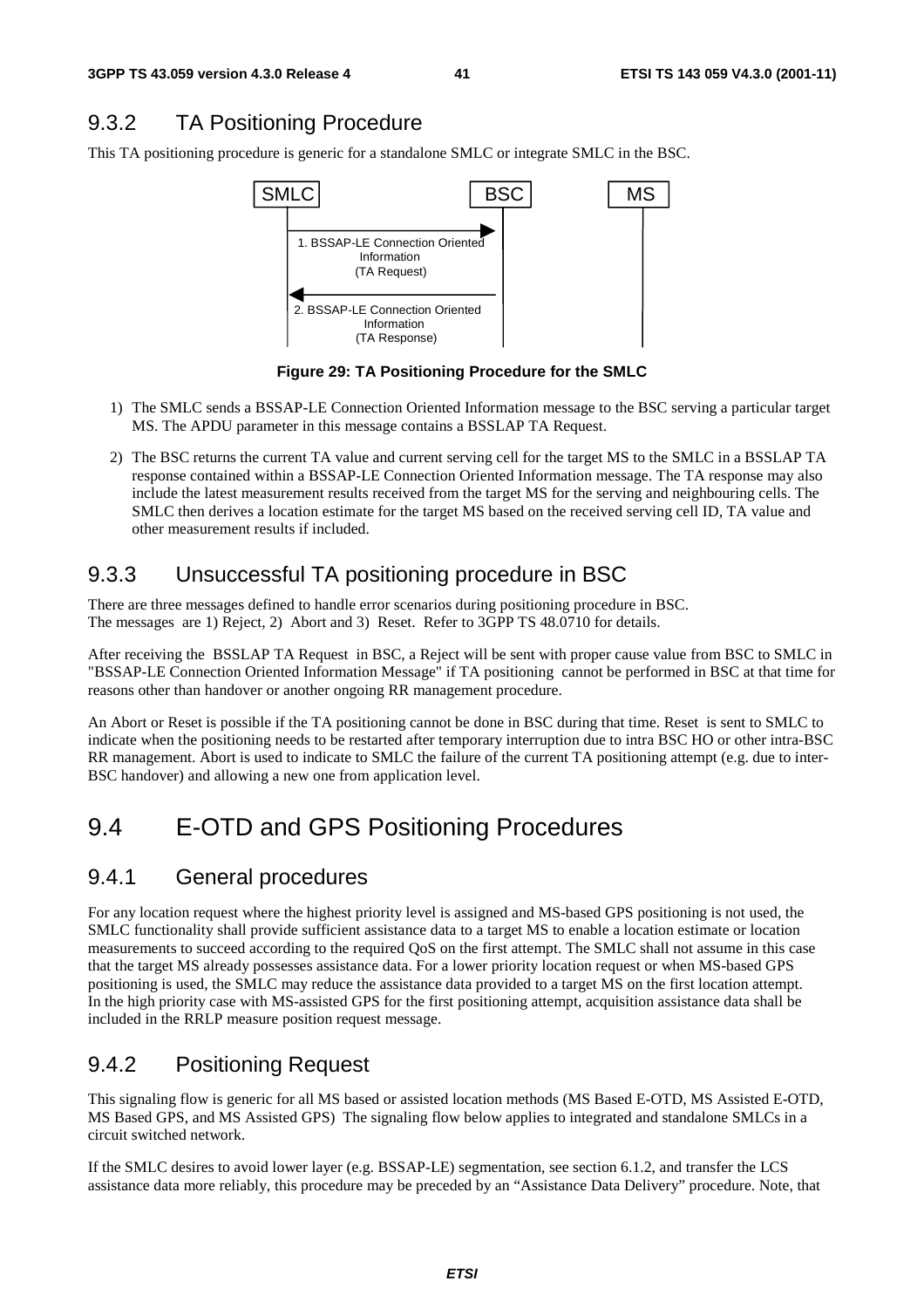## 9.3.2 TA Positioning Procedure

This TA positioning procedure is generic for a standalone SMLC or integrate SMLC in the BSC.

SMLC | BSC | MS

1. BSSAP-LE Connection Oriented Information (TA Request)

2. BSSAP-LE Connection Oriented Information (TA Response)

**Figure 29: TA Positioning Procedure for the SMLC**

1) The SMLC sends a BSSAP-LE Connection Oriented Information message to the BSC serving a particular target MS. The APDU parameter in this message contains a BSSLAP TA Request.

2) The BSC returns the current TA value and current serving cell for the target MS to the SMLC in a BSSLAP TA response contained within a BSSAP-LE Connection Oriented Information message. The TA response may also include the latest measurement results received from the target MS for the serving and neighbouring cells. The SMLC then derives a location estimate for the target MS based on the received serving cell ID, TA value and other measurement results if included.

## 9.3.3 Unsuccessful TA positioning procedure in BSC

There are three messages defined to handle error scenarios during positioning procedure in BSC. The messages are 1) Reject, 2) Abort and 3) Reset. Refer to 3GPP TS 48.0710 for details.

After receiving the BSSLAP TA Request in BSC, a Reject will be sent with proper cause value from BSC to SMLC in "BSSAP-LE Connection Oriented Information Message" if TA positioning cannot be performed in BSC at that time for reasons other than handover or another ongoing RR management procedure.

An Abort or Reset is possible if the TA positioning cannot be done in BSC during that time. Reset is sent to SMLC to indicate when the positioning needs to be restarted after temporary interruption due to intra BSC HO or other intra-BSC RR management. Abort is used to indicate to SMLC the failure of the current TA positioning attempt (e.g. due to inter-BSC handover) and allowing a new one from application level.

# 9.4 E-OTD and GPS Positioning Procedures

## 9.4.1 General procedures

For any location request where the highest priority level is assigned and MS-based GPS positioning is not used, the SMLC functionality shall provide sufficient assistance data to a target MS to enable a location estimate or location measurements to succeed according to the required QoS on the first attempt. The SMLC shall not assume in this case that the target MS already possesses assistance data. For a lower priority location request or when MS-based GPS positioning is used, the SMLC may reduce the assistance data provided to a target MS on the first location attempt. In the high priority case with MS-assisted GPS for the first positioning attempt, acquisition assistance data shall be included in the RRLP measure position request message.

## 9.4.2 Positioning Request

This signaling flow is generic for all MS based or assisted location methods (MS Based E-OTD, MS Assisted E-OTD, MS Based GPS, and MS Assisted GPS) The signaling flow below applies to integrated and standalone SMLCs in a circuit switched network.

If the SMLC desires to avoid lower layer (e.g. BSSAP-LE) segmentation, see section 6.1.2, and transfer the LCS assistance data more reliably, this procedure may be preceded by an "Assistance Data Delivery" procedure. Note, that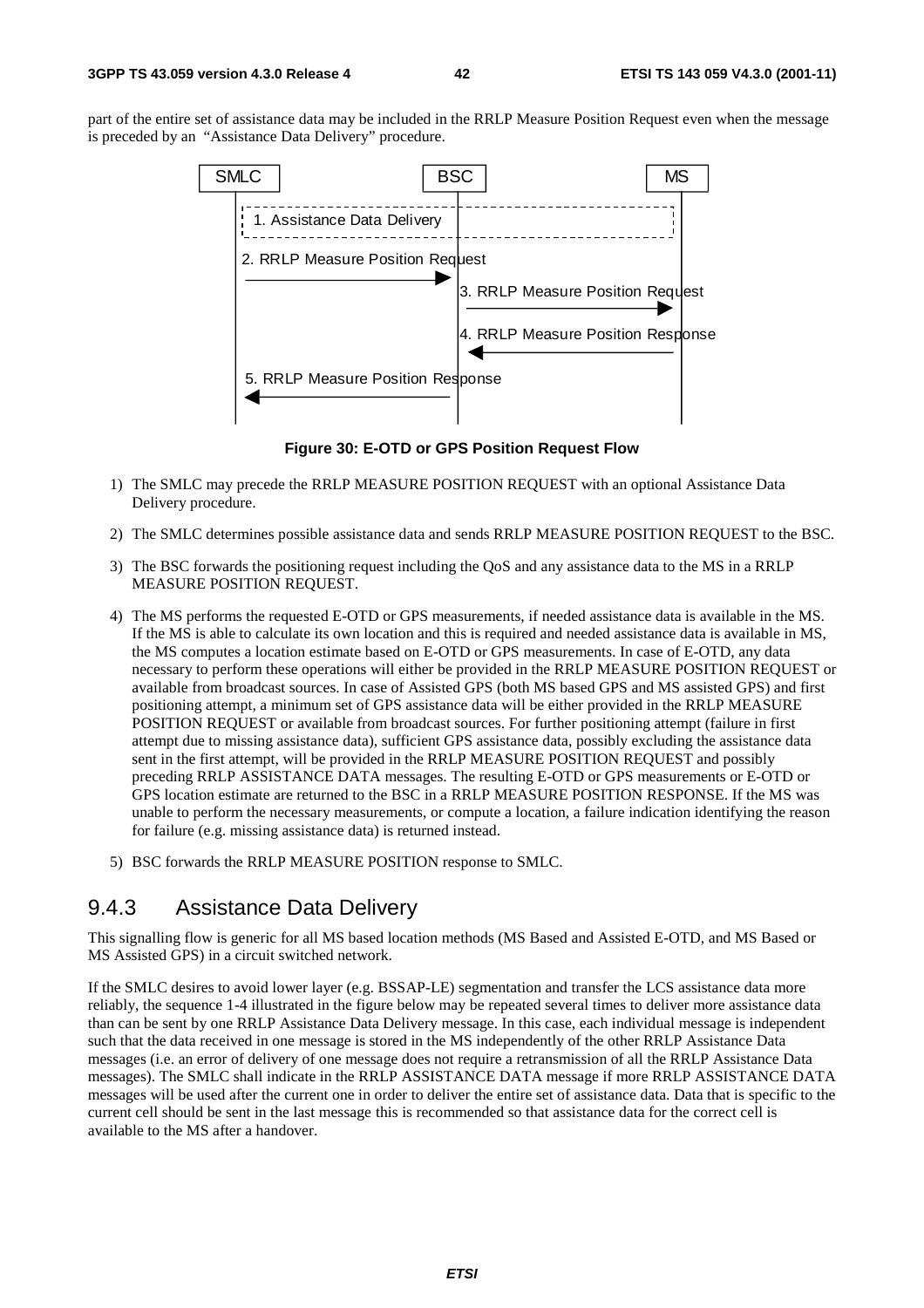part of the entire set of assistance data may be included in the RRLP Measure Position Request even when the message is preceded by an "Assistance Data Delivery" procedure.

**Figure 30: E-OTD or GPS Position Request Flow**

1) The SMLC may precede the RRLP MEASURE POSITION REQUEST with an optional Assistance Data Delivery procedure.

2) The SMLC determines possible assistance data and sends RRLP MEASURE POSITION REQUEST to the BSC.

3) The BSC forwards the positioning request including the QoS and any assistance data to the MS in a RRLP MEASURE POSITION REQUEST.

4) The MS performs the requested E-OTD or GPS measurements, if needed assistance data is available in the MS. If the MS is able to calculate its own location and this is required and needed assistance data is available in MS, the MS computes a location estimate based on E-OTD or GPS measurements. In case of E-OTD, any data necessary to perform these operations will either be provided in the RRLP MEASURE POSITION REQUEST or available from broadcast sources. In case of Assisted GPS (both MS based GPS and MS assisted GPS) and first positioning attempt, a minimum set of GPS assistance data will be either provided in the RRLP MEASURE POSITION REQUEST or available from broadcast sources. For further positioning attempt (failure in first attempt due to missing assistance data), sufficient GPS assistance data, possibly excluding the assistance data sent in the first attempt, will be provided in the RRLP MEASURE POSITION REQUEST and possibly preceding RRLP ASSISTANCE DATA messages. The resulting E-OTD or GPS measurements or E-OTD or GPS location estimate are returned to the BSC in a RRLP MEASURE POSITION RESPONSE. If the MS was unable to perform the necessary measurements, or compute a location, a failure indication identifying the reason for failure (e.g. missing assistance data) is returned instead.

5) BSC forwards the RRLP MEASURE POSITION response to SMLC.

### 9.4.3 Assistance Data Delivery

This signalling flow is generic for all MS based location methods (MS Based and Assisted E-OTD, and MS Based or MS Assisted GPS) in a circuit switched network.

If the SMLC desires to avoid lower layer (e.g. BSSAP-LE) segmentation and transfer the LCS assistance data more reliably, the sequence 1-4 illustrated in the figure below may be repeated several times to deliver more assistance data than can be sent by one RRLP Assistance Data Delivery message. In this case, each individual message is independent such that the data received in one message is stored in the MS independently of the other RRLP Assistance Data messages (i.e. an error of delivery of one message does not require a retransmission of all the RRLP Assistance Data messages). The SMLC shall indicate in the RRLP ASSISTANCE DATA message if more RRLP ASSISTANCE DATA messages will be used after the current one in order to deliver the entire set of assistance data. Data that is specific to the current cell should be sent in the last message this is recommended so that assistance data for the correct cell is available to the MS after a handover.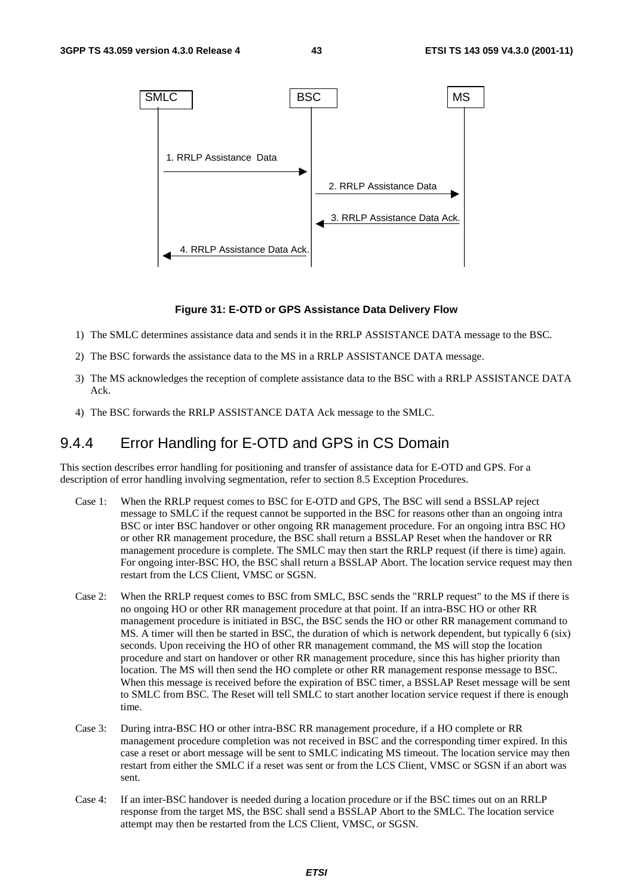**Figure 31: E-OTD or GPS Assistance Data Delivery Flow**

1) The SMLC determines assistance data and sends it in the RRLP ASSISTANCE DATA message to the BSC.
2) The BSC forwards the assistance data to the MS in a RRLP ASSISTANCE DATA message.
3) The MS acknowledges the reception of complete assistance data to the BSC with a RRLP ASSISTANCE DATA Ack.
4) The BSC forwards the RRLP ASSISTANCE DATA Ack message to the SMLC.

## 9.4.4 Error Handling for E-OTD and GPS in CS Domain

This section describes error handling for positioning and transfer of assistance data for E-OTD and GPS. For a description of error handling involving segmentation, refer to section 8.5 Exception Procedures.

Case 1: When the RRLP request comes to BSC for E-OTD and GPS, The BSC will send a BSSLAP reject message to SMLC if the request cannot be supported in the BSC for reasons other than an ongoing intra BSC or inter BSC handover or other ongoing RR management procedure. For an ongoing intra BSC HO or other RR management procedure, the BSC shall return a BSSLAP Reset when the handover or RR management procedure is complete. The SMLC may then start the RRLP request (if there is time) again. For ongoing inter-BSC HO, the BSC shall return a BSSLAP Abort. The location service request may then restart from the LCS Client, VMSC or SGSN.

Case 2: When the RRLP request comes to BSC from SMLC, BSC sends the "RRLP request" to the MS if there is no ongoing HO or other RR management procedure at that point. If an intra-BSC HO or other RR management procedure is initiated in BSC, the BSC sends the HO or other RR management command to MS. A timer will then be started in BSC, the duration of which is network dependent, but typically 6 (six) seconds. Upon receiving the HO of other RR management command, the MS will stop the location procedure and start on handover or other RR management procedure, since this has higher priority than location. The MS will then send the HO complete or other RR management response message to BSC. When this message is received before the expiration of BSC timer, a BSSLAP Reset message will be sent to SMLC from BSC. The Reset will tell SMLC to start another location service request if there is enough time.

Case 3: During intra-BSC HO or other intra-BSC RR management procedure, if a HO complete or RR management procedure completion was not received in BSC and the corresponding timer expired. In this case a reset or abort message will be sent to SMLC indicating MS timeout. The location service may then restart from either the SMLC if a reset was sent or from the LCS Client, VMSC or SGSN if an abort was sent.

Case 4: If an inter-BSC handover is needed during a location procedure or if the BSC times out on an RRLP response from the target MS, the BSC shall send a BSSLAP Abort to the SMLC. The location service attempt may then be restarted from the LCS Client, VMSC, or SGSN.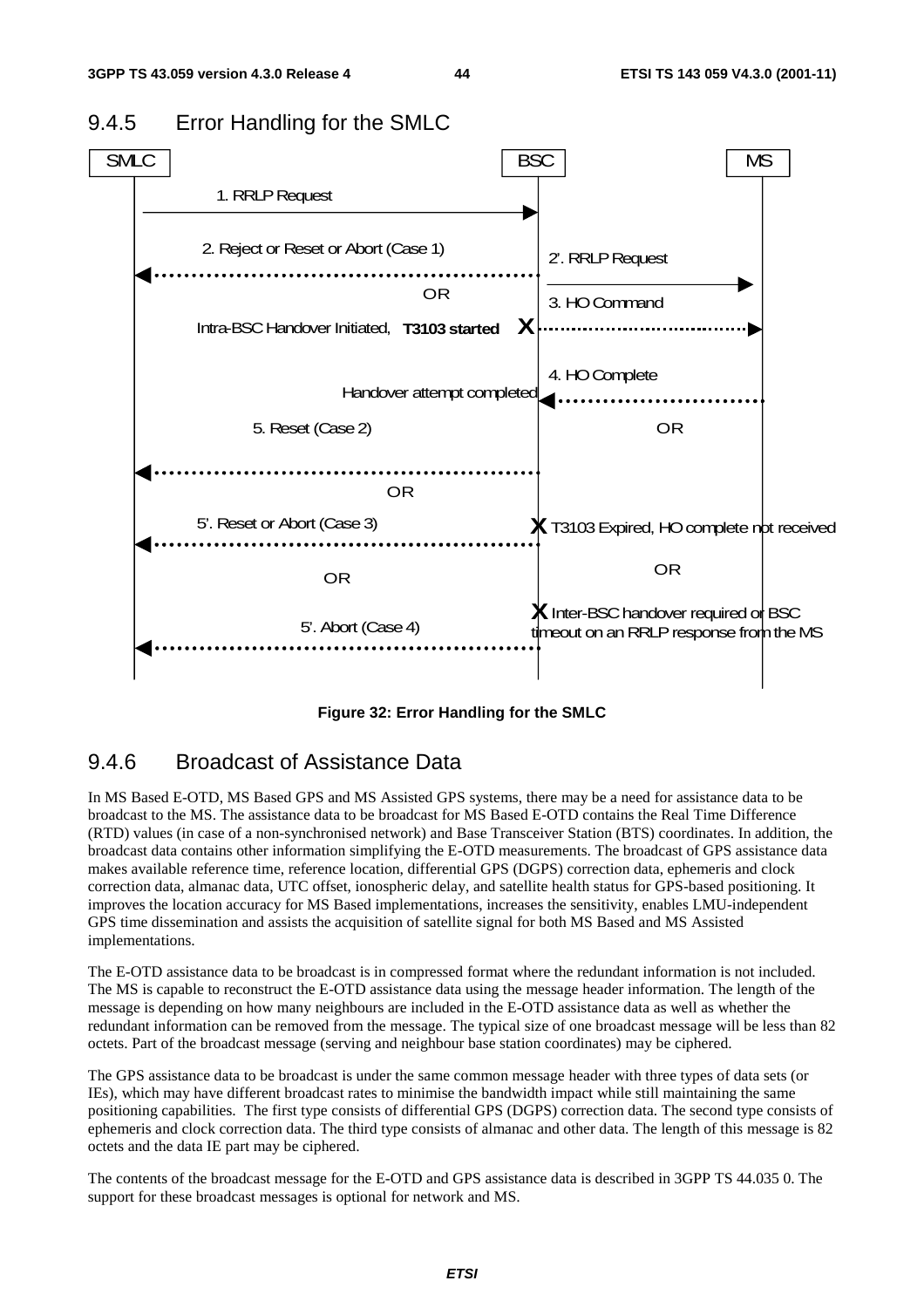### 9.4.5 Error Handling for the SMLC

SMLC | BSC | MS

1. RRLP Request

2. Reject or Reset or Abort (Case 1)

2'. RRLP Request

OR

3. HO Command

Intra-BSC Handover Initiated, **T3103 started** **X**

4. HO Complete

Handover attempt completed

5. Reset (Case 2)

OR

OR

5'. Reset or Abort (Case 3)

**X** T3103 Expired, HO complete not received

OR

OR

**X** Inter-BSC handover required or BSC timeout on an RRLP response from the MS

5'. Abort (Case 4)

**Figure 32: Error Handling for the SMLC**

### 9.4.6 Broadcast of Assistance Data

In MS Based E-OTD, MS Based GPS and MS Assisted GPS systems, there may be a need for assistance data to be broadcast to the MS. The assistance data to be broadcast for MS Based E-OTD contains the Real Time Difference (RTD) values (in case of a non-synchronised network) and Base Transceiver Station (BTS) coordinates. In addition, the broadcast data contains other information simplifying the E-OTD measurements. The broadcast of GPS assistance data makes available reference time, reference location, differential GPS (DGPS) correction data, ephemeris and clock correction data, almanac data, UTC offset, ionospheric delay, and satellite health status for GPS-based positioning. It improves the location accuracy for MS Based implementations, increases the sensitivity, enables LMU-independent GPS time dissemination and assists the acquisition of satellite signal for both MS Based and MS Assisted implementations.

The E-OTD assistance data to be broadcast is in compressed format where the redundant information is not included. The MS is capable to reconstruct the E-OTD assistance data using the message header information. The length of the message is depending on how many neighbours are included in the E-OTD assistance data as well as whether the redundant information can be removed from the message. The typical size of one broadcast message will be less than 82 octets. Part of the broadcast message (serving and neighbour base station coordinates) may be ciphered.

The GPS assistance data to be broadcast is under the same common message header with three types of data sets (or IEs), which may have different broadcast rates to minimise the bandwidth impact while still maintaining the same positioning capabilities. The first type consists of differential GPS (DGPS) correction data. The second type consists of ephemeris and clock correction data. The third type consists of almanac and other data. The length of this message is 82 octets and the data IE part may be ciphered.

The contents of the broadcast message for the E-OTD and GPS assistance data is described in 3GPP TS 44.035 0. The support for these broadcast messages is optional for network and MS.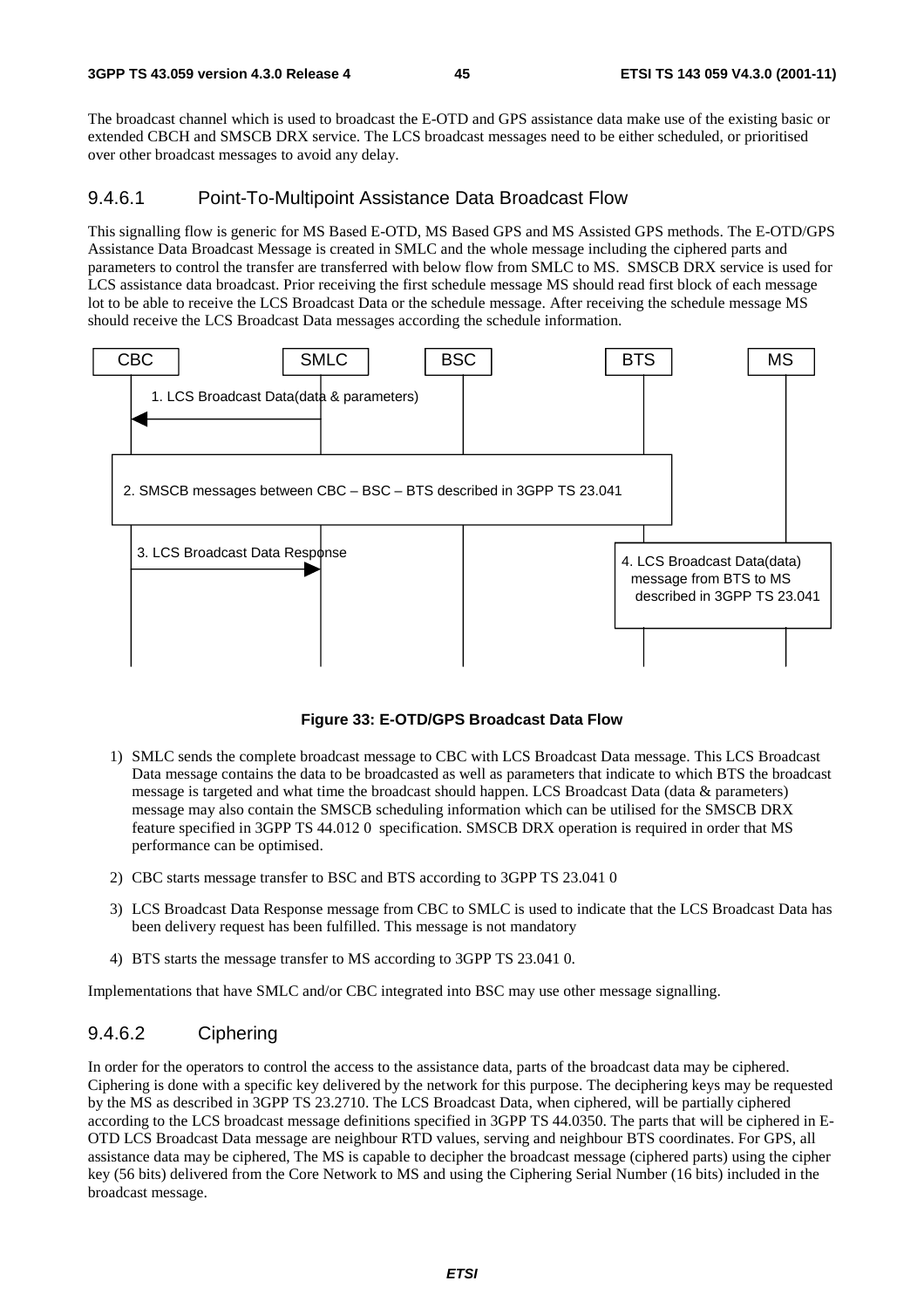The broadcast channel which is used to broadcast the E-OTD and GPS assistance data make use of the existing basic or extended CBCH and SMSCB DRX service. The LCS broadcast messages need to be either scheduled, or prioritised over other broadcast messages to avoid any delay.

### 9.4.6.1 Point-To-Multipoint Assistance Data Broadcast Flow

This signalling flow is generic for MS Based E-OTD, MS Based GPS and MS Assisted GPS methods. The E-OTD/GPS Assistance Data Broadcast Message is created in SMLC and the whole message including the ciphered parts and parameters to control the transfer are transferred with below flow from SMLC to MS. SMSCB DRX service is used for LCS assistance data broadcast. Prior receiving the first schedule message MS should read first block of each message lot to be able to receive the LCS Broadcast Data or the schedule message. After receiving the schedule message MS should receive the LCS Broadcast Data messages according the schedule information.

CBC SMLC BSC BTS MS

1. LCS Broadcast Data(data & parameters)

2. SMSCB messages between CBC – BSC – BTS described in 3GPP TS 23.041

3. LCS Broadcast Data Response

4. LCS Broadcast Data(data) message from BTS to MS described in 3GPP TS 23.041

**Figure 33: E-OTD/GPS Broadcast Data Flow**

1) SMLC sends the complete broadcast message to CBC with LCS Broadcast Data message. This LCS Broadcast Data message contains the data to be broadcasted as well as parameters that indicate to which BTS the broadcast message is targeted and what time the broadcast should happen. LCS Broadcast Data (data & parameters) message may also contain the SMSCB scheduling information which can be utilised for the SMSCB DRX feature specified in 3GPP TS 44.012 0 specification. SMSCB DRX operation is required in order that MS performance can be optimised.

2) CBC starts message transfer to BSC and BTS according to 3GPP TS 23.041 0

3) LCS Broadcast Data Response message from CBC to SMLC is used to indicate that the LCS Broadcast Data has been delivery request has been fulfilled. This message is not mandatory

4) BTS starts the message transfer to MS according to 3GPP TS 23.041 0.

Implementations that have SMLC and/or CBC integrated into BSC may use other message signalling.

### 9.4.6.2 Ciphering

In order for the operators to control the access to the assistance data, parts of the broadcast data may be ciphered. Ciphering is done with a specific key delivered by the network for this purpose. The deciphering keys may be requested by the MS as described in 3GPP TS 23.2710. The LCS Broadcast Data, when ciphered, will be partially ciphered according to the LCS broadcast message definitions specified in 3GPP TS 44.0350. The parts that will be ciphered in E-OTD LCS Broadcast Data message are neighbour RTD values, serving and neighbour BTS coordinates. For GPS, all assistance data may be ciphered, The MS is capable to decipher the broadcast message (ciphered parts) using the cipher key (56 bits) delivered from the Core Network to MS and using the Ciphering Serial Number (16 bits) included in the broadcast message.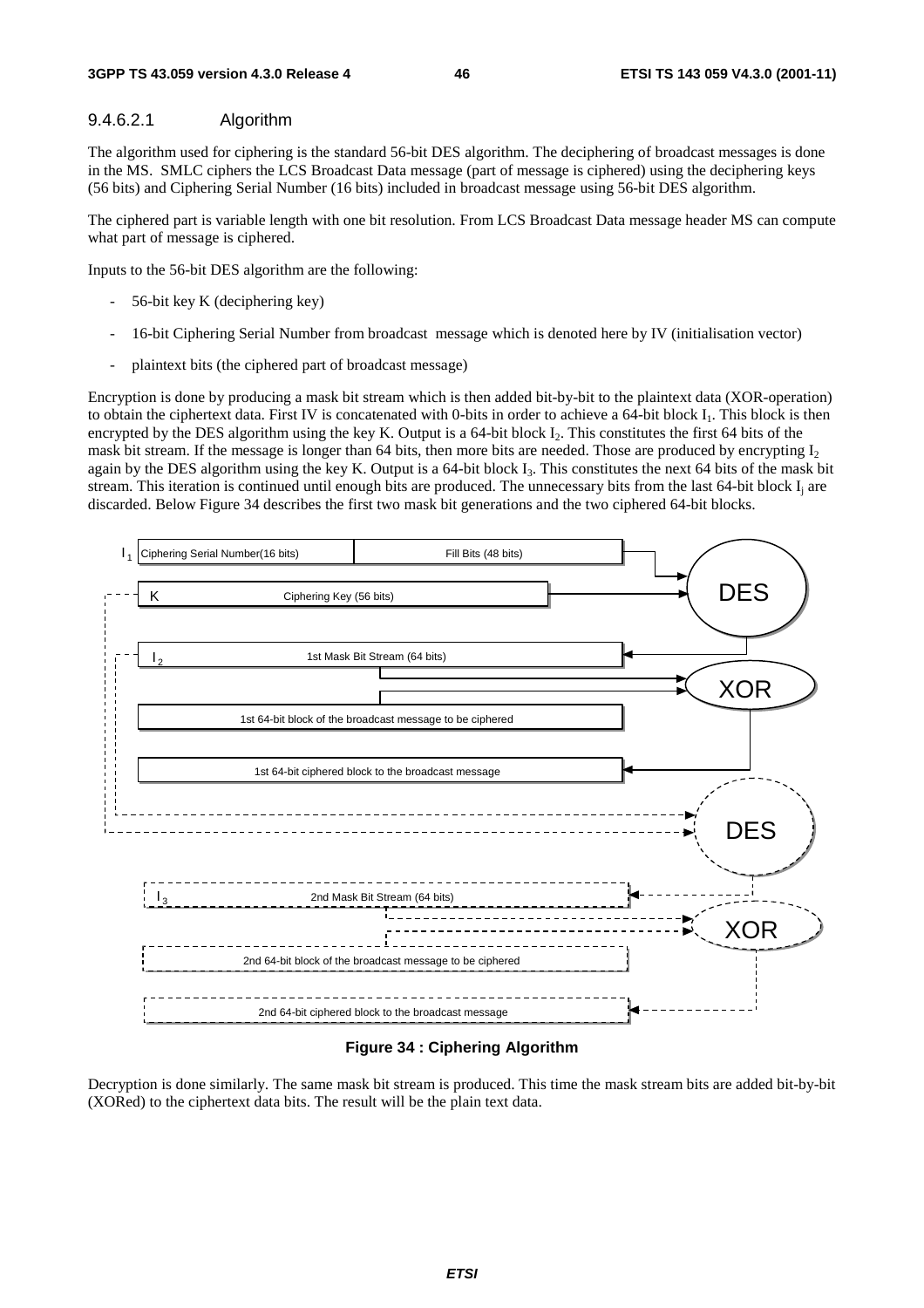#### 9.4.6.2.1 Algorithm

The algorithm used for ciphering is the standard 56-bit DES algorithm. The deciphering of broadcast messages is done in the MS. SMLC ciphers the LCS Broadcast Data message (part of message is ciphered) using the deciphering keys (56 bits) and Ciphering Serial Number (16 bits) included in broadcast message using 56-bit DES algorithm.

The ciphered part is variable length with one bit resolution. From LCS Broadcast Data message header MS can compute what part of message is ciphered.

Inputs to the 56-bit DES algorithm are the following:

- 56-bit key K (deciphering key)
- 16-bit Ciphering Serial Number from broadcast message which is denoted here by IV (initialisation vector)
- plaintext bits (the ciphered part of broadcast message)

Encryption is done by producing a mask bit stream which is then added bit-by-bit to the plaintext data (XOR-operation) to obtain the ciphertext data. First IV is concatenated with 0-bits in order to achieve a 64-bit block $I_1$. This block is then encrypted by the DES algorithm using the key K. Output is a 64-bit block $I_2$. This constitutes the first 64 bits of the mask bit stream. If the message is longer than 64 bits, then more bits are needed. Those are produced by encrypting $I_2$ again by the DES algorithm using the key K. Output is a 64-bit block $I_3$. This constitutes the next 64 bits of the mask bit stream. This iteration is continued until enough bits are produced. The unnecessary bits from the last 64-bit block $I_j$ are discarded. Below Figure 34 describes the first two mask bit generations and the two ciphered 64-bit blocks.

**Figure 34 : Ciphering Algorithm**

Decryption is done similarly. The same mask bit stream is produced. This time the mask stream bits are added bit-by-bit (XORed) to the ciphertext data bits. The result will be the plain text data.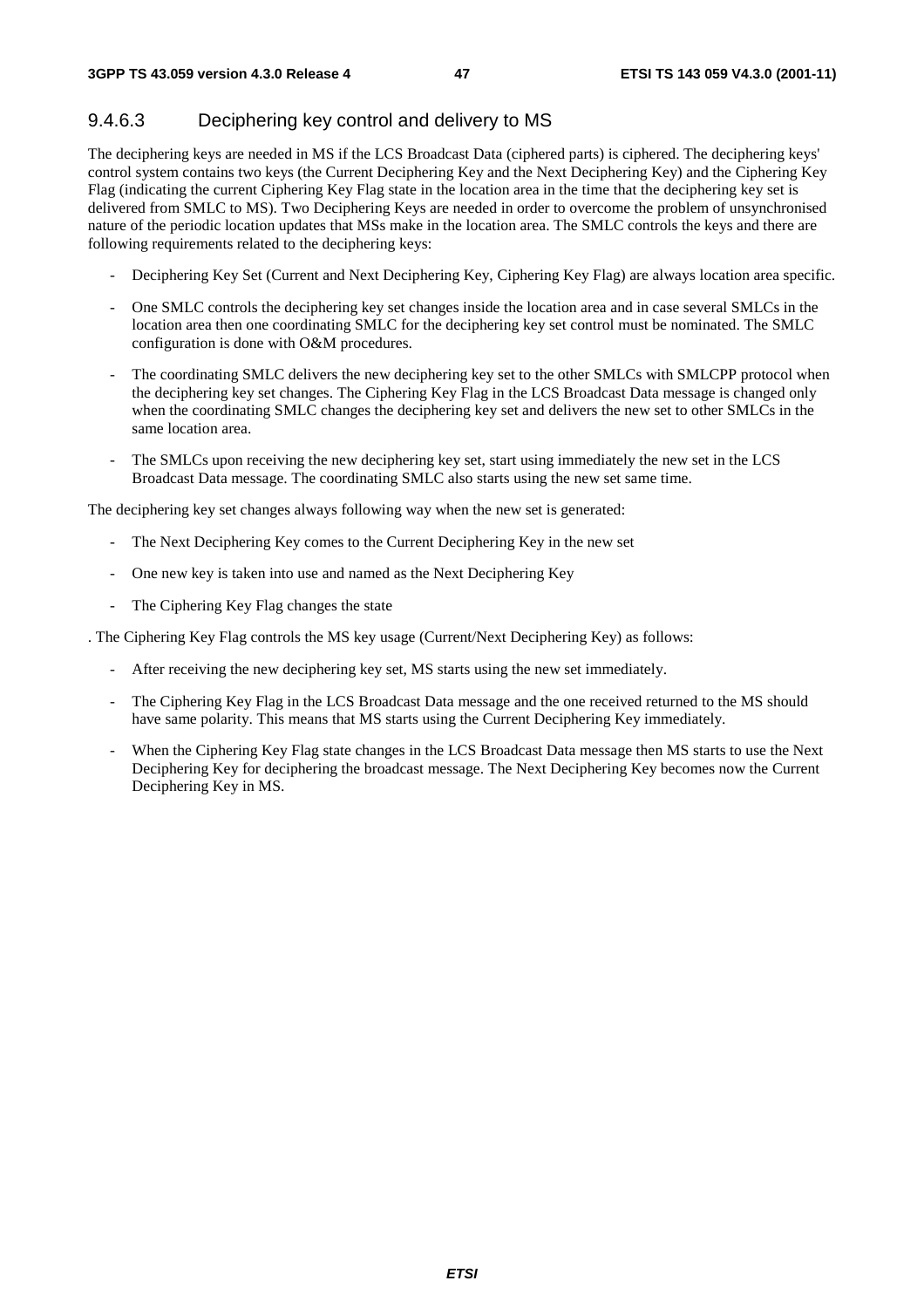### 9.4.6.3 Deciphering key control and delivery to MS

The deciphering keys are needed in MS if the LCS Broadcast Data (ciphered parts) is ciphered. The deciphering keys' control system contains two keys (the Current Deciphering Key and the Next Deciphering Key) and the Ciphering Key Flag (indicating the current Ciphering Key Flag state in the location area in the time that the deciphering key set is delivered from SMLC to MS). Two Deciphering Keys are needed in order to overcome the problem of unsynchronised nature of the periodic location updates that MSs make in the location area. The SMLC controls the keys and there are following requirements related to the deciphering keys:

- Deciphering Key Set (Current and Next Deciphering Key, Ciphering Key Flag) are always location area specific.
- One SMLC controls the deciphering key set changes inside the location area and in case several SMLCs in the location area then one coordinating SMLC for the deciphering key set control must be nominated. The SMLC configuration is done with O&M procedures.
- The coordinating SMLC delivers the new deciphering key set to the other SMLCs with SMLCPP protocol when the deciphering key set changes. The Ciphering Key Flag in the LCS Broadcast Data message is changed only when the coordinating SMLC changes the deciphering key set and delivers the new set to other SMLCs in the same location area.
- The SMLCs upon receiving the new deciphering key set, start using immediately the new set in the LCS Broadcast Data message. The coordinating SMLC also starts using the new set same time.

The deciphering key set changes always following way when the new set is generated:

- The Next Deciphering Key comes to the Current Deciphering Key in the new set
- One new key is taken into use and named as the Next Deciphering Key
- The Ciphering Key Flag changes the state

. The Ciphering Key Flag controls the MS key usage (Current/Next Deciphering Key) as follows:

- After receiving the new deciphering key set, MS starts using the new set immediately.
- The Ciphering Key Flag in the LCS Broadcast Data message and the one received returned to the MS should have same polarity. This means that MS starts using the Current Deciphering Key immediately.
- When the Ciphering Key Flag state changes in the LCS Broadcast Data message then MS starts to use the Next Deciphering Key for deciphering the broadcast message. The Next Deciphering Key becomes now the Current Deciphering Key in MS.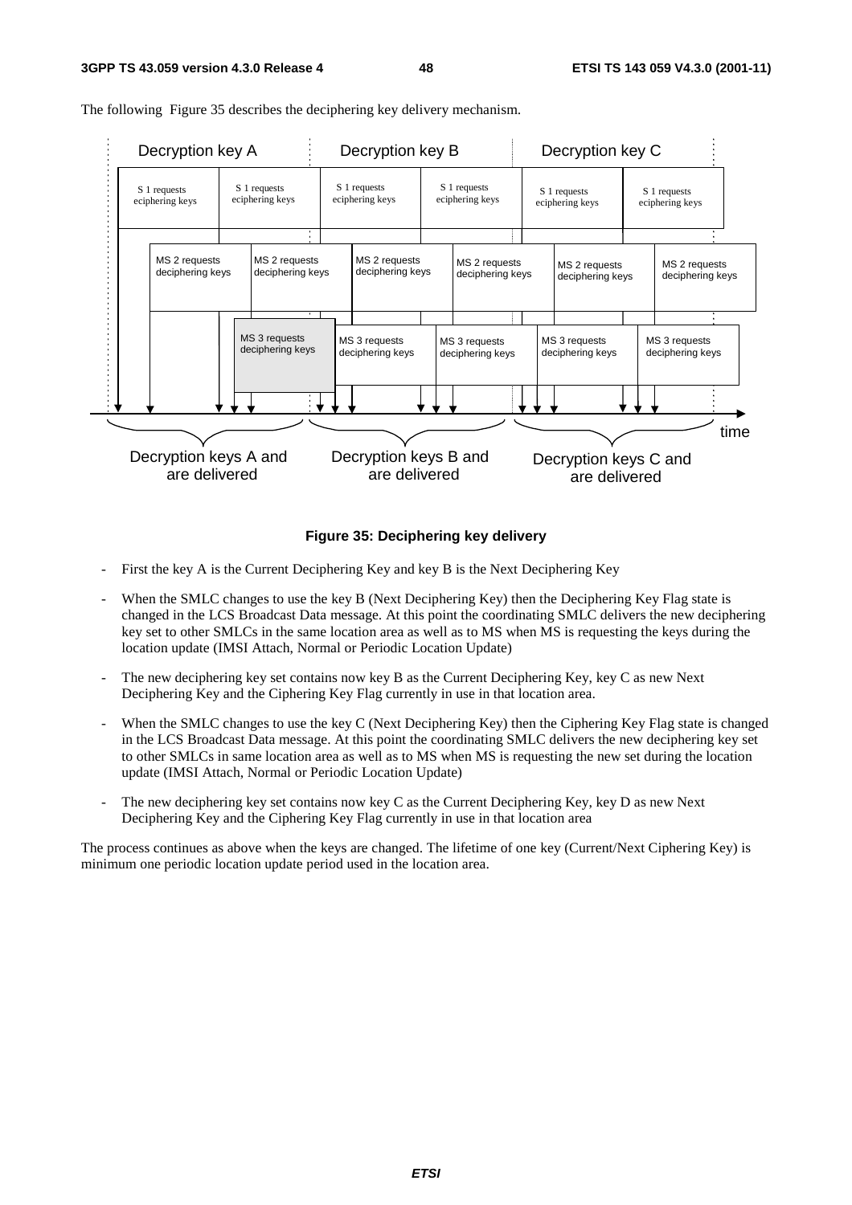The following Figure 35 describes the deciphering key delivery mechanism.

**Figure 35: Deciphering key delivery**

- First the key A is the Current Deciphering Key and key B is the Next Deciphering Key
- When the SMLC changes to use the key B (Next Deciphering Key) then the Deciphering Key Flag state is changed in the LCS Broadcast Data message. At this point the coordinating SMLC delivers the new deciphering key set to other SMLCs in the same location area as well as to MS when MS is requesting the keys during the location update (IMSI Attach, Normal or Periodic Location Update)
- The new deciphering key set contains now key B as the Current Deciphering Key, key C as new Next Deciphering Key and the Ciphering Key Flag currently in use in that location area.
- When the SMLC changes to use the key C (Next Deciphering Key) then the Ciphering Key Flag state is changed in the LCS Broadcast Data message. At this point the coordinating SMLC delivers the new deciphering key set to other SMLCs in same location area as well as to MS when MS is requesting the new set during the location update (IMSI Attach, Normal or Periodic Location Update)
- The new deciphering key set contains now key C as the Current Deciphering Key, key D as new Next Deciphering Key and the Ciphering Key Flag currently in use in that location area

The process continues as above when the keys are changed. The lifetime of one key (Current/Next Ciphering Key) is minimum one periodic location update period used in the location area.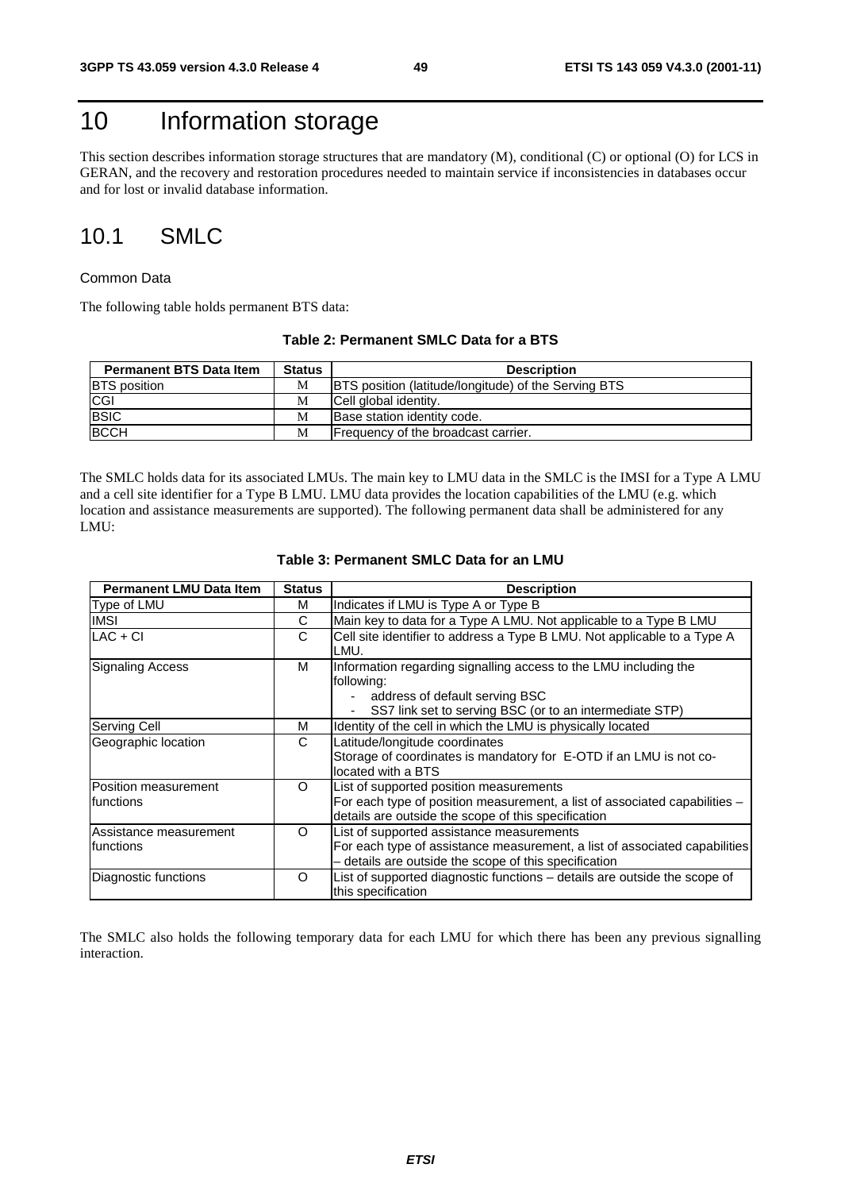# 10 Information storage

This section describes information storage structures that are mandatory (M), conditional (C) or optional (O) for LCS in GERAN, and the recovery and restoration procedures needed to maintain service if inconsistencies in databases occur and for lost or invalid database information.

## 10.1 SMLC

Common Data

The following table holds permanent BTS data:

**Table 2: Permanent SMLC Data for a BTS**

| Permanent BTS Data Item | Status | Description |
|---|---|---|
| BTS position | M | BTS position (latitude/longitude) of the Serving BTS |
| CGI | M | Cell global identity. |
| BSIC | M | Base station identity code. |
| BCCH | M | Frequency of the broadcast carrier. |

The SMLC holds data for its associated LMUs. The main key to LMU data in the SMLC is the IMSI for a Type A LMU and a cell site identifier for a Type B LMU. LMU data provides the location capabilities of the LMU (e.g. which location and assistance measurements are supported). The following permanent data shall be administered for any LMU:

**Table 3: Permanent SMLC Data for an LMU**

| Permanent LMU Data Item | Status | Description |
|---|---|---|
| Type of LMU | M | Indicates if LMU is Type A or Type B |
| IMSI | C | Main key to data for a Type A LMU. Not applicable to a Type B LMU |
| LAC + CI | C | Cell site identifier to address a Type B LMU. Not applicable to a Type A LMU. |
| Signaling Access | M | Information regarding signalling access to the LMU including the following:<br>- address of default serving BSC<br>- SS7 link set to serving BSC (or to an intermediate STP) |
| Serving Cell | M | Identity of the cell in which the LMU is physically located |
| Geographic location | C | Latitude/longitude coordinates<br>Storage of coordinates is mandatory for E-OTD if an LMU is not co-located with a BTS |
| Position measurement functions | O | List of supported position measurements<br>For each type of position measurement, a list of associated capabilities – details are outside the scope of this specification |
| Assistance measurement functions | O | List of supported assistance measurements<br>For each type of assistance measurement, a list of associated capabilities – details are outside the scope of this specification |
| Diagnostic functions | O | List of supported diagnostic functions – details are outside the scope of this specification |

The SMLC also holds the following temporary data for each LMU for which there has been any previous signalling interaction.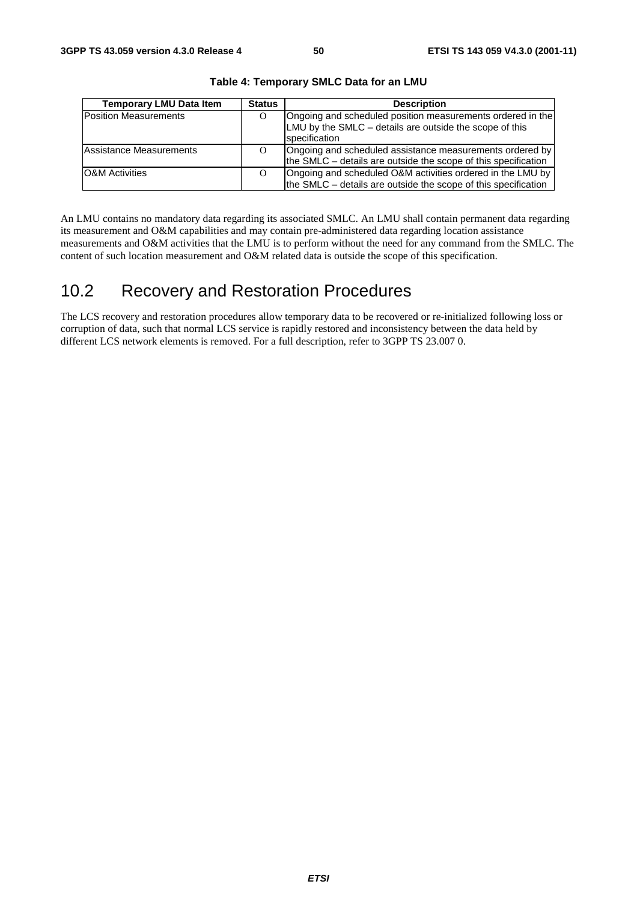**Table 4: Temporary SMLC Data for an LMU**

| Temporary LMU Data Item | Status | Description |
|---|---|---|
| Position Measurements | O | Ongoing and scheduled position measurements ordered in the LMU by the SMLC – details are outside the scope of this specification |
| Assistance Measurements | O | Ongoing and scheduled assistance measurements ordered by the SMLC – details are outside the scope of this specification |
| O&M Activities | O | Ongoing and scheduled O&M activities ordered in the LMU by the SMLC – details are outside the scope of this specification |

An LMU contains no mandatory data regarding its associated SMLC. An LMU shall contain permanent data regarding its measurement and O&M capabilities and may contain pre-administered data regarding location assistance measurements and O&M activities that the LMU is to perform without the need for any command from the SMLC. The content of such location measurement and O&M related data is outside the scope of this specification.

## 10.2 Recovery and Restoration Procedures

The LCS recovery and restoration procedures allow temporary data to be recovered or re-initialized following loss or corruption of data, such that normal LCS service is rapidly restored and inconsistency between the data held by different LCS network elements is removed. For a full description, refer to 3GPP TS 23.007 0.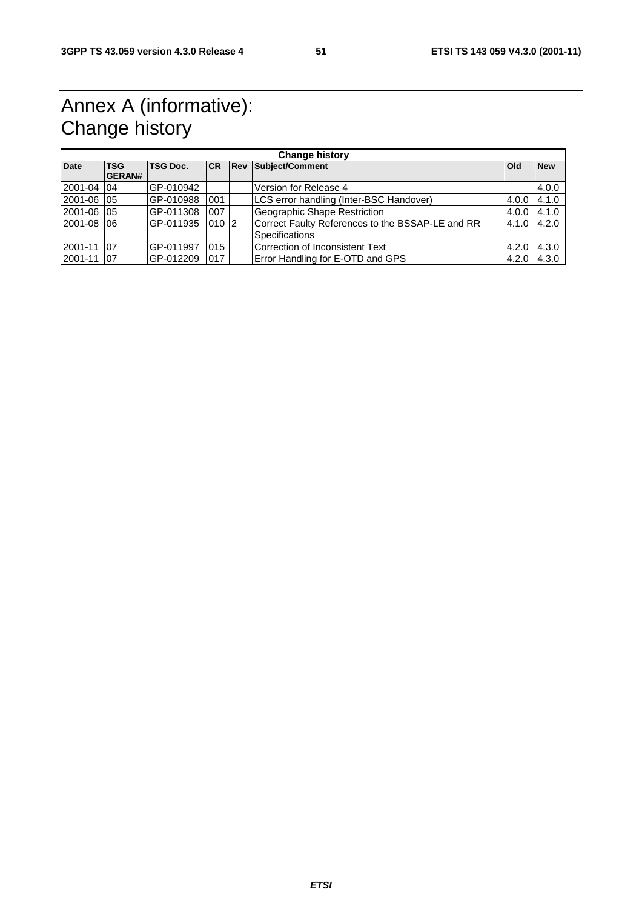# Annex A (informative): Change history

| Change history | | | | | | | |
|---|---|---|---|---|---|---|---|
| **Date** | **TSG GERAN#** | **TSG Doc.** | **CR** | **Rev** | **Subject/Comment** | **Old** | **New** |
| 2001-04 | 04 | GP-010942 | | | Version for Release 4 | | 4.0.0 |
| 2001-06 | 05 | GP-010988 | 001 | | LCS error handling (Inter-BSC Handover) | 4.0.0 | 4.1.0 |
| 2001-06 | 05 | GP-011308 | 007 | | Geographic Shape Restriction | 4.0.0 | 4.1.0 |
| 2001-08 | 06 | GP-011935 | 010 | 2 | Correct Faulty References to the BSSAP-LE and RR Specifications | 4.1.0 | 4.2.0 |
| 2001-11 | 07 | GP-011997 | 015 | | Correction of Inconsistent Text | 4.2.0 | 4.3.0 |
| 2001-11 | 07 | GP-012209 | 017 | | Error Handling for E-OTD and GPS | 4.2.0 | 4.3.0 |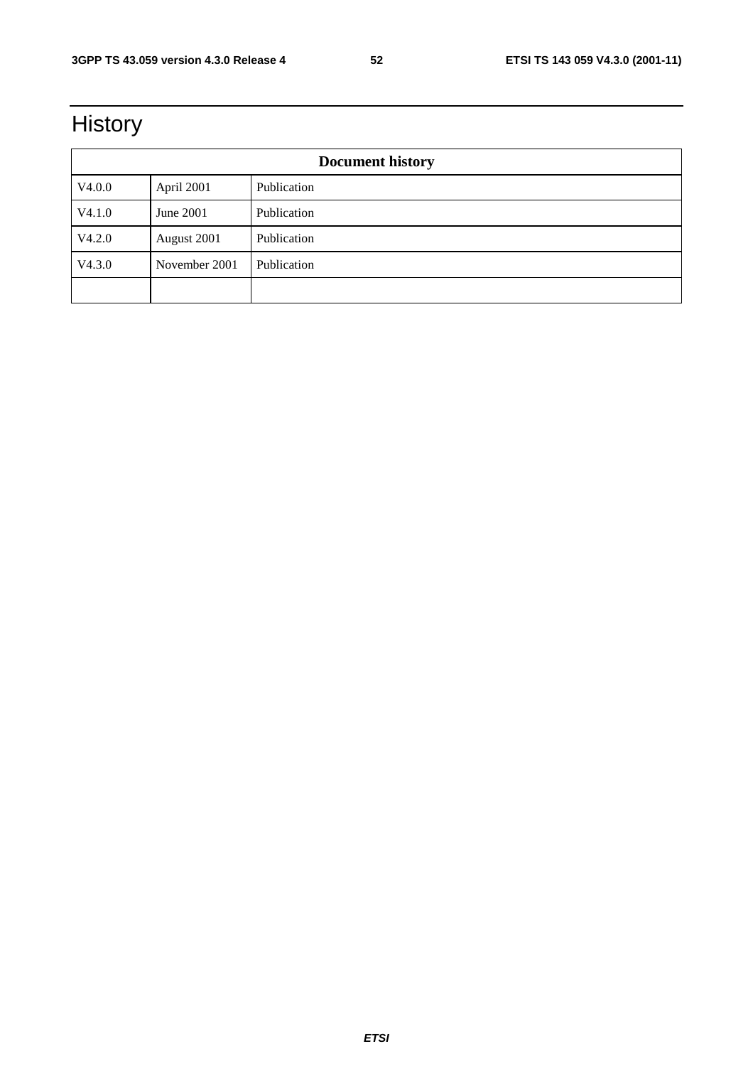# History

| Document history | | |
|---|---|---|
| V4.0.0 | April 2001 | Publication |
| V4.1.0 | June 2001 | Publication |
| V4.2.0 | August 2001 | Publication |
| V4.3.0 | November 2001 | Publication |
| | | |